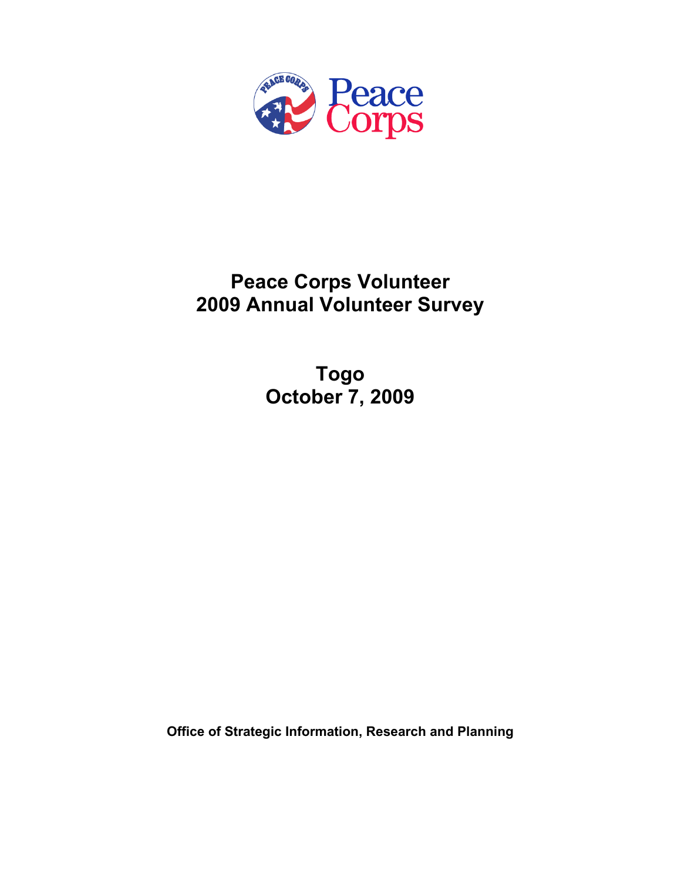# Peace Corps Volunteer
# 2009 Annual Volunteer Survey

## Togo
## October 7, 2009

**Office of Strategic Information, Research and Planning**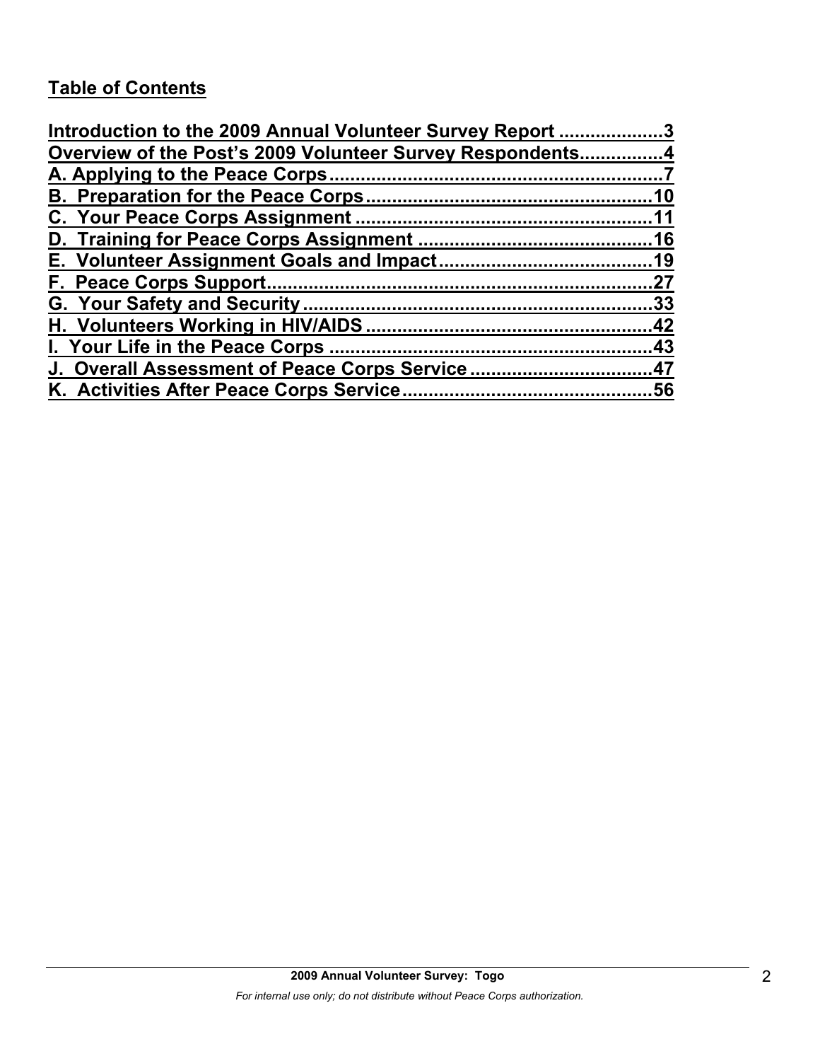## Table of Contents

Introduction to the 2009 Annual Volunteer Survey Report ....................3
Overview of the Post's 2009 Volunteer Survey Respondents................4
A. Applying to the Peace Corps................................................................7
B. Preparation for the Peace Corps.......................................................10
C. Your Peace Corps Assignment .........................................................11
D. Training for Peace Corps Assignment ............................................16
E. Volunteer Assignment Goals and Impact........................................19
F. Peace Corps Support.........................................................................27
G. Your Safety and Security...................................................................33
H. Volunteers Working in HIV/AIDS .......................................................42
I. Your Life in the Peace Corps .............................................................43
J. Overall Assessment of Peace Corps Service ..................................47
K. Activities After Peace Corps Service................................................56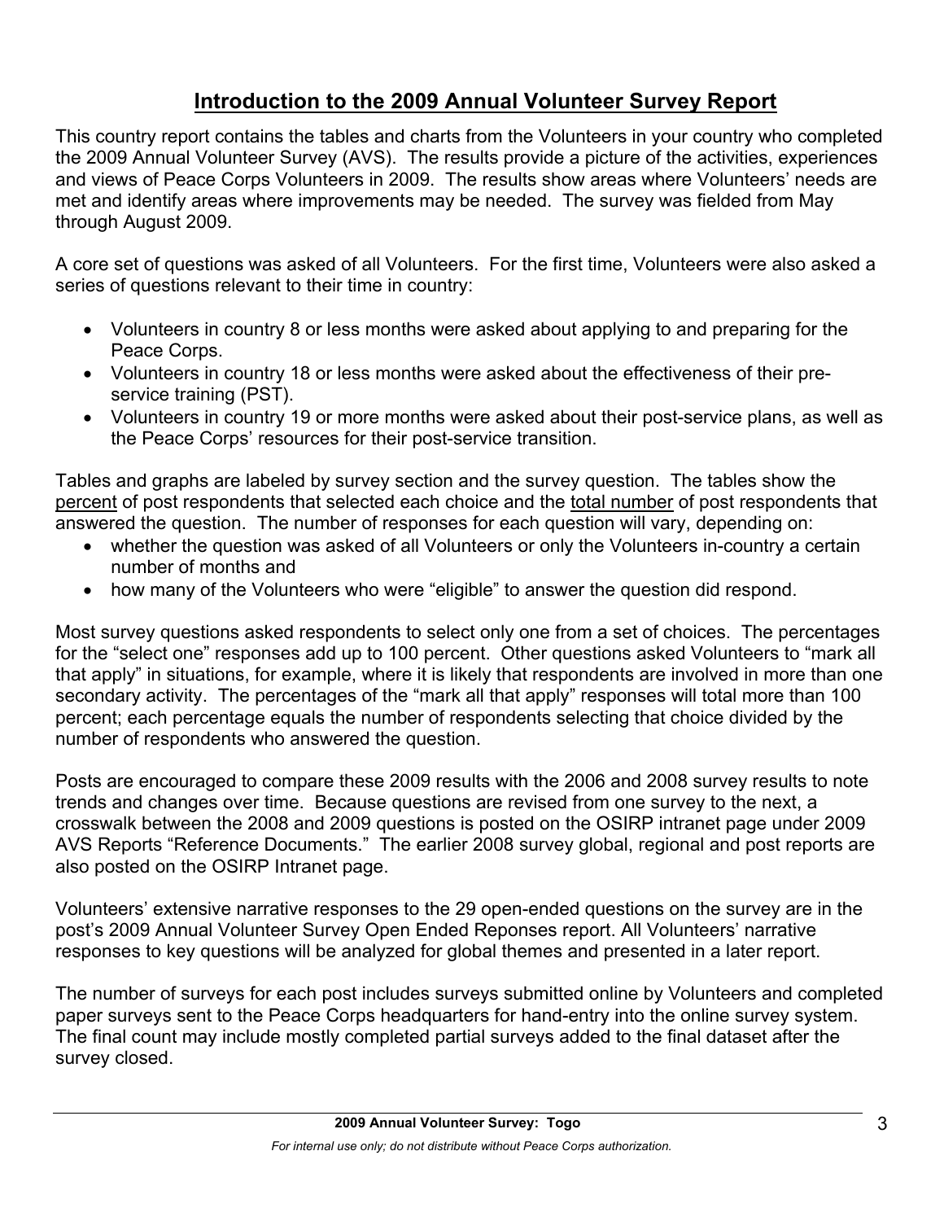## Introduction to the 2009 Annual Volunteer Survey Report

This country report contains the tables and charts from the Volunteers in your country who completed the 2009 Annual Volunteer Survey (AVS). The results provide a picture of the activities, experiences and views of Peace Corps Volunteers in 2009. The results show areas where Volunteers' needs are met and identify areas where improvements may be needed. The survey was fielded from May through August 2009.

A core set of questions was asked of all Volunteers. For the first time, Volunteers were also asked a series of questions relevant to their time in country:

- Volunteers in country 8 or less months were asked about applying to and preparing for the Peace Corps.
- Volunteers in country 18 or less months were asked about the effectiveness of their pre-service training (PST).
- Volunteers in country 19 or more months were asked about their post-service plans, as well as the Peace Corps' resources for their post-service transition.

Tables and graphs are labeled by survey section and the survey question. The tables show the percent of post respondents that selected each choice and the total number of post respondents that answered the question. The number of responses for each question will vary, depending on:

- whether the question was asked of all Volunteers or only the Volunteers in-country a certain number of months and
- how many of the Volunteers who were "eligible" to answer the question did respond.

Most survey questions asked respondents to select only one from a set of choices. The percentages for the "select one" responses add up to 100 percent. Other questions asked Volunteers to "mark all that apply" in situations, for example, where it is likely that respondents are involved in more than one secondary activity. The percentages of the "mark all that apply" responses will total more than 100 percent; each percentage equals the number of respondents selecting that choice divided by the number of respondents who answered the question.

Posts are encouraged to compare these 2009 results with the 2006 and 2008 survey results to note trends and changes over time. Because questions are revised from one survey to the next, a crosswalk between the 2008 and 2009 questions is posted on the OSIRP intranet page under 2009 AVS Reports "Reference Documents." The earlier 2008 survey global, regional and post reports are also posted on the OSIRP Intranet page.

Volunteers' extensive narrative responses to the 29 open-ended questions on the survey are in the post's 2009 Annual Volunteer Survey Open Ended Reponses report. All Volunteers' narrative responses to key questions will be analyzed for global themes and presented in a later report.

The number of surveys for each post includes surveys submitted online by Volunteers and completed paper surveys sent to the Peace Corps headquarters for hand-entry into the online survey system. The final count may include mostly completed partial surveys added to the final dataset after the survey closed.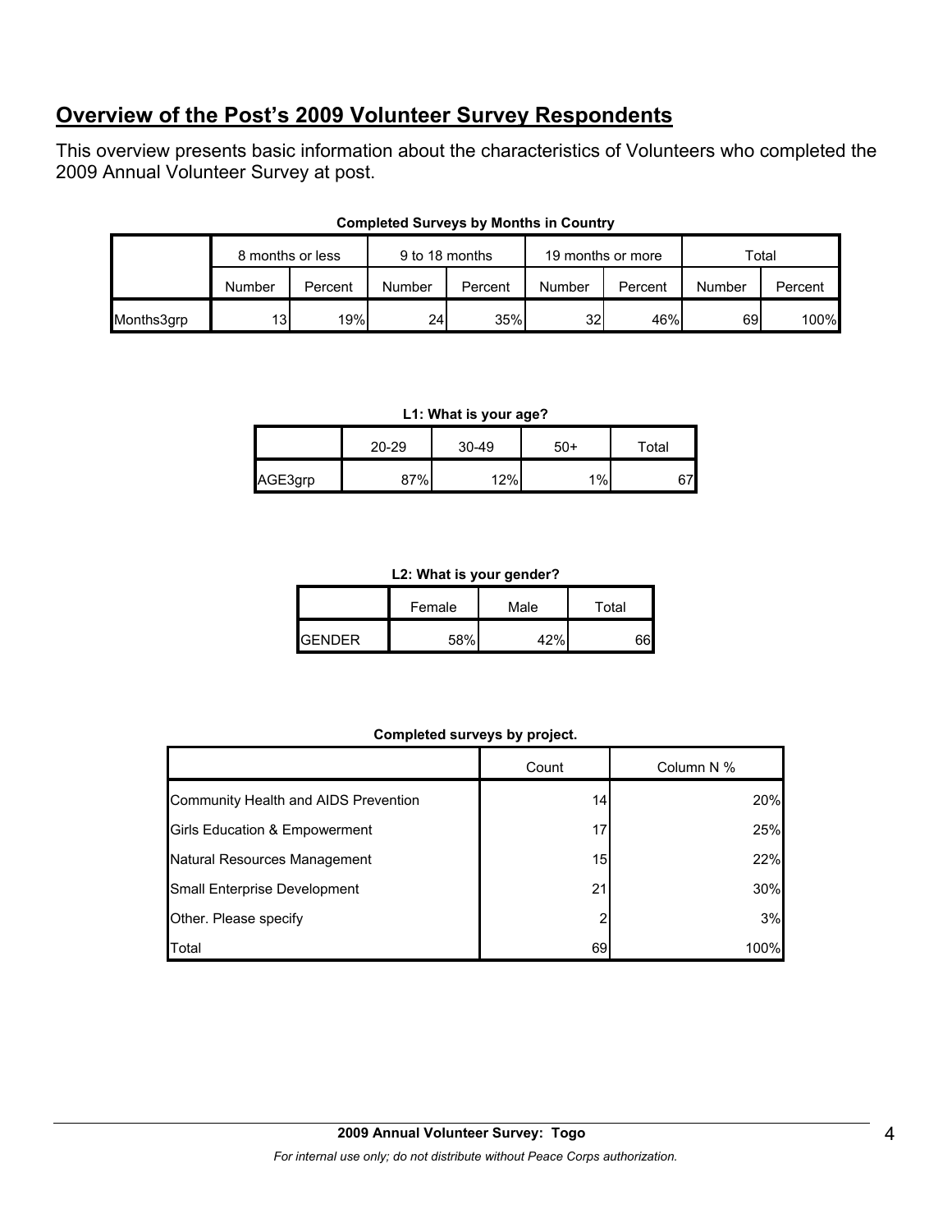## Overview of the Post's 2009 Volunteer Survey Respondents

This overview presents basic information about the characteristics of Volunteers who completed the 2009 Annual Volunteer Survey at post.

**Completed Surveys by Months in Country**

| | 8 months or less | | 9 to 18 months | | 19 months or more | | Total | |
|---|---|---|---|---|---|---|---|---|
| | Number | Percent | Number | Percent | Number | Percent | Number | Percent |
| Months3grp | 13 | 19% | 24 | 35% | 32 | 46% | 69 | 100% |

**L1: What is your age?**

| | 20-29 | 30-49 | 50+ | Total |
|---|---|---|---|---|
| AGE3grp | 87% | 12% | 1% | 67 |

**L2: What is your gender?**

| | Female | Male | Total |
|---|---|---|---|
| GENDER | 58% | 42% | 66 |

**Completed surveys by project.**

| | Count | Column N % |
|---|---|---|
| Community Health and AIDS Prevention | 14 | 20% |
| Girls Education & Empowerment | 17 | 25% |
| Natural Resources Management | 15 | 22% |
| Small Enterprise Development | 21 | 30% |
| Other. Please specify | 2 | 3% |
| Total | 69 | 100% |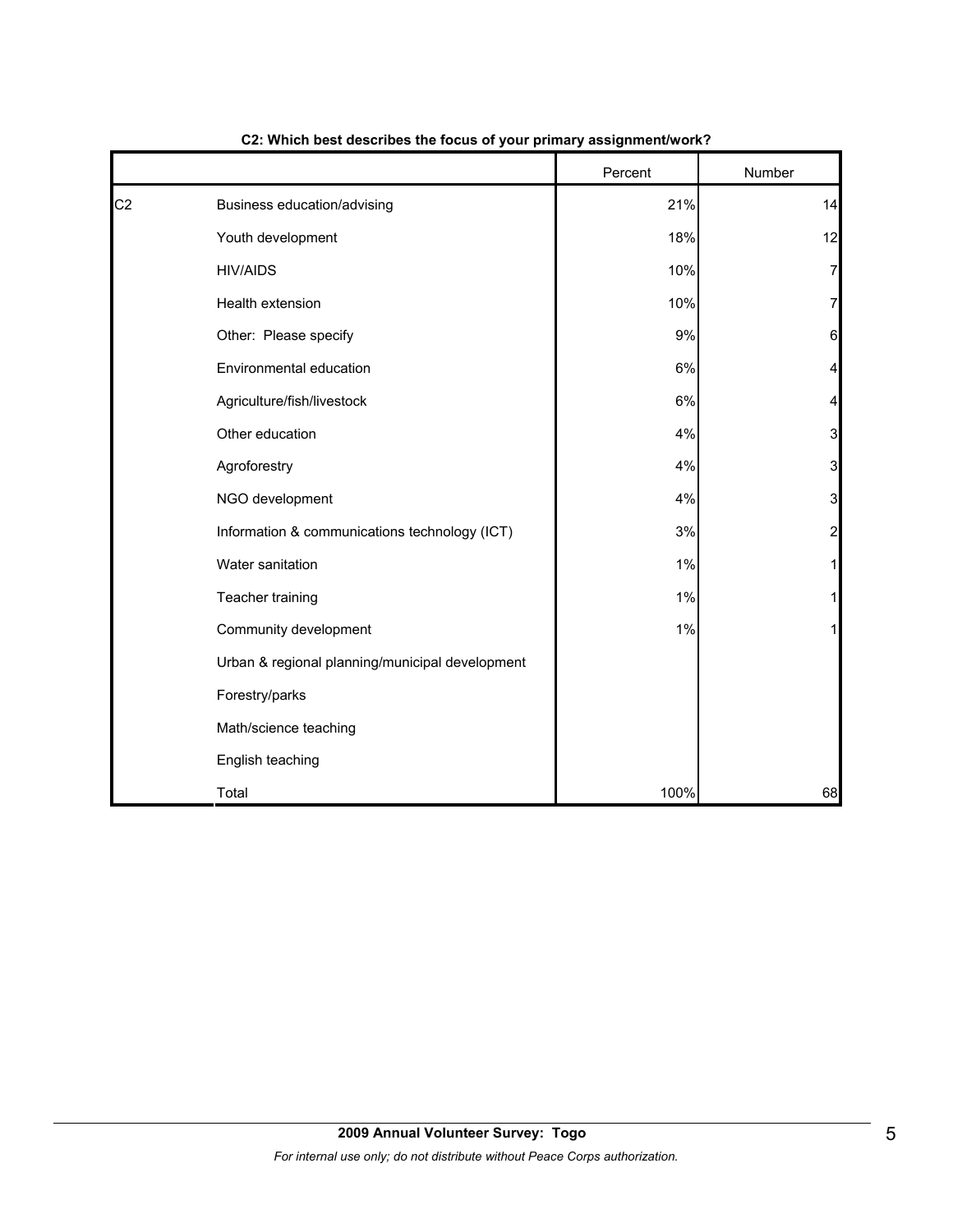**C2: Which best describes the focus of your primary assignment/work?**

| | | Percent | Number |
|---|---|---|---|
| C2 | Business education/advising | 21% | 14 |
| | Youth development | 18% | 12 |
| | HIV/AIDS | 10% | 7 |
| | Health extension | 10% | 7 |
| | Other: Please specify | 9% | 6 |
| | Environmental education | 6% | 4 |
| | Agriculture/fish/livestock | 6% | 4 |
| | Other education | 4% | 3 |
| | Agroforestry | 4% | 3 |
| | NGO development | 4% | 3 |
| | Information & communications technology (ICT) | 3% | 2 |
| | Water sanitation | 1% | 1 |
| | Teacher training | 1% | 1 |
| | Community development | 1% | 1 |
| | Urban & regional planning/municipal development | | |
| | Forestry/parks | | |
| | Math/science teaching | | |
| | English teaching | | |
| | Total | 100% | 68 |

**2009 Annual Volunteer Survey: Togo**

*For internal use only; do not distribute without Peace Corps authorization.*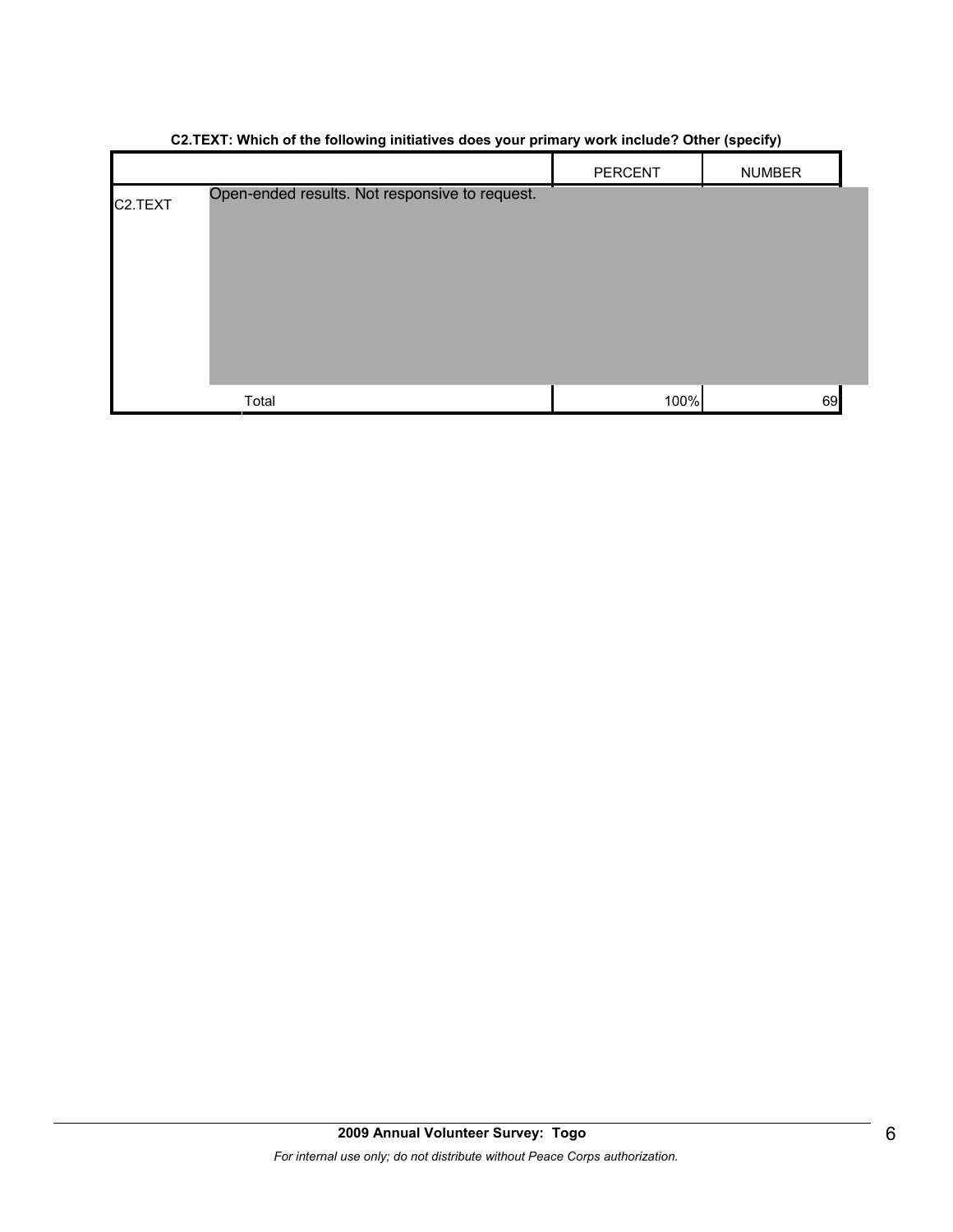**C2.TEXT: Which of the following initiatives does your primary work include? Other (specify)**

| | | PERCENT | NUMBER |
|---|---|---|---|
| C2.TEXT | Open-ended results. Not responsive to request. | | |
| | Total | 100% | 69 |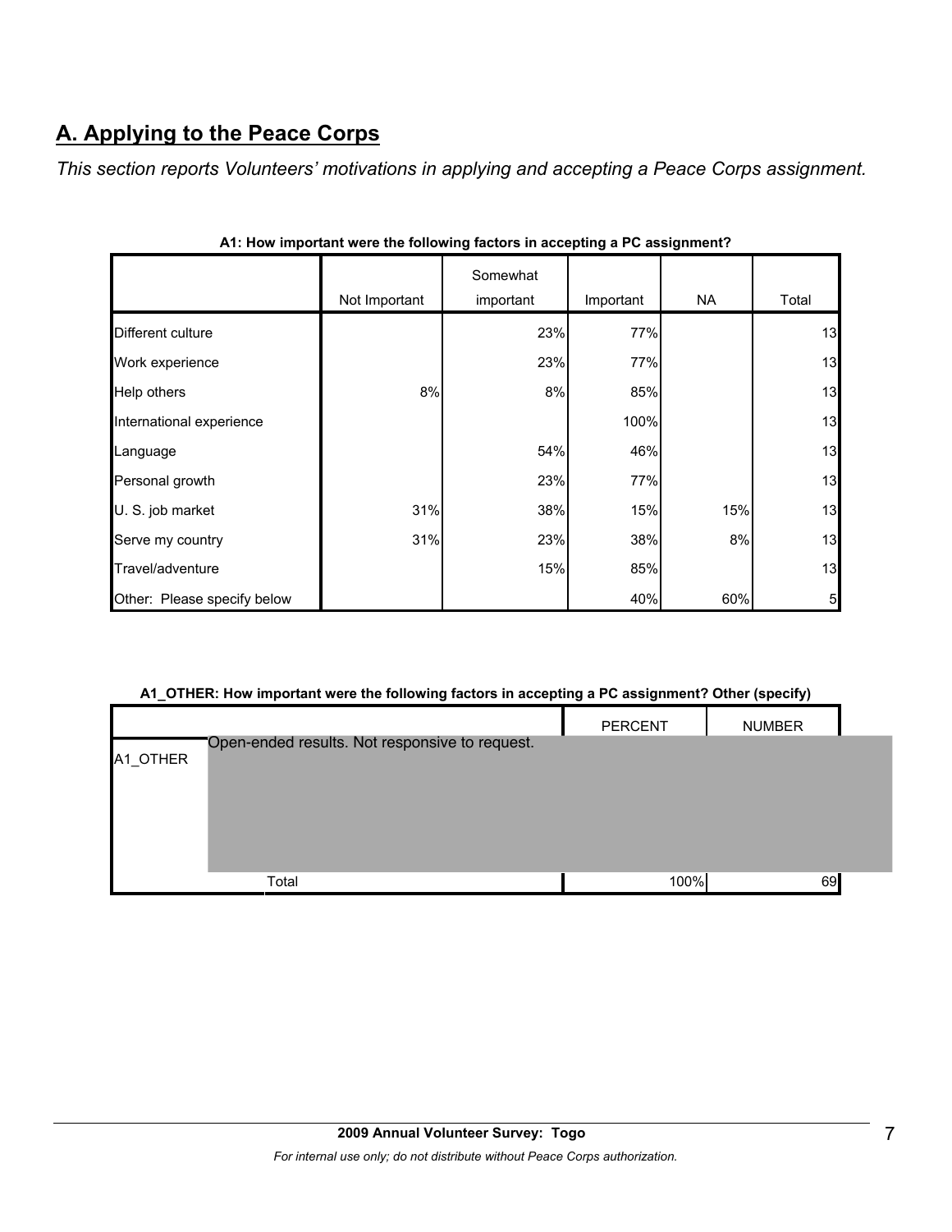## A. Applying to the Peace Corps

*This section reports Volunteers' motivations in applying and accepting a Peace Corps assignment.*

**A1: How important were the following factors in accepting a PC assignment?**

| | Not Important | Somewhat important | Important | NA | Total |
|---|---|---|---|---|---|
| Different culture | | 23% | 77% | | 13 |
| Work experience | | 23% | 77% | | 13 |
| Help others | 8% | 8% | 85% | | 13 |
| International experience | | | 100% | | 13 |
| Language | | 54% | 46% | | 13 |
| Personal growth | | 23% | 77% | | 13 |
| U. S. job market | 31% | 38% | 15% | 15% | 13 |
| Serve my country | 31% | 23% | 38% | 8% | 13 |
| Travel/adventure | | 15% | 85% | | 13 |
| Other: Please specify below | | | 40% | 60% | 5 |

**A1_OTHER: How important were the following factors in accepting a PC assignment? Other (specify)**

| | | PERCENT | NUMBER |
|---|---|---|---|
| A1_OTHER | Open-ended results. Not responsive to request. | | |
| | Total | 100% | 69 |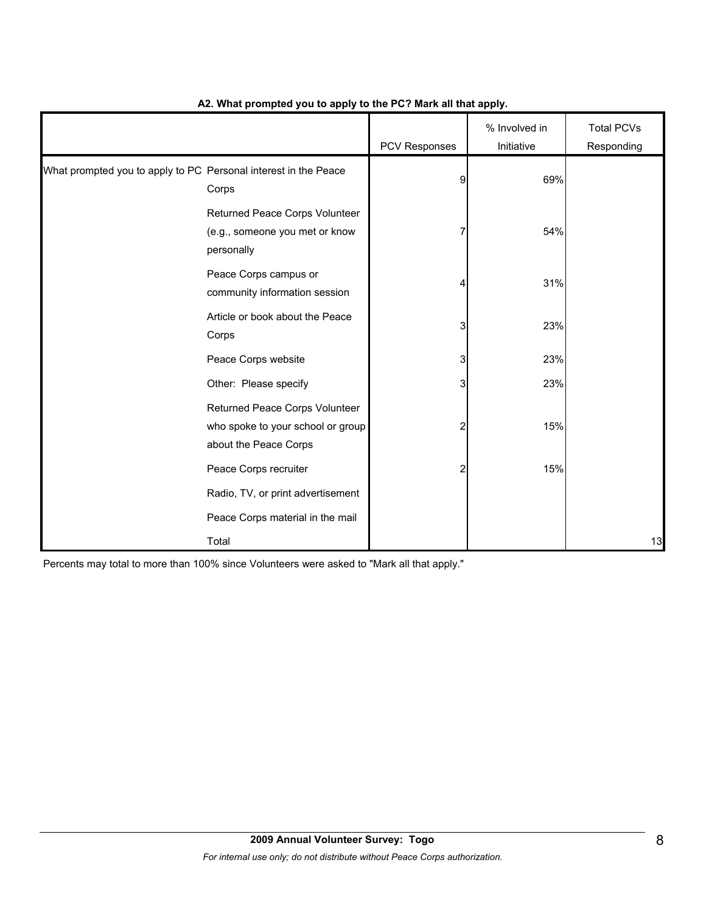**A2. What prompted you to apply to the PC? Mark all that apply.**

| | | PCV Responses | % Involved in Initiative | Total PCVs Responding |
|---|---|---|---|---|
| What prompted you to apply to PC | Personal interest in the Peace Corps | 9 | 69% | |
| | Returned Peace Corps Volunteer (e.g., someone you met or know personally | 7 | 54% | |
| | Peace Corps campus or community information session | 4 | 31% | |
| | Article or book about the Peace Corps | 3 | 23% | |
| | Peace Corps website | 3 | 23% | |
| | Other: Please specify | 3 | 23% | |
| | Returned Peace Corps Volunteer who spoke to your school or group about the Peace Corps | 2 | 15% | |
| | Peace Corps recruiter | 2 | 15% | |
| | Radio, TV, or print advertisement | | | |
| | Peace Corps material in the mail | | | |
| | Total | | | 13 |

Percents may total to more than 100% since Volunteers were asked to "Mark all that apply."

**2009 Annual Volunteer Survey: Togo**

*For internal use only; do not distribute without Peace Corps authorization.*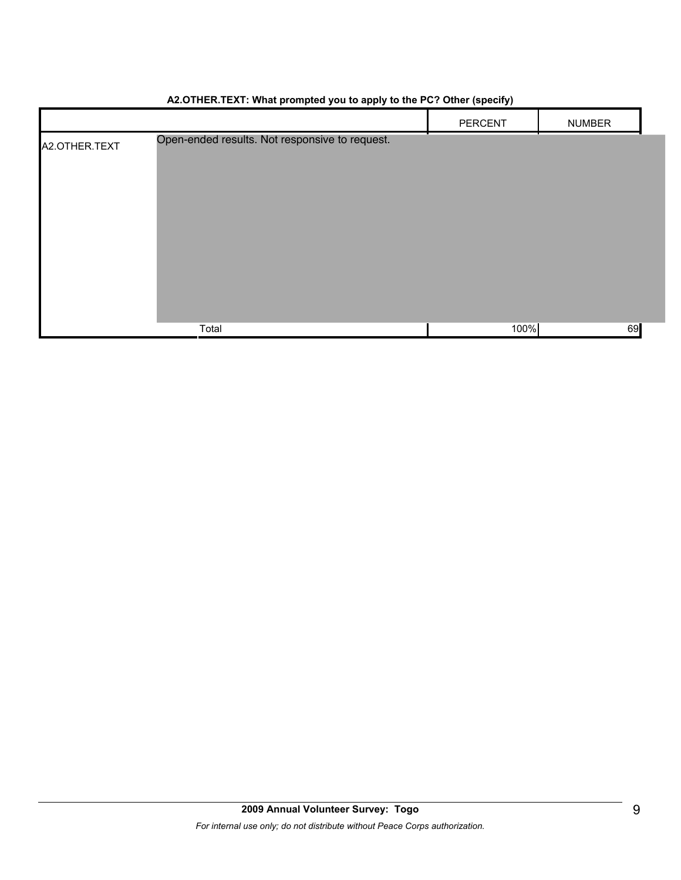**A2.OTHER.TEXT: What prompted you to apply to the PC? Other (specify)**

| | | PERCENT | NUMBER |
|---|---|---|---|
| A2.OTHER.TEXT | Open-ended results. Not responsive to request. | | |
| | Total | 100% | 69 |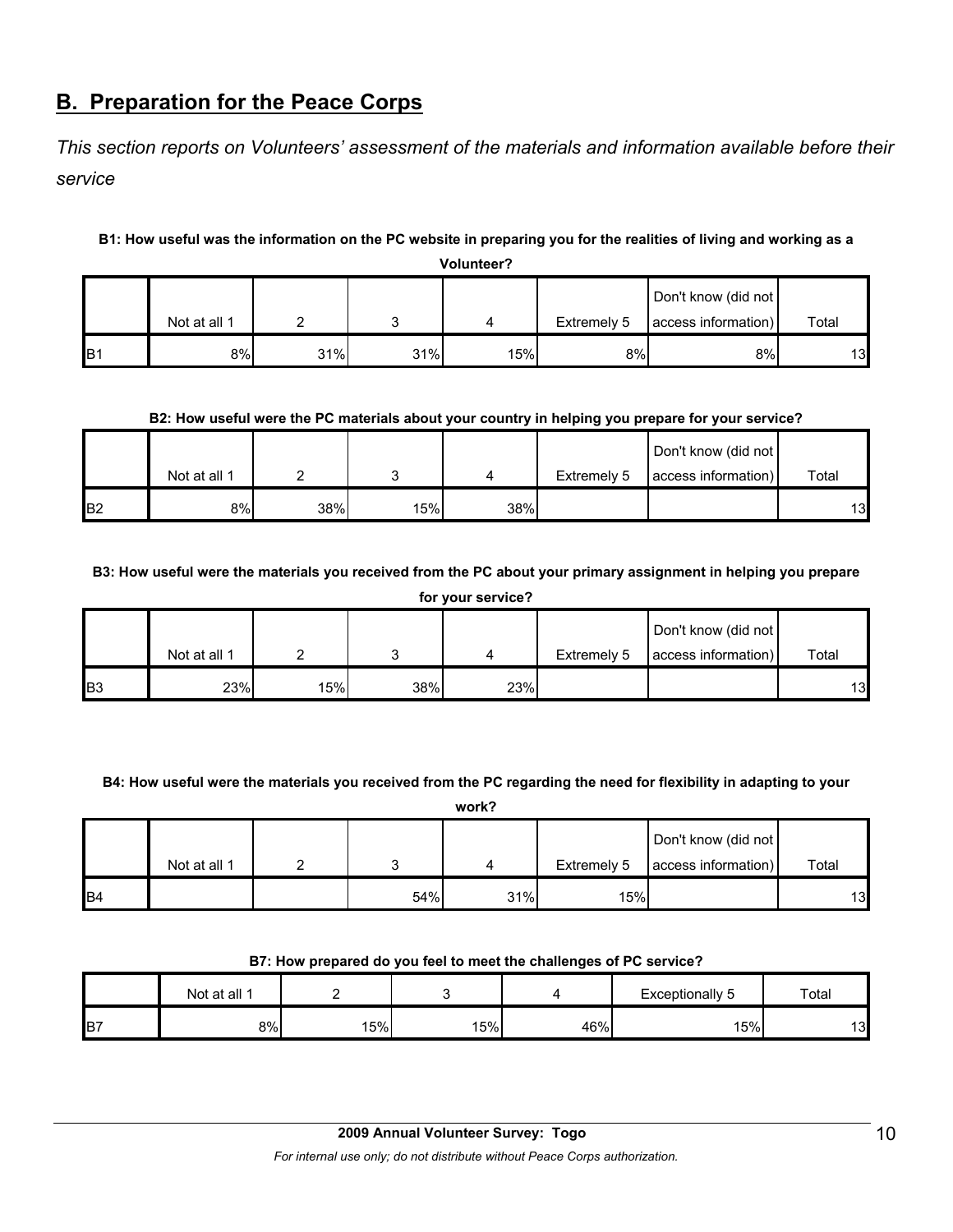## B. Preparation for the Peace Corps

*This section reports on Volunteers' assessment of the materials and information available before their service*

**B1: How useful was the information on the PC website in preparing you for the realities of living and working as a Volunteer?**

| | Not at all 1 | 2 | 3 | 4 | Extremely 5 | Don't know (did not access information) | Total |
|---|---|---|---|---|---|---|---|
| B1 | 8% | 31% | 31% | 15% | 8% | 8% | 13 |

**B2: How useful were the PC materials about your country in helping you prepare for your service?**

| | Not at all 1 | 2 | 3 | 4 | Extremely 5 | Don't know (did not access information) | Total |
|---|---|---|---|---|---|---|---|
| B2 | 8% | 38% | 15% | 38% | | | 13 |

**B3: How useful were the materials you received from the PC about your primary assignment in helping you prepare for your service?**

| | Not at all 1 | 2 | 3 | 4 | Extremely 5 | Don't know (did not access information) | Total |
|---|---|---|---|---|---|---|---|
| B3 | 23% | 15% | 38% | 23% | | | 13 |

**B4: How useful were the materials you received from the PC regarding the need for flexibility in adapting to your work?**

| | Not at all 1 | 2 | 3 | 4 | Extremely 5 | Don't know (did not access information) | Total |
|---|---|---|---|---|---|---|---|
| B4 | | | 54% | 31% | 15% | | 13 |

**B7: How prepared do you feel to meet the challenges of PC service?**

| | Not at all 1 | 2 | 3 | 4 | Exceptionally 5 | Total |
|---|---|---|---|---|---|---|
| B7 | 8% | 15% | 15% | 46% | 15% | 13 |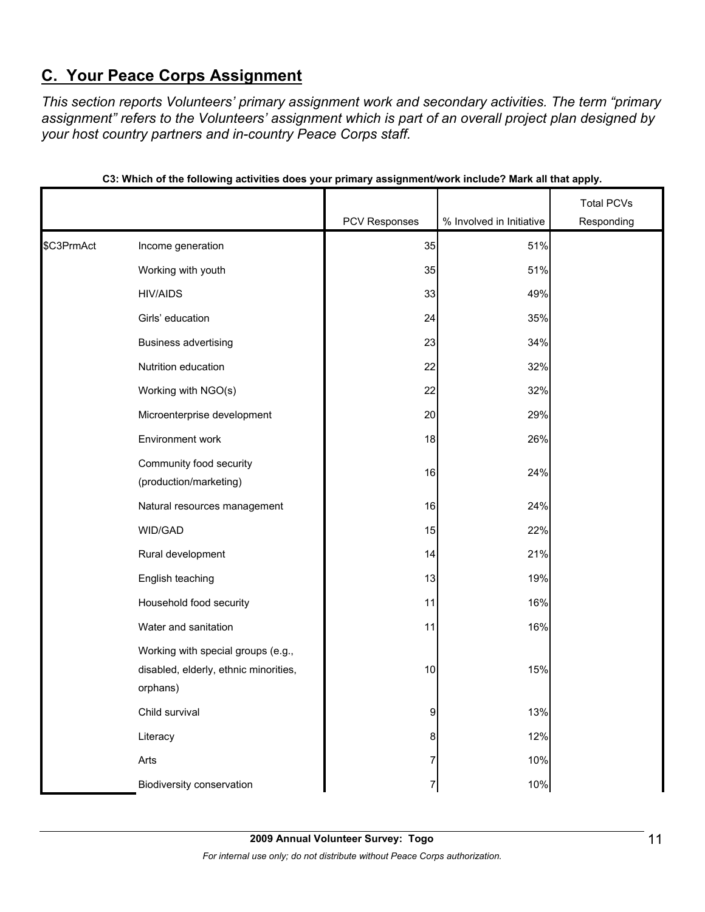## C. Your Peace Corps Assignment

*This section reports Volunteers' primary assignment work and secondary activities. The term "primary assignment" refers to the Volunteers' assignment which is part of an overall project plan designed by your host country partners and in-country Peace Corps staff.*

**C3: Which of the following activities does your primary assignment/work include? Mark all that apply.**

| | | PCV Responses | % Involved in Initiative | Total PCVs Responding |
|---|---|---|---|---|
| $C3PrmAct | Income generation | 35 | 51% | |
| | Working with youth | 35 | 51% | |
| | HIV/AIDS | 33 | 49% | |
| | Girls' education | 24 | 35% | |
| | Business advertising | 23 | 34% | |
| | Nutrition education | 22 | 32% | |
| | Working with NGO(s) | 22 | 32% | |
| | Microenterprise development | 20 | 29% | |
| | Environment work | 18 | 26% | |
| | Community food security (production/marketing) | 16 | 24% | |
| | Natural resources management | 16 | 24% | |
| | WID/GAD | 15 | 22% | |
| | Rural development | 14 | 21% | |
| | English teaching | 13 | 19% | |
| | Household food security | 11 | 16% | |
| | Water and sanitation | 11 | 16% | |
| | Working with special groups (e.g., disabled, elderly, ethnic minorities, orphans) | 10 | 15% | |
| | Child survival | 9 | 13% | |
| | Literacy | 8 | 12% | |
| | Arts | 7 | 10% | |
| | Biodiversity conservation | 7 | 10% | |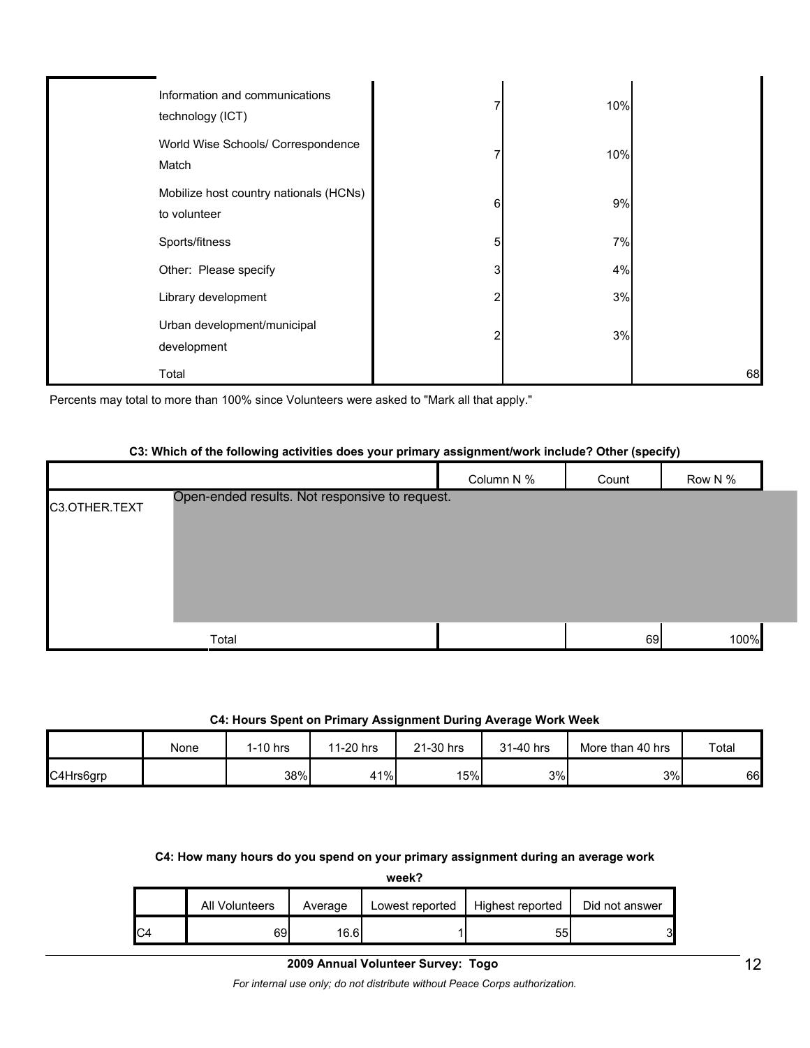| | | | | |
|---|---|---|---|---|
| | Information and communications technology (ICT) | 7 | 10% | |
| | World Wise Schools/ Correspondence Match | 7 | 10% | |
| | Mobilize host country nationals (HCNs) to volunteer | 6 | 9% | |
| | Sports/fitness | 5 | 7% | |
| | Other: Please specify | 3 | 4% | |
| | Library development | 2 | 3% | |
| | Urban development/municipal development | 2 | 3% | |
| | Total | | | 68 |

Percents may total to more than 100% since Volunteers were asked to "Mark all that apply."

**C3: Which of the following activities does your primary assignment/work include? Other (specify)**

| | | Column N % | Count | Row N % |
|---|---|---|---|---|
| C3.OTHER.TEXT | Open-ended results. Not responsive to request. | | | |
| | Total | | 69 | 100% |

**C4: Hours Spent on Primary Assignment During Average Work Week**

| | None | 1-10 hrs | 11-20 hrs | 21-30 hrs | 31-40 hrs | More than 40 hrs | Total |
|---|---|---|---|---|---|---|---|
| C4Hrs6grp | | 38% | 41% | 15% | 3% | 3% | 66 |

**C4: How many hours do you spend on your primary assignment during an average work week?**

| | All Volunteers | Average | Lowest reported | Highest reported | Did not answer |
|---|---|---|---|---|---|
| C4 | 69 | 16.6 | 1 | 55 | 3 |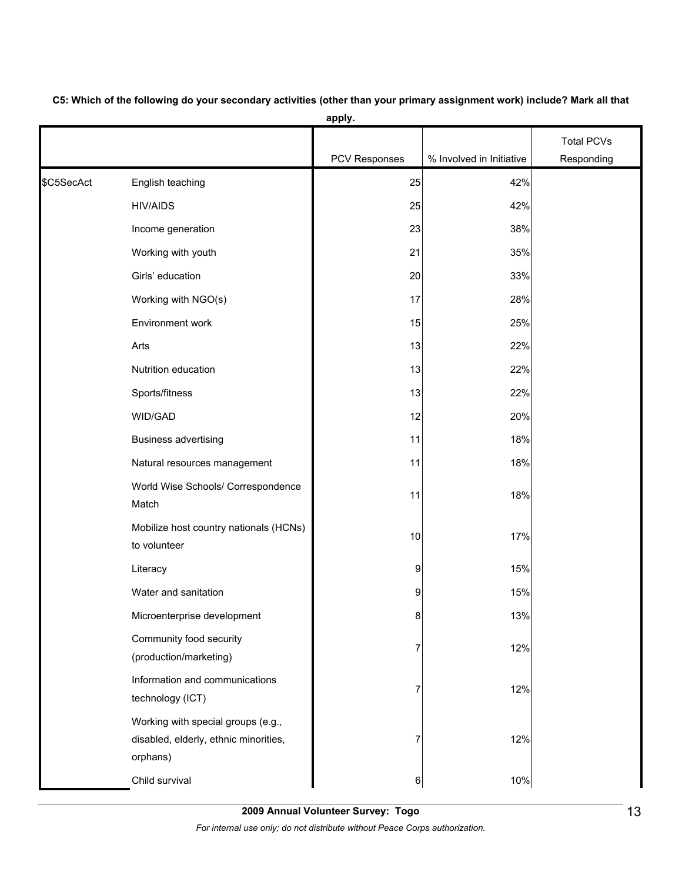**C5: Which of the following do your secondary activities (other than your primary assignment work) include? Mark all that apply.**

| | | PCV Responses | % Involved in Initiative | Total PCVs Responding |
|---|---|---|---|---|
| $C5SecAct | English teaching | 25 | 42% | |
| | HIV/AIDS | 25 | 42% | |
| | Income generation | 23 | 38% | |
| | Working with youth | 21 | 35% | |
| | Girls' education | 20 | 33% | |
| | Working with NGO(s) | 17 | 28% | |
| | Environment work | 15 | 25% | |
| | Arts | 13 | 22% | |
| | Nutrition education | 13 | 22% | |
| | Sports/fitness | 13 | 22% | |
| | WID/GAD | 12 | 20% | |
| | Business advertising | 11 | 18% | |
| | Natural resources management | 11 | 18% | |
| | World Wise Schools/ Correspondence Match | 11 | 18% | |
| | Mobilize host country nationals (HCNs) to volunteer | 10 | 17% | |
| | Literacy | 9 | 15% | |
| | Water and sanitation | 9 | 15% | |
| | Microenterprise development | 8 | 13% | |
| | Community food security (production/marketing) | 7 | 12% | |
| | Information and communications technology (ICT) | 7 | 12% | |
| | Working with special groups (e.g., disabled, elderly, ethnic minorities, orphans) | 7 | 12% | |
| | Child survival | 6 | 10% | |

**2009 Annual Volunteer Survey: Togo**

*For internal use only; do not distribute without Peace Corps authorization.*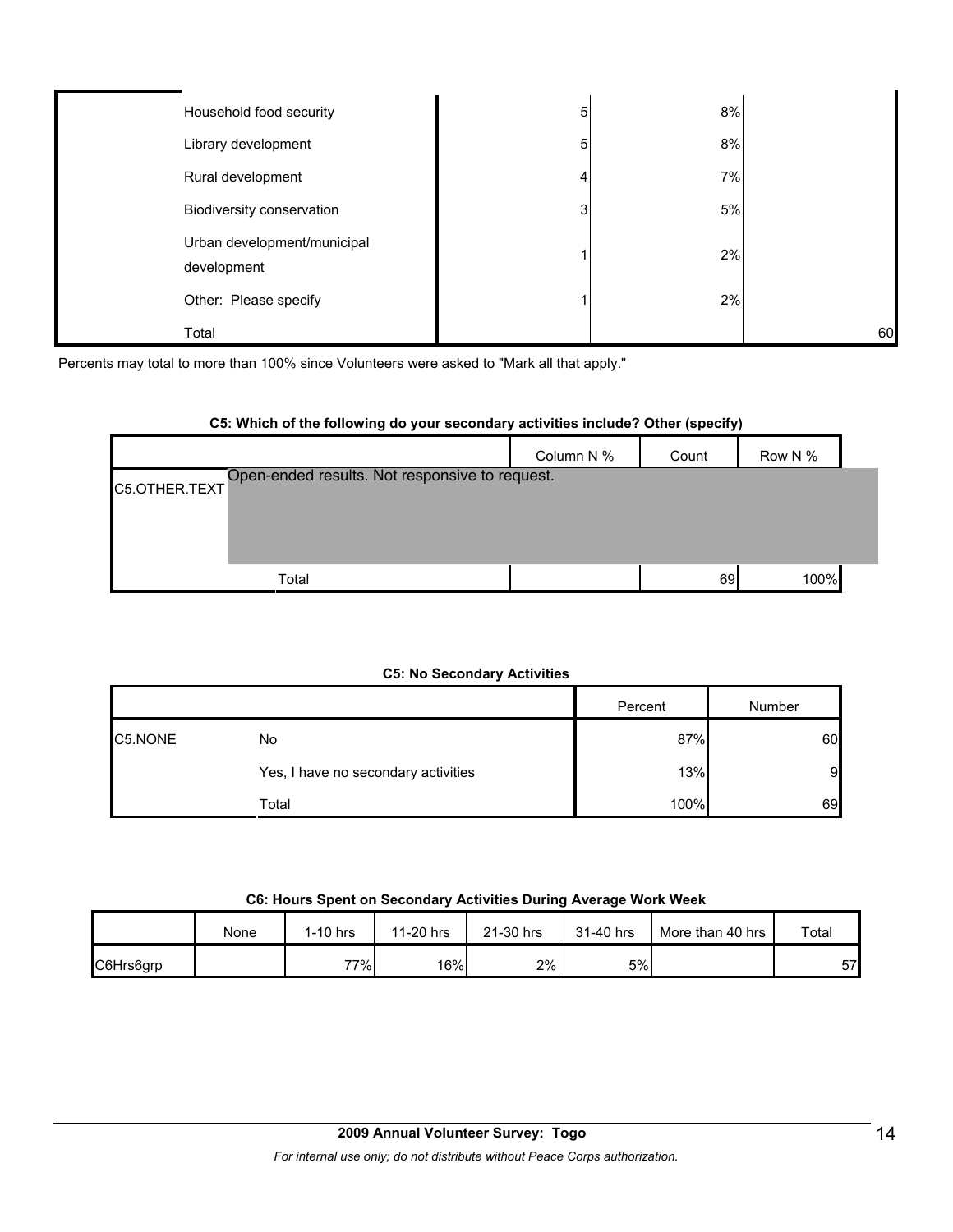| | | | |
|---|---|---|---|
| Household food security | 5 | 8% | |
| Library development | 5 | 8% | |
| Rural development | 4 | 7% | |
| Biodiversity conservation | 3 | 5% | |
| Urban development/municipal development | 1 | 2% | |
| Other: Please specify | 1 | 2% | |
| Total | | | 60 |

Percents may total to more than 100% since Volunteers were asked to "Mark all that apply."

**C5: Which of the following do your secondary activities include? Other (specify)**

| | | Column N % | Count | Row N % |
|---|---|---|---|---|
| C5.OTHER.TEXT | Open-ended results. Not responsive to request. | | | |
| | Total | | 69 | 100% |

**C5: No Secondary Activities**

| | | Percent | Number |
|---|---|---|---|
| C5.NONE | No | 87% | 60 |
| | Yes, I have no secondary activities | 13% | 9 |
| | Total | 100% | 69 |

**C6: Hours Spent on Secondary Activities During Average Work Week**

| | None | 1-10 hrs | 11-20 hrs | 21-30 hrs | 31-40 hrs | More than 40 hrs | Total |
|---|---|---|---|---|---|---|---|
| C6Hrs6grp | | 77% | 16% | 2% | 5% | | 57 |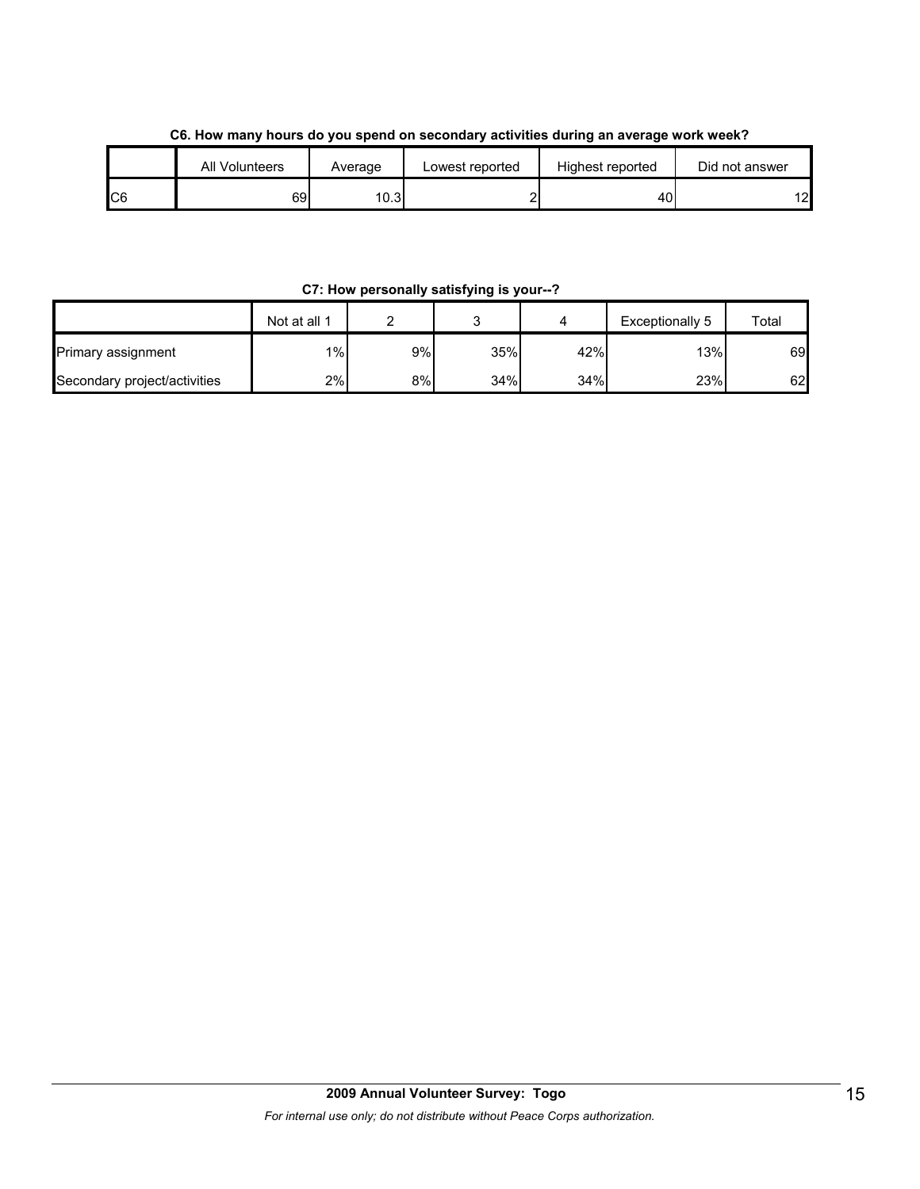**C6. How many hours do you spend on secondary activities during an average work week?**

| | All Volunteers | Average | Lowest reported | Highest reported | Did not answer |
|---|---|---|---|---|---|
| C6 | 69 | 10.3 | 2 | 40 | 12 |

**C7: How personally satisfying is your--?**

| | Not at all 1 | 2 | 3 | 4 | Exceptionally 5 | Total |
|---|---|---|---|---|---|---|
| Primary assignment | 1% | 9% | 35% | 42% | 13% | 69 |
| Secondary project/activities | 2% | 8% | 34% | 34% | 23% | 62 |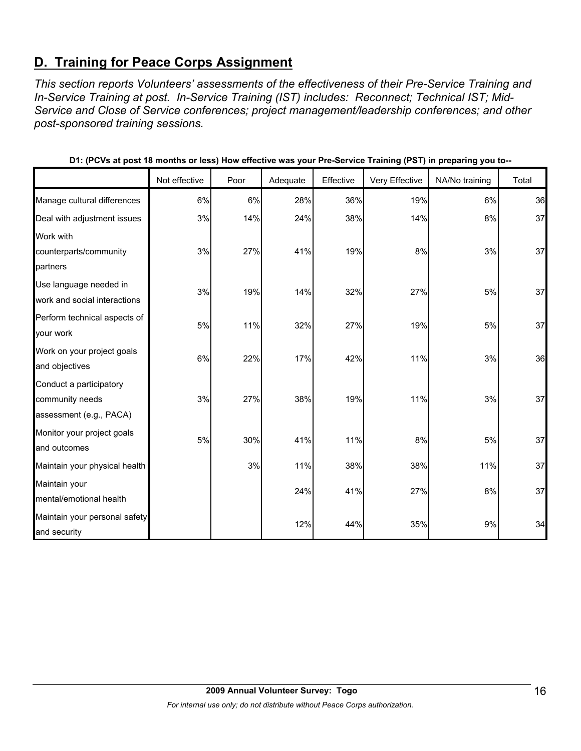## D. Training for Peace Corps Assignment

*This section reports Volunteers' assessments of the effectiveness of their Pre-Service Training and In-Service Training at post. In-Service Training (IST) includes: Reconnect; Technical IST; Mid-Service and Close of Service conferences; project management/leadership conferences; and other post-sponsored training sessions.*

**D1: (PCVs at post 18 months or less) How effective was your Pre-Service Training (PST) in preparing you to--**

| | Not effective | Poor | Adequate | Effective | Very Effective | NA/No training | Total |
|---|---|---|---|---|---|---|---|
| Manage cultural differences | 6% | 6% | 28% | 36% | 19% | 6% | 36 |
| Deal with adjustment issues | 3% | 14% | 24% | 38% | 14% | 8% | 37 |
| Work with counterparts/community partners | 3% | 27% | 41% | 19% | 8% | 3% | 37 |
| Use language needed in work and social interactions | 3% | 19% | 14% | 32% | 27% | 5% | 37 |
| Perform technical aspects of your work | 5% | 11% | 32% | 27% | 19% | 5% | 37 |
| Work on your project goals and objectives | 6% | 22% | 17% | 42% | 11% | 3% | 36 |
| Conduct a participatory community needs assessment (e.g., PACA) | 3% | 27% | 38% | 19% | 11% | 3% | 37 |
| Monitor your project goals and outcomes | 5% | 30% | 41% | 11% | 8% | 5% | 37 |
| Maintain your physical health | | 3% | 11% | 38% | 38% | 11% | 37 |
| Maintain your mental/emotional health | | | 24% | 41% | 27% | 8% | 37 |
| Maintain your personal safety and security | | | 12% | 44% | 35% | 9% | 34 |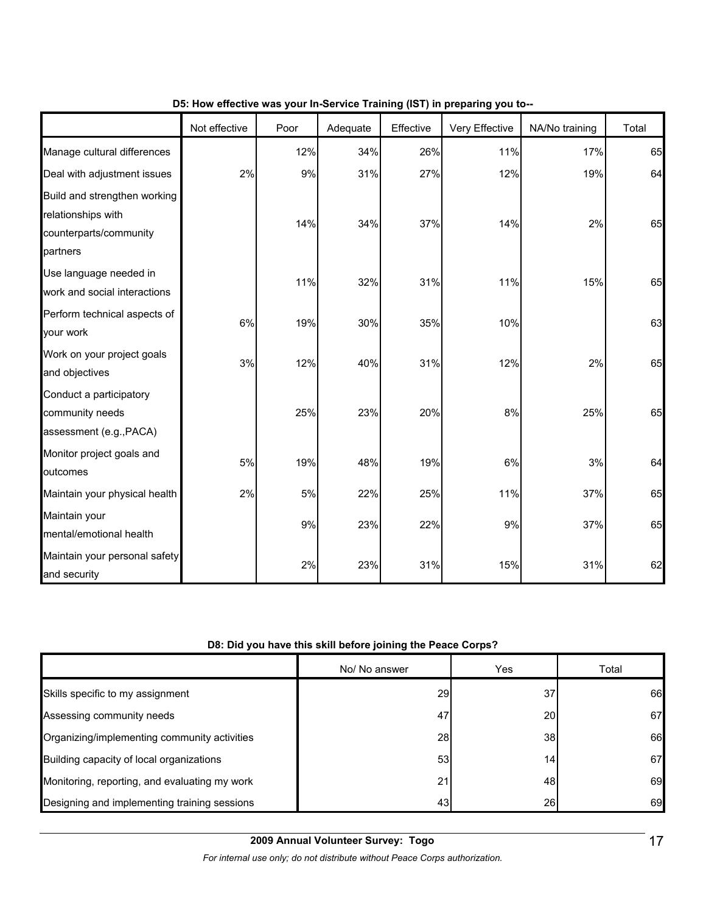**D5: How effective was your In-Service Training (IST) in preparing you to--**

| | Not effective | Poor | Adequate | Effective | Very Effective | NA/No training | Total |
|---|---|---|---|---|---|---|---|
| Manage cultural differences | | 12% | 34% | 26% | 11% | 17% | 65 |
| Deal with adjustment issues | 2% | 9% | 31% | 27% | 12% | 19% | 64 |
| Build and strengthen working relationships with counterparts/community partners | | 14% | 34% | 37% | 14% | 2% | 65 |
| Use language needed in work and social interactions | | 11% | 32% | 31% | 11% | 15% | 65 |
| Perform technical aspects of your work | 6% | 19% | 30% | 35% | 10% | | 63 |
| Work on your project goals and objectives | 3% | 12% | 40% | 31% | 12% | 2% | 65 |
| Conduct a participatory community needs assessment (e.g.,PACA) | | 25% | 23% | 20% | 8% | 25% | 65 |
| Monitor project goals and outcomes | 5% | 19% | 48% | 19% | 6% | 3% | 64 |
| Maintain your physical health | 2% | 5% | 22% | 25% | 11% | 37% | 65 |
| Maintain your mental/emotional health | | 9% | 23% | 22% | 9% | 37% | 65 |
| Maintain your personal safety and security | | 2% | 23% | 31% | 15% | 31% | 62 |

**D8: Did you have this skill before joining the Peace Corps?**

| | No/ No answer | Yes | Total |
|---|---|---|---|
| Skills specific to my assignment | 29 | 37 | 66 |
| Assessing community needs | 47 | 20 | 67 |
| Organizing/implementing community activities | 28 | 38 | 66 |
| Building capacity of local organizations | 53 | 14 | 67 |
| Monitoring, reporting, and evaluating my work | 21 | 48 | 69 |
| Designing and implementing training sessions | 43 | 26 | 69 |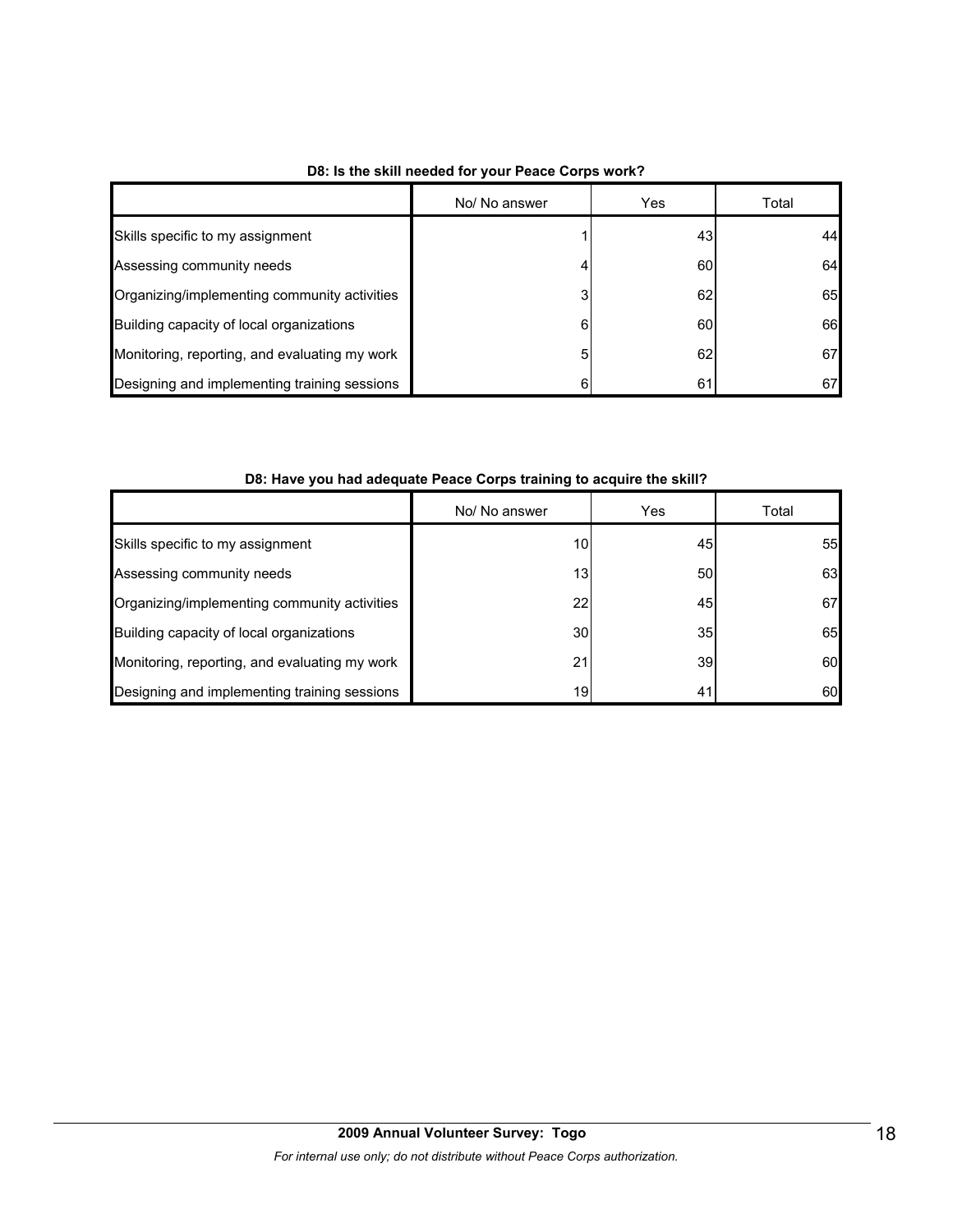**D8: Is the skill needed for your Peace Corps work?**

| | No/ No answer | Yes | Total |
|---|---|---|---|
| Skills specific to my assignment | 1 | 43 | 44 |
| Assessing community needs | 4 | 60 | 64 |
| Organizing/implementing community activities | 3 | 62 | 65 |
| Building capacity of local organizations | 6 | 60 | 66 |
| Monitoring, reporting, and evaluating my work | 5 | 62 | 67 |
| Designing and implementing training sessions | 6 | 61 | 67 |

**D8: Have you had adequate Peace Corps training to acquire the skill?**

| | No/ No answer | Yes | Total |
|---|---|---|---|
| Skills specific to my assignment | 10 | 45 | 55 |
| Assessing community needs | 13 | 50 | 63 |
| Organizing/implementing community activities | 22 | 45 | 67 |
| Building capacity of local organizations | 30 | 35 | 65 |
| Monitoring, reporting, and evaluating my work | 21 | 39 | 60 |
| Designing and implementing training sessions | 19 | 41 | 60 |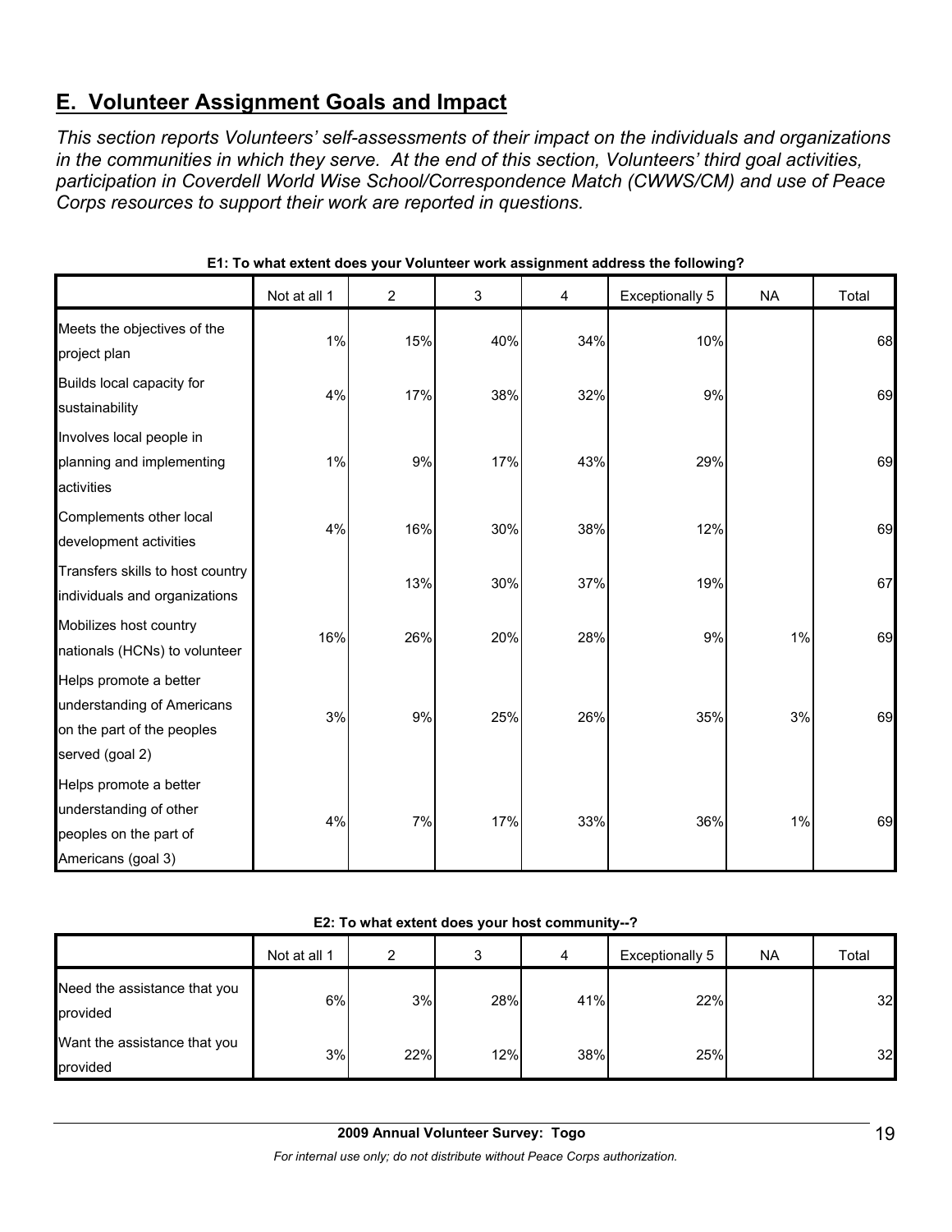## E. Volunteer Assignment Goals and Impact

*This section reports Volunteers' self-assessments of their impact on the individuals and organizations in the communities in which they serve. At the end of this section, Volunteers' third goal activities, participation in Coverdell World Wise School/Correspondence Match (CWWS/CM) and use of Peace Corps resources to support their work are reported in questions.*

**E1: To what extent does your Volunteer work assignment address the following?**

| | Not at all 1 | 2 | 3 | 4 | Exceptionally 5 | NA | Total |
|---|---|---|---|---|---|---|---|
| Meets the objectives of the project plan | 1% | 15% | 40% | 34% | 10% | | 68 |
| Builds local capacity for sustainability | 4% | 17% | 38% | 32% | 9% | | 69 |
| Involves local people in planning and implementing activities | 1% | 9% | 17% | 43% | 29% | | 69 |
| Complements other local development activities | 4% | 16% | 30% | 38% | 12% | | 69 |
| Transfers skills to host country individuals and organizations | | 13% | 30% | 37% | 19% | | 67 |
| Mobilizes host country nationals (HCNs) to volunteer | 16% | 26% | 20% | 28% | 9% | 1% | 69 |
| Helps promote a better understanding of Americans on the part of the peoples served (goal 2) | 3% | 9% | 25% | 26% | 35% | 3% | 69 |
| Helps promote a better understanding of other peoples on the part of Americans (goal 3) | 4% | 7% | 17% | 33% | 36% | 1% | 69 |

**E2: To what extent does your host community--?**

| | Not at all 1 | 2 | 3 | 4 | Exceptionally 5 | NA | Total |
|---|---|---|---|---|---|---|---|
| Need the assistance that you provided | 6% | 3% | 28% | 41% | 22% | | 32 |
| Want the assistance that you provided | 3% | 22% | 12% | 38% | 25% | | 32 |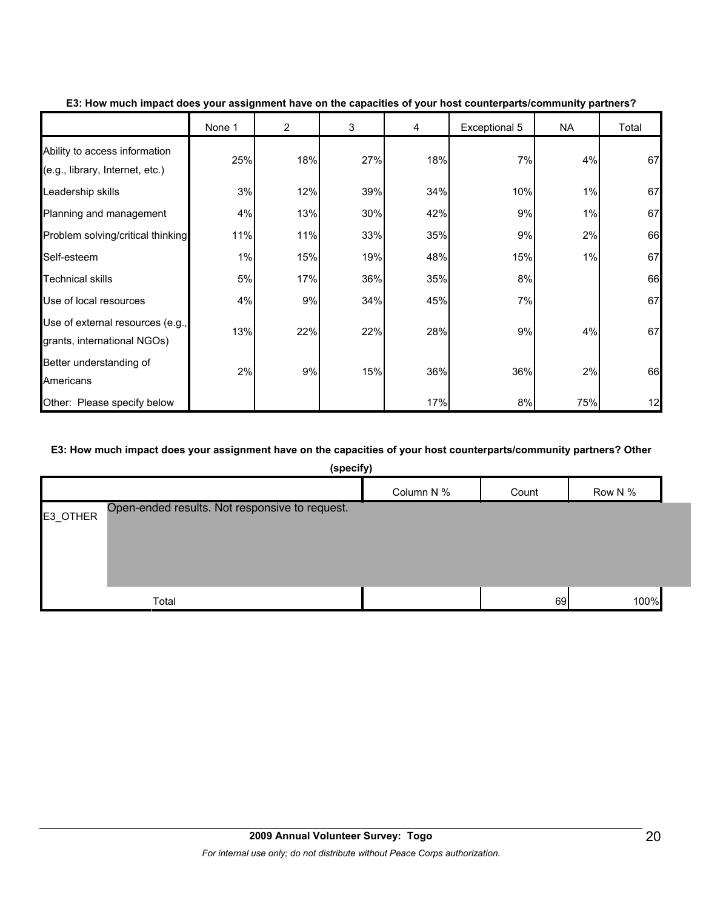**E3: How much impact does your assignment have on the capacities of your host counterparts/community partners?**

| | None 1 | 2 | 3 | 4 | Exceptional 5 | NA | Total |
|---|---|---|---|---|---|---|---|
| Ability to access information (e.g., library, Internet, etc.) | 25% | 18% | 27% | 18% | 7% | 4% | 67 |
| Leadership skills | 3% | 12% | 39% | 34% | 10% | 1% | 67 |
| Planning and management | 4% | 13% | 30% | 42% | 9% | 1% | 67 |
| Problem solving/critical thinking | 11% | 11% | 33% | 35% | 9% | 2% | 66 |
| Self-esteem | 1% | 15% | 19% | 48% | 15% | 1% | 67 |
| Technical skills | 5% | 17% | 36% | 35% | 8% | | 66 |
| Use of local resources | 4% | 9% | 34% | 45% | 7% | | 67 |
| Use of external resources (e.g., grants, international NGOs) | 13% | 22% | 22% | 28% | 9% | 4% | 67 |
| Better understanding of Americans | 2% | 9% | 15% | 36% | 36% | 2% | 66 |
| Other: Please specify below | | | | 17% | 8% | 75% | 12 |

**E3: How much impact does your assignment have on the capacities of your host counterparts/community partners? Other (specify)**

| | | Column N % | Count | Row N % |
|---|---|---|---|---|
| E3_OTHER | Open-ended results. Not responsive to request. | | | |
| | Total | | 69 | 100% |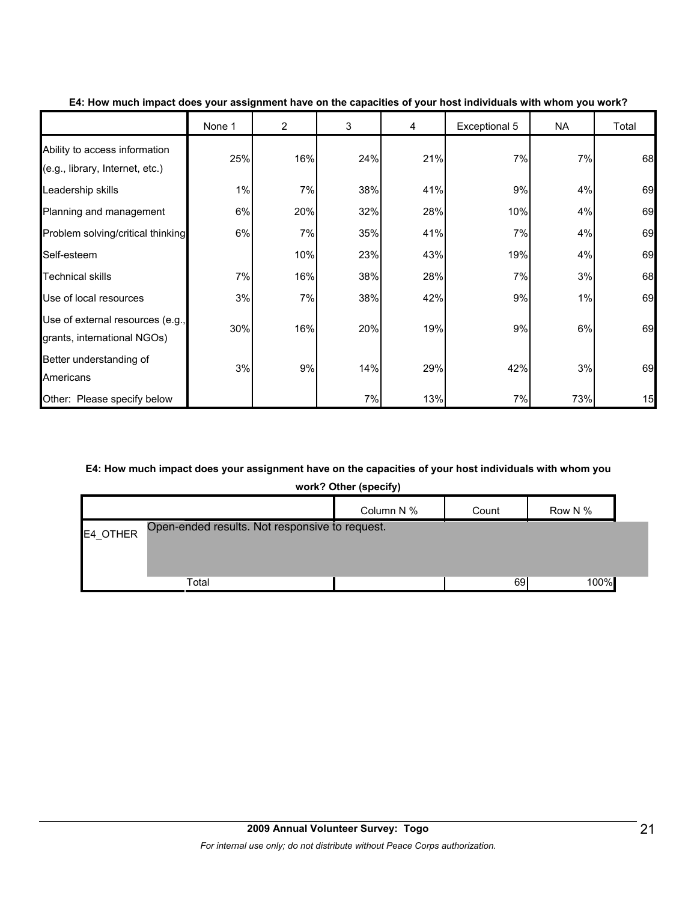**E4: How much impact does your assignment have on the capacities of your host individuals with whom you work?**

| | None 1 | 2 | 3 | 4 | Exceptional 5 | NA | Total |
|---|---|---|---|---|---|---|---|
| Ability to access information (e.g., library, Internet, etc.) | 25% | 16% | 24% | 21% | 7% | 7% | 68 |
| Leadership skills | 1% | 7% | 38% | 41% | 9% | 4% | 69 |
| Planning and management | 6% | 20% | 32% | 28% | 10% | 4% | 69 |
| Problem solving/critical thinking | 6% | 7% | 35% | 41% | 7% | 4% | 69 |
| Self-esteem | | 10% | 23% | 43% | 19% | 4% | 69 |
| Technical skills | 7% | 16% | 38% | 28% | 7% | 3% | 68 |
| Use of local resources | 3% | 7% | 38% | 42% | 9% | 1% | 69 |
| Use of external resources (e.g., grants, international NGOs) | 30% | 16% | 20% | 19% | 9% | 6% | 69 |
| Better understanding of Americans | 3% | 9% | 14% | 29% | 42% | 3% | 69 |
| Other: Please specify below | | | 7% | 13% | 7% | 73% | 15 |

**E4: How much impact does your assignment have on the capacities of your host individuals with whom you work? Other (specify)**

| | | Column N % | Count | Row N % |
|---|---|---|---|---|
| E4_OTHER | Open-ended results. Not responsive to request. | | | |
| | Total | | 69 | 100% |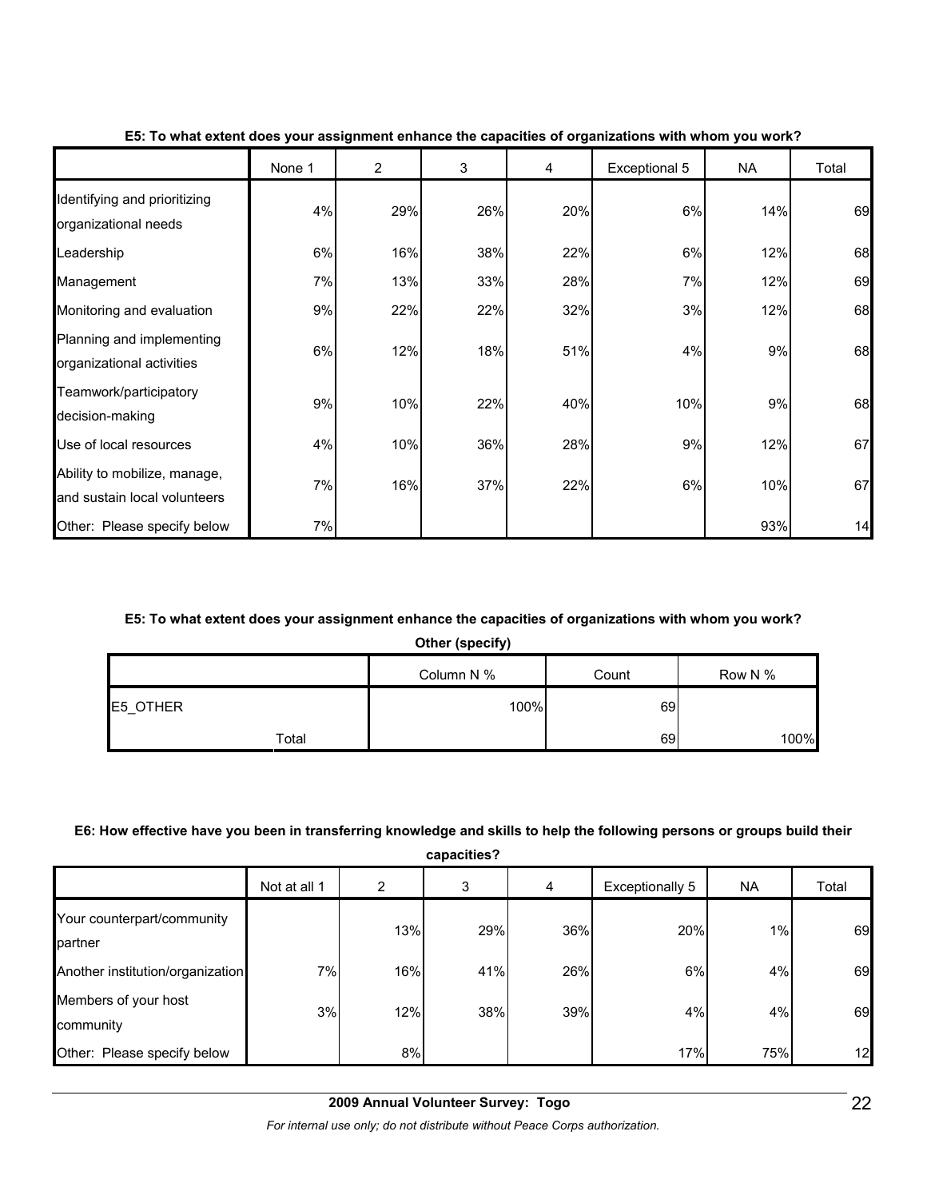**E5: To what extent does your assignment enhance the capacities of organizations with whom you work?**

| | None 1 | 2 | 3 | 4 | Exceptional 5 | NA | Total |
|---|---|---|---|---|---|---|---|
| Identifying and prioritizing organizational needs | 4% | 29% | 26% | 20% | 6% | 14% | 69 |
| Leadership | 6% | 16% | 38% | 22% | 6% | 12% | 68 |
| Management | 7% | 13% | 33% | 28% | 7% | 12% | 69 |
| Monitoring and evaluation | 9% | 22% | 22% | 32% | 3% | 12% | 68 |
| Planning and implementing organizational activities | 6% | 12% | 18% | 51% | 4% | 9% | 68 |
| Teamwork/participatory decision-making | 9% | 10% | 22% | 40% | 10% | 9% | 68 |
| Use of local resources | 4% | 10% | 36% | 28% | 9% | 12% | 67 |
| Ability to mobilize, manage, and sustain local volunteers | 7% | 16% | 37% | 22% | 6% | 10% | 67 |
| Other: Please specify below | 7% | | | | | 93% | 14 |

**E5: To what extent does your assignment enhance the capacities of organizations with whom you work? Other (specify)**

| | Column N % | Count | Row N % |
|---|---|---|---|
| E5_OTHER | 100% | 69 | |
| Total | | 69 | 100% |

**E6: How effective have you been in transferring knowledge and skills to help the following persons or groups build their capacities?**

| | Not at all 1 | 2 | 3 | 4 | Exceptionally 5 | NA | Total |
|---|---|---|---|---|---|---|---|
| Your counterpart/community partner | | 13% | 29% | 36% | 20% | 1% | 69 |
| Another institution/organization | 7% | 16% | 41% | 26% | 6% | 4% | 69 |
| Members of your host community | 3% | 12% | 38% | 39% | 4% | 4% | 69 |
| Other: Please specify below | | 8% | | | 17% | 75% | 12 |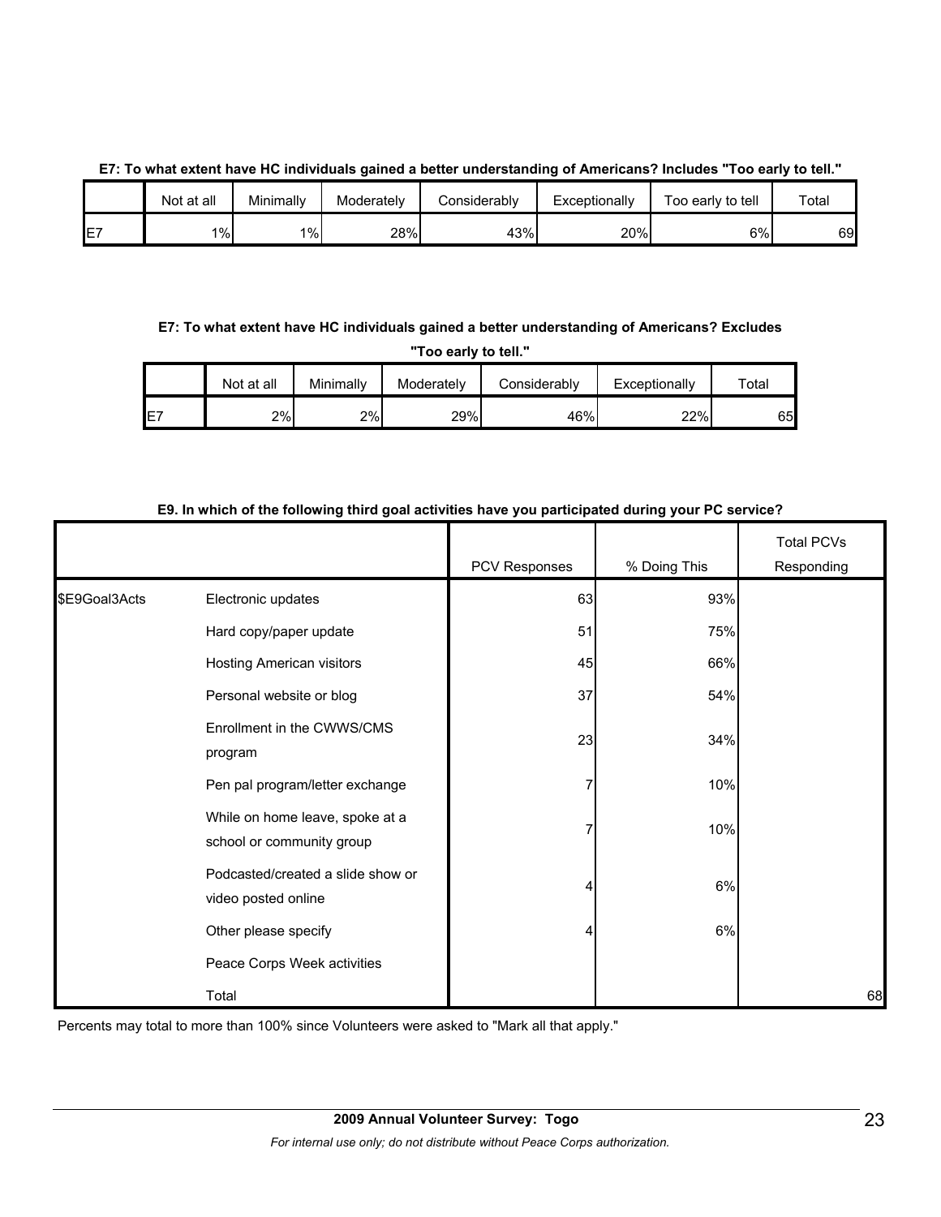**E7: To what extent have HC individuals gained a better understanding of Americans? Includes "Too early to tell."**

| | Not at all | Minimally | Moderately | Considerably | Exceptionally | Too early to tell | Total |
|---|---|---|---|---|---|---|---|
| E7 | 1% | 1% | 28% | 43% | 20% | 6% | 69 |

**E7: To what extent have HC individuals gained a better understanding of Americans? Excludes "Too early to tell."**

| | Not at all | Minimally | Moderately | Considerably | Exceptionally | Total |
|---|---|---|---|---|---|---|
| E7 | 2% | 2% | 29% | 46% | 22% | 65 |

**E9. In which of the following third goal activities have you participated during your PC service?**

| | | PCV Responses | % Doing This | Total PCVs Responding |
|---|---|---|---|---|
| $E9Goal3Acts | Electronic updates | 63 | 93% | |
| | Hard copy/paper update | 51 | 75% | |
| | Hosting American visitors | 45 | 66% | |
| | Personal website or blog | 37 | 54% | |
| | Enrollment in the CWWS/CMS program | 23 | 34% | |
| | Pen pal program/letter exchange | 7 | 10% | |
| | While on home leave, spoke at a school or community group | 7 | 10% | |
| | Podcasted/created a slide show or video posted online | 4 | 6% | |
| | Other please specify | 4 | 6% | |
| | Peace Corps Week activities | | | |
| | Total | | | 68 |

Percents may total to more than 100% since Volunteers were asked to "Mark all that apply."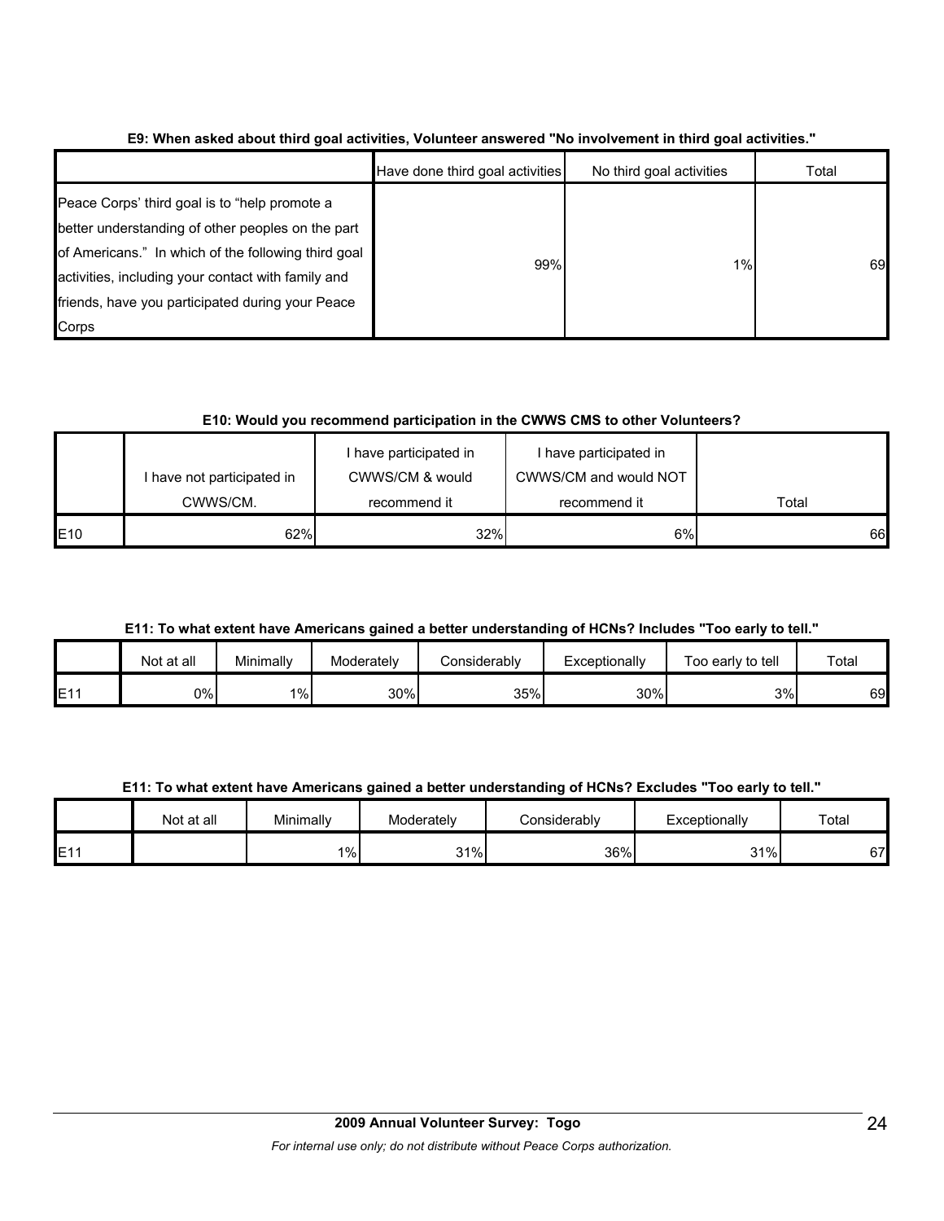**E9: When asked about third goal activities, Volunteer answered "No involvement in third goal activities."**

| | Have done third goal activities | No third goal activities | Total |
|---|---|---|---|
| Peace Corps' third goal is to "help promote a better understanding of other peoples on the part of Americans." In which of the following third goal activities, including your contact with family and friends, have you participated during your Peace Corps | 99% | 1% | 69 |

**E10: Would you recommend participation in the CWWS CMS to other Volunteers?**

| | I have not participated in CWWS/CM. | I have participated in CWWS/CM & would recommend it | I have participated in CWWS/CM and would NOT recommend it | Total |
|---|---|---|---|---|
| E10 | 62% | 32% | 6% | 66 |

**E11: To what extent have Americans gained a better understanding of HCNs? Includes "Too early to tell."**

| | Not at all | Minimally | Moderately | Considerably | Exceptionally | Too early to tell | Total |
|---|---|---|---|---|---|---|---|
| E11 | 0% | 1% | 30% | 35% | 30% | 3% | 69 |

**E11: To what extent have Americans gained a better understanding of HCNs? Excludes "Too early to tell."**

| | Not at all | Minimally | Moderately | Considerably | Exceptionally | Total |
|---|---|---|---|---|---|---|
| E11 | | 1% | 31% | 36% | 31% | 67 |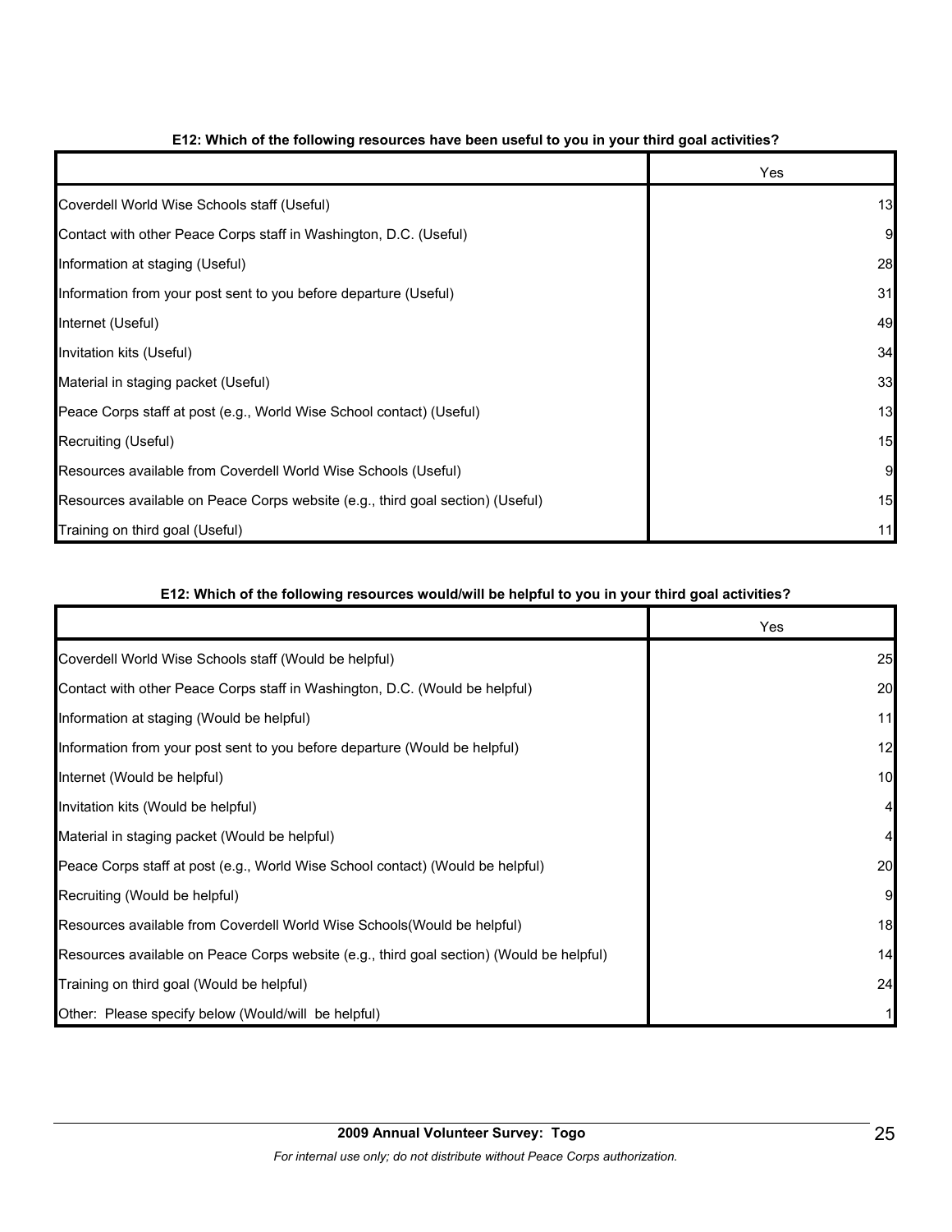**E12: Which of the following resources have been useful to you in your third goal activities?**

| | Yes |
|---|---|
| Coverdell World Wise Schools staff (Useful) | 13 |
| Contact with other Peace Corps staff in Washington, D.C. (Useful) | 9 |
| Information at staging (Useful) | 28 |
| Information from your post sent to you before departure (Useful) | 31 |
| Internet (Useful) | 49 |
| Invitation kits (Useful) | 34 |
| Material in staging packet (Useful) | 33 |
| Peace Corps staff at post (e.g., World Wise School contact) (Useful) | 13 |
| Recruiting (Useful) | 15 |
| Resources available from Coverdell World Wise Schools (Useful) | 9 |
| Resources available on Peace Corps website (e.g., third goal section) (Useful) | 15 |
| Training on third goal (Useful) | 11 |

**E12: Which of the following resources would/will be helpful to you in your third goal activities?**

| | Yes |
|---|---|
| Coverdell World Wise Schools staff (Would be helpful) | 25 |
| Contact with other Peace Corps staff in Washington, D.C. (Would be helpful) | 20 |
| Information at staging (Would be helpful) | 11 |
| Information from your post sent to you before departure (Would be helpful) | 12 |
| Internet (Would be helpful) | 10 |
| Invitation kits (Would be helpful) | 4 |
| Material in staging packet (Would be helpful) | 4 |
| Peace Corps staff at post (e.g., World Wise School contact) (Would be helpful) | 20 |
| Recruiting (Would be helpful) | 9 |
| Resources available from Coverdell World Wise Schools(Would be helpful) | 18 |
| Resources available on Peace Corps website (e.g., third goal section) (Would be helpful) | 14 |
| Training on third goal (Would be helpful) | 24 |
| Other: Please specify below (Would/will be helpful) | 1 |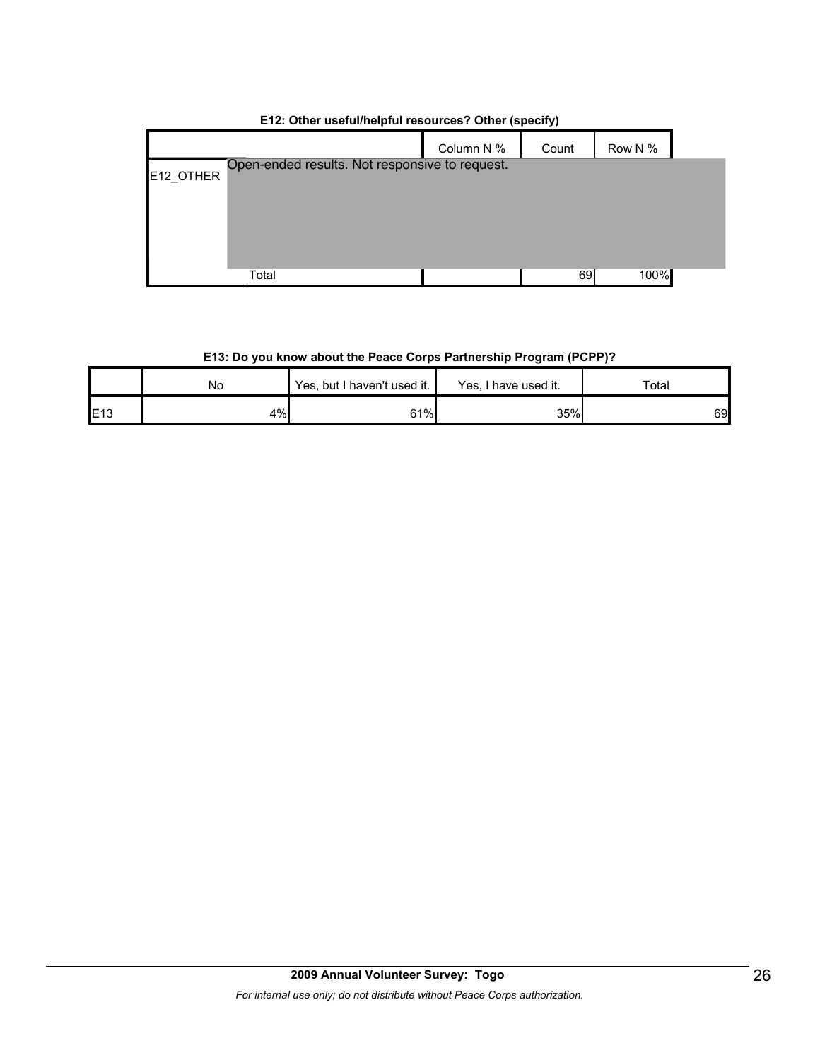**E12: Other useful/helpful resources? Other (specify)**

| | | Column N % | Count | Row N % |
|---|---|---|---|---|
| E12_OTHER | Open-ended results. Not responsive to request. | | | |
| | Total | | 69 | 100% |

**E13: Do you know about the Peace Corps Partnership Program (PCPP)?**

| | No | Yes, but I haven't used it. | Yes, I have used it. | Total |
|---|---|---|---|---|
| E13 | 4% | 61% | 35% | 69 |

**2009 Annual Volunteer Survey: Togo**

*For internal use only; do not distribute without Peace Corps authorization.*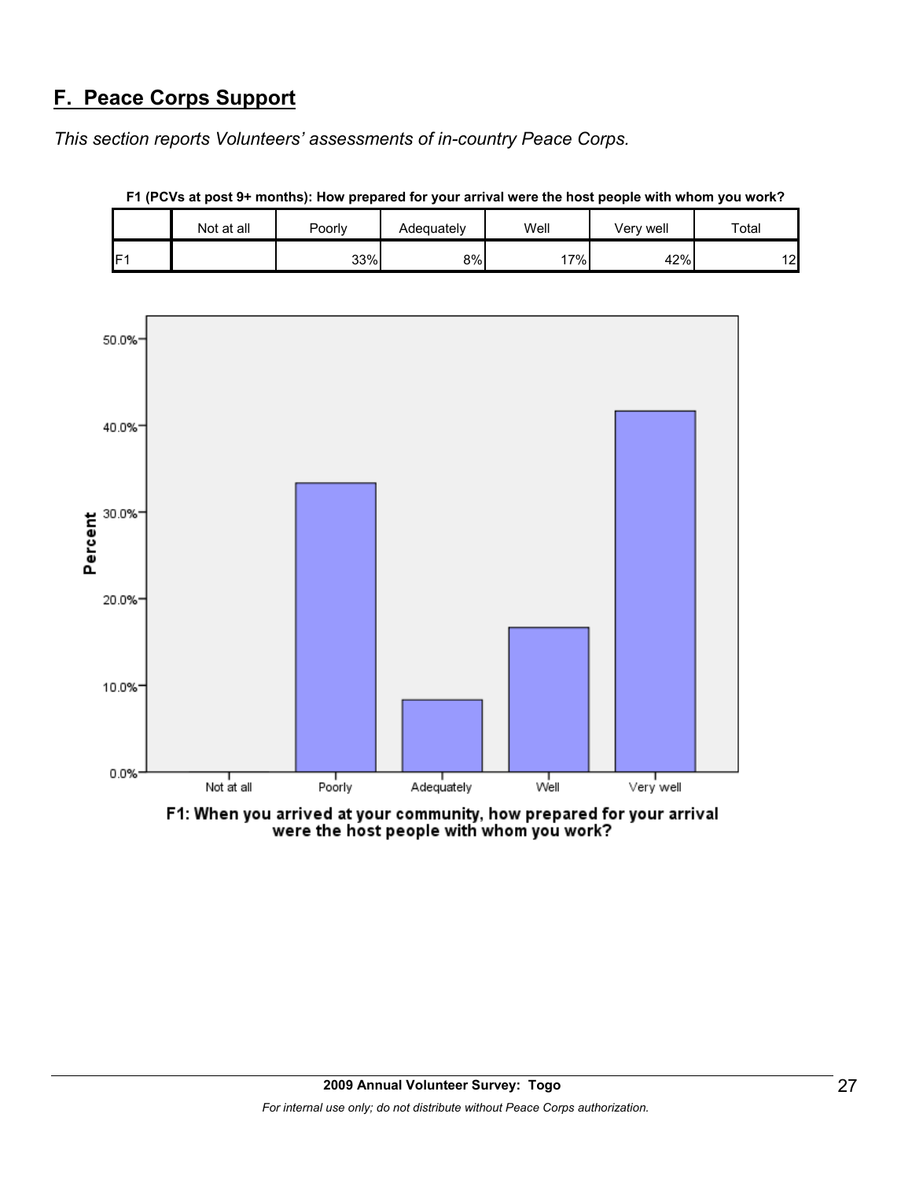## F. Peace Corps Support

*This section reports Volunteers' assessments of in-country Peace Corps.*

**F1 (PCVs at post 9+ months): How prepared for your arrival were the host people with whom you work?**

| | Not at all | Poorly | Adequately | Well | Very well | Total |
|---|---|---|---|---|---|---|
| F1 | | 33% | 8% | 17% | 42% | 12 |

F1: When you arrived at your community, how prepared for your arrival were the host people with whom you work?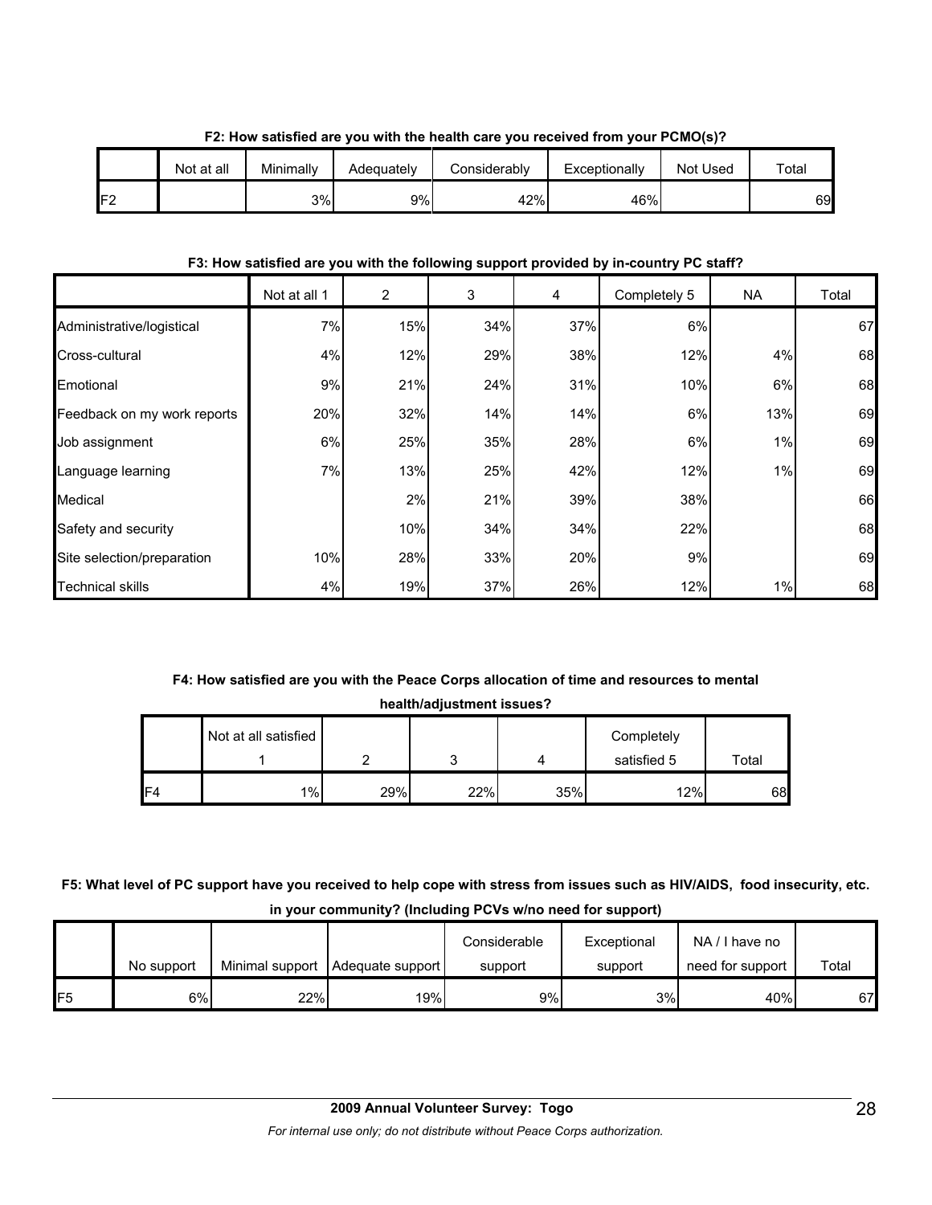**F2: How satisfied are you with the health care you received from your PCMO(s)?**

| | Not at all | Minimally | Adequately | Considerably | Exceptionally | Not Used | Total |
|---|---|---|---|---|---|---|---|
| F2 | | 3% | 9% | 42% | 46% | | 69 |

**F3: How satisfied are you with the following support provided by in-country PC staff?**

| | Not at all 1 | 2 | 3 | 4 | Completely 5 | NA | Total |
|---|---|---|---|---|---|---|---|
| Administrative/logistical | 7% | 15% | 34% | 37% | 6% | | 67 |
| Cross-cultural | 4% | 12% | 29% | 38% | 12% | 4% | 68 |
| Emotional | 9% | 21% | 24% | 31% | 10% | 6% | 68 |
| Feedback on my work reports | 20% | 32% | 14% | 14% | 6% | 13% | 69 |
| Job assignment | 6% | 25% | 35% | 28% | 6% | 1% | 69 |
| Language learning | 7% | 13% | 25% | 42% | 12% | 1% | 69 |
| Medical | | 2% | 21% | 39% | 38% | | 66 |
| Safety and security | | 10% | 34% | 34% | 22% | | 68 |
| Site selection/preparation | 10% | 28% | 33% | 20% | 9% | | 69 |
| Technical skills | 4% | 19% | 37% | 26% | 12% | 1% | 68 |

**F4: How satisfied are you with the Peace Corps allocation of time and resources to mental health/adjustment issues?**

| | Not at all satisfied 1 | 2 | 3 | 4 | Completely satisfied 5 | Total |
|---|---|---|---|---|---|---|
| F4 | 1% | 29% | 22% | 35% | 12% | 68 |

**F5: What level of PC support have you received to help cope with stress from issues such as HIV/AIDS, food insecurity, etc. in your community? (Including PCVs w/no need for support)**

| | No support | Minimal support | Adequate support | Considerable support | Exceptional support | NA / I have no need for support | Total |
|---|---|---|---|---|---|---|---|
| F5 | 6% | 22% | 19% | 9% | 3% | 40% | 67 |

**2009 Annual Volunteer Survey: Togo**

*For internal use only; do not distribute without Peace Corps authorization.*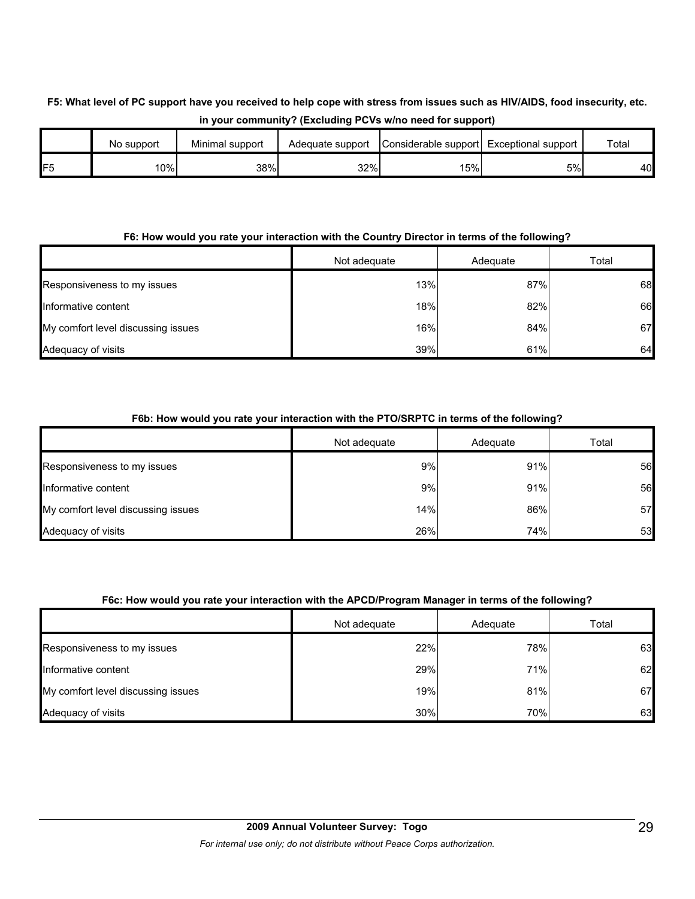**F5: What level of PC support have you received to help cope with stress from issues such as HIV/AIDS, food insecurity, etc. in your community? (Excluding PCVs w/no need for support)**

| | No support | Minimal support | Adequate support | Considerable support | Exceptional support | Total |
|---|---|---|---|---|---|---|
| F5 | 10% | 38% | 32% | 15% | 5% | 40 |

**F6: How would you rate your interaction with the Country Director in terms of the following?**

| | Not adequate | Adequate | Total |
|---|---|---|---|
| Responsiveness to my issues | 13% | 87% | 68 |
| Informative content | 18% | 82% | 66 |
| My comfort level discussing issues | 16% | 84% | 67 |
| Adequacy of visits | 39% | 61% | 64 |

**F6b: How would you rate your interaction with the PTO/SRPTC in terms of the following?**

| | Not adequate | Adequate | Total |
|---|---|---|---|
| Responsiveness to my issues | 9% | 91% | 56 |
| Informative content | 9% | 91% | 56 |
| My comfort level discussing issues | 14% | 86% | 57 |
| Adequacy of visits | 26% | 74% | 53 |

**F6c: How would you rate your interaction with the APCD/Program Manager in terms of the following?**

| | Not adequate | Adequate | Total |
|---|---|---|---|
| Responsiveness to my issues | 22% | 78% | 63 |
| Informative content | 29% | 71% | 62 |
| My comfort level discussing issues | 19% | 81% | 67 |
| Adequacy of visits | 30% | 70% | 63 |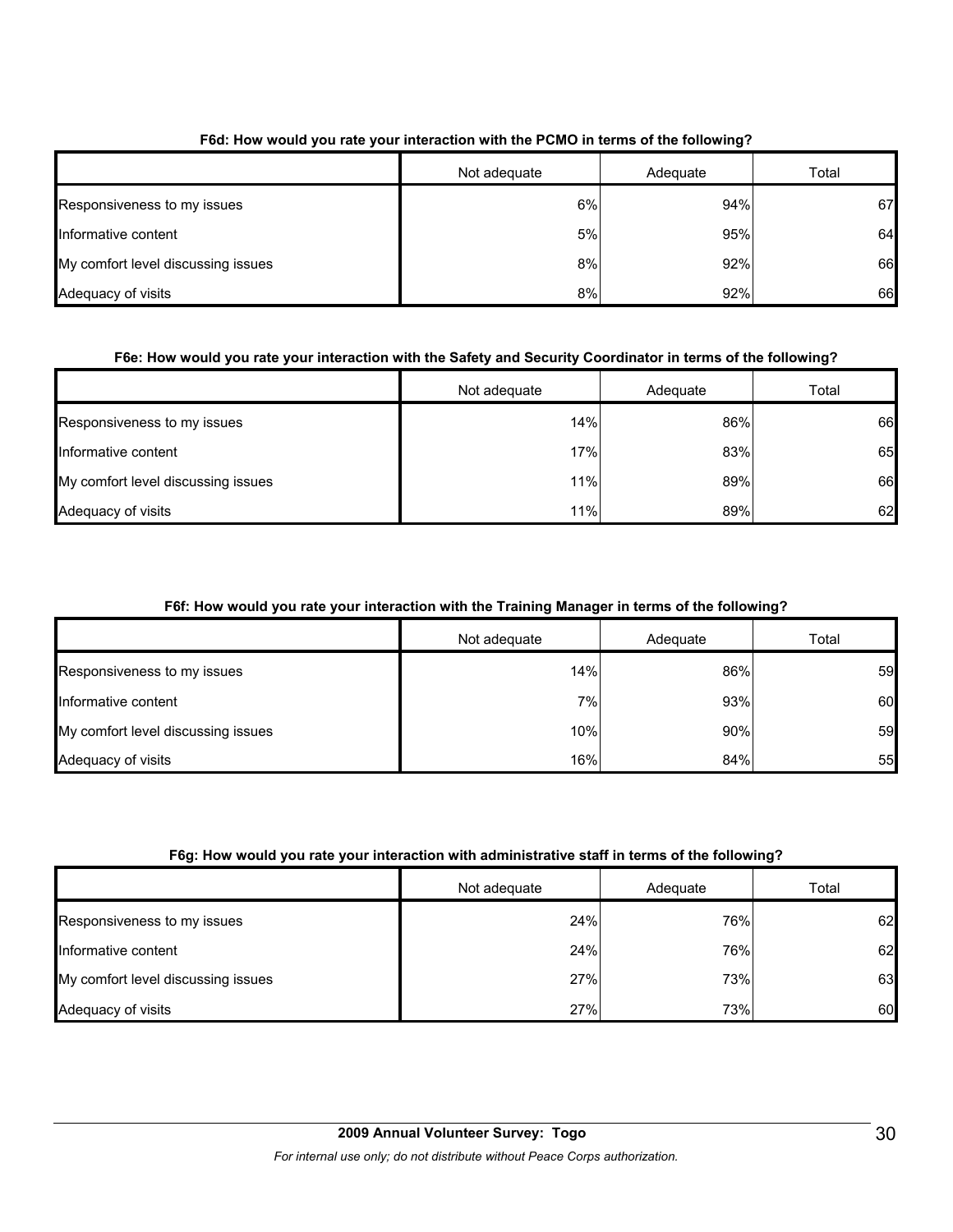**F6d: How would you rate your interaction with the PCMO in terms of the following?**

| | Not adequate | Adequate | Total |
|---|---|---|---|
| Responsiveness to my issues | 6% | 94% | 67 |
| Informative content | 5% | 95% | 64 |
| My comfort level discussing issues | 8% | 92% | 66 |
| Adequacy of visits | 8% | 92% | 66 |

**F6e: How would you rate your interaction with the Safety and Security Coordinator in terms of the following?**

| | Not adequate | Adequate | Total |
|---|---|---|---|
| Responsiveness to my issues | 14% | 86% | 66 |
| Informative content | 17% | 83% | 65 |
| My comfort level discussing issues | 11% | 89% | 66 |
| Adequacy of visits | 11% | 89% | 62 |

**F6f: How would you rate your interaction with the Training Manager in terms of the following?**

| | Not adequate | Adequate | Total |
|---|---|---|---|
| Responsiveness to my issues | 14% | 86% | 59 |
| Informative content | 7% | 93% | 60 |
| My comfort level discussing issues | 10% | 90% | 59 |
| Adequacy of visits | 16% | 84% | 55 |

**F6g: How would you rate your interaction with administrative staff in terms of the following?**

| | Not adequate | Adequate | Total |
|---|---|---|---|
| Responsiveness to my issues | 24% | 76% | 62 |
| Informative content | 24% | 76% | 62 |
| My comfort level discussing issues | 27% | 73% | 63 |
| Adequacy of visits | 27% | 73% | 60 |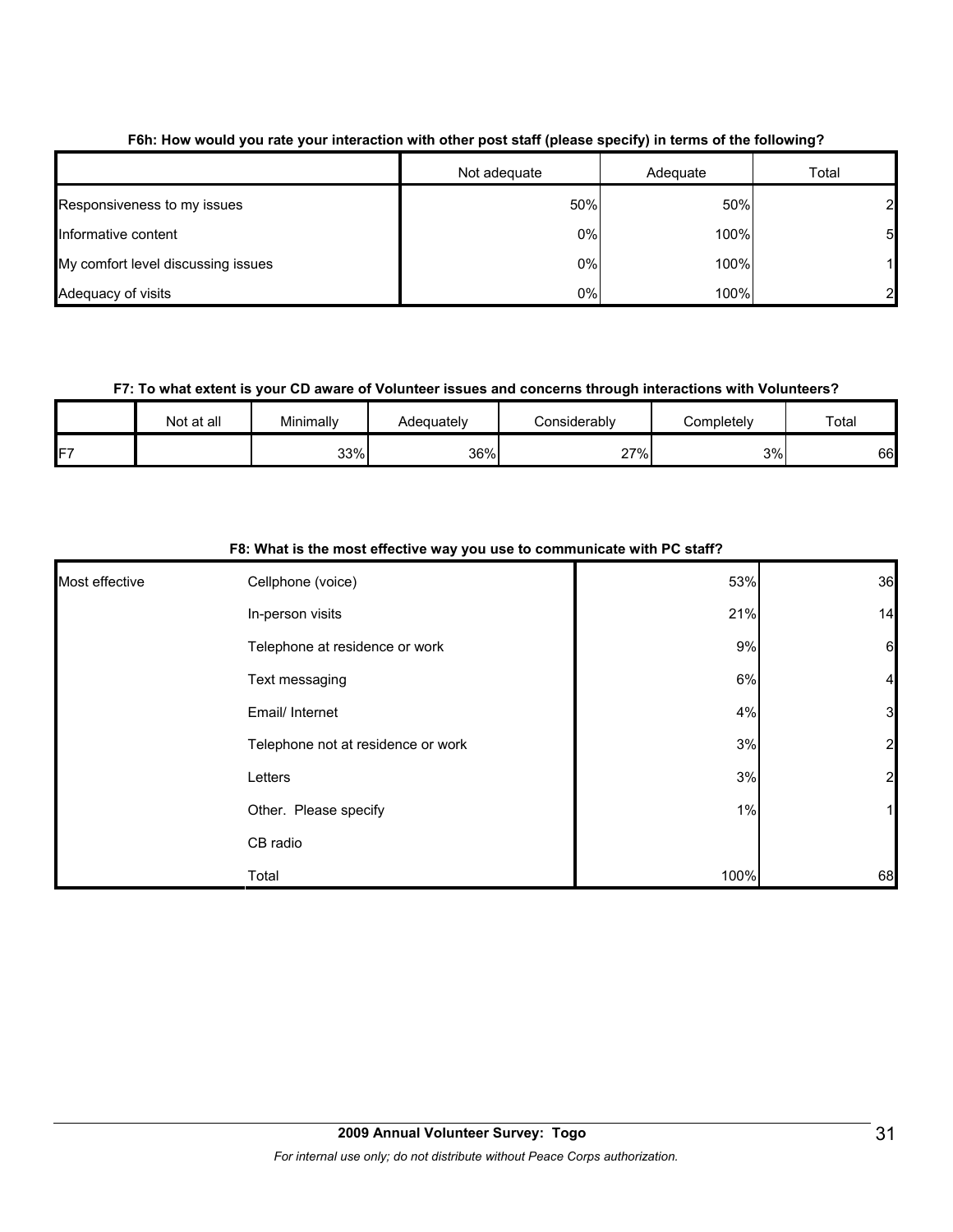**F6h: How would you rate your interaction with other post staff (please specify) in terms of the following?**

| | Not adequate | Adequate | Total |
|---|---|---|---|
| Responsiveness to my issues | 50% | 50% | 2 |
| Informative content | 0% | 100% | 5 |
| My comfort level discussing issues | 0% | 100% | 1 |
| Adequacy of visits | 0% | 100% | 2 |

**F7: To what extent is your CD aware of Volunteer issues and concerns through interactions with Volunteers?**

| | Not at all | Minimally | Adequately | Considerably | Completely | Total |
|---|---|---|---|---|---|---|
| F7 | | 33% | 36% | 27% | 3% | 66 |

**F8: What is the most effective way you use to communicate with PC staff?**

| | | | |
|---|---|---|---|
| Most effective | Cellphone (voice) | 53% | 36 |
| | In-person visits | 21% | 14 |
| | Telephone at residence or work | 9% | 6 |
| | Text messaging | 6% | 4 |
| | Email/ Internet | 4% | 3 |
| | Telephone not at residence or work | 3% | 2 |
| | Letters | 3% | 2 |
| | Other. Please specify | 1% | 1 |
| | CB radio | | |
| | Total | 100% | 68 |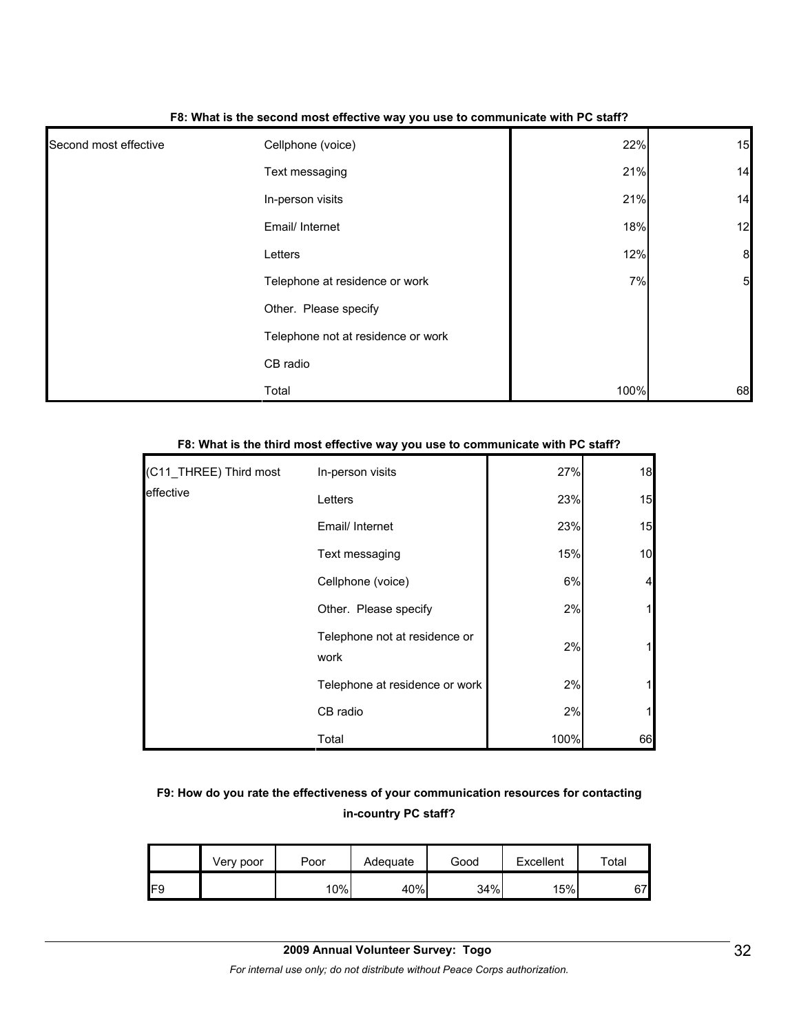**F8: What is the second most effective way you use to communicate with PC staff?**

| | | | |
|---|---|---|---|
| Second most effective | Cellphone (voice) | 22% | 15 |
| | Text messaging | 21% | 14 |
| | In-person visits | 21% | 14 |
| | Email/ Internet | 18% | 12 |
| | Letters | 12% | 8 |
| | Telephone at residence or work | 7% | 5 |
| | Other. Please specify | | |
| | Telephone not at residence or work | | |
| | CB radio | | |
| | Total | 100% | 68 |

**F8: What is the third most effective way you use to communicate with PC staff?**

| | | | |
|---|---|---|---|
| (C11_THREE) Third most effective | In-person visits | 27% | 18 |
| | Letters | 23% | 15 |
| | Email/ Internet | 23% | 15 |
| | Text messaging | 15% | 10 |
| | Cellphone (voice) | 6% | 4 |
| | Other. Please specify | 2% | 1 |
| | Telephone not at residence or work | 2% | 1 |
| | Telephone at residence or work | 2% | 1 |
| | CB radio | 2% | 1 |
| | Total | 100% | 66 |

**F9: How do you rate the effectiveness of your communication resources for contacting in-country PC staff?**

| | Very poor | Poor | Adequate | Good | Excellent | Total |
|---|---|---|---|---|---|---|
| F9 | | 10% | 40% | 34% | 15% | 67 |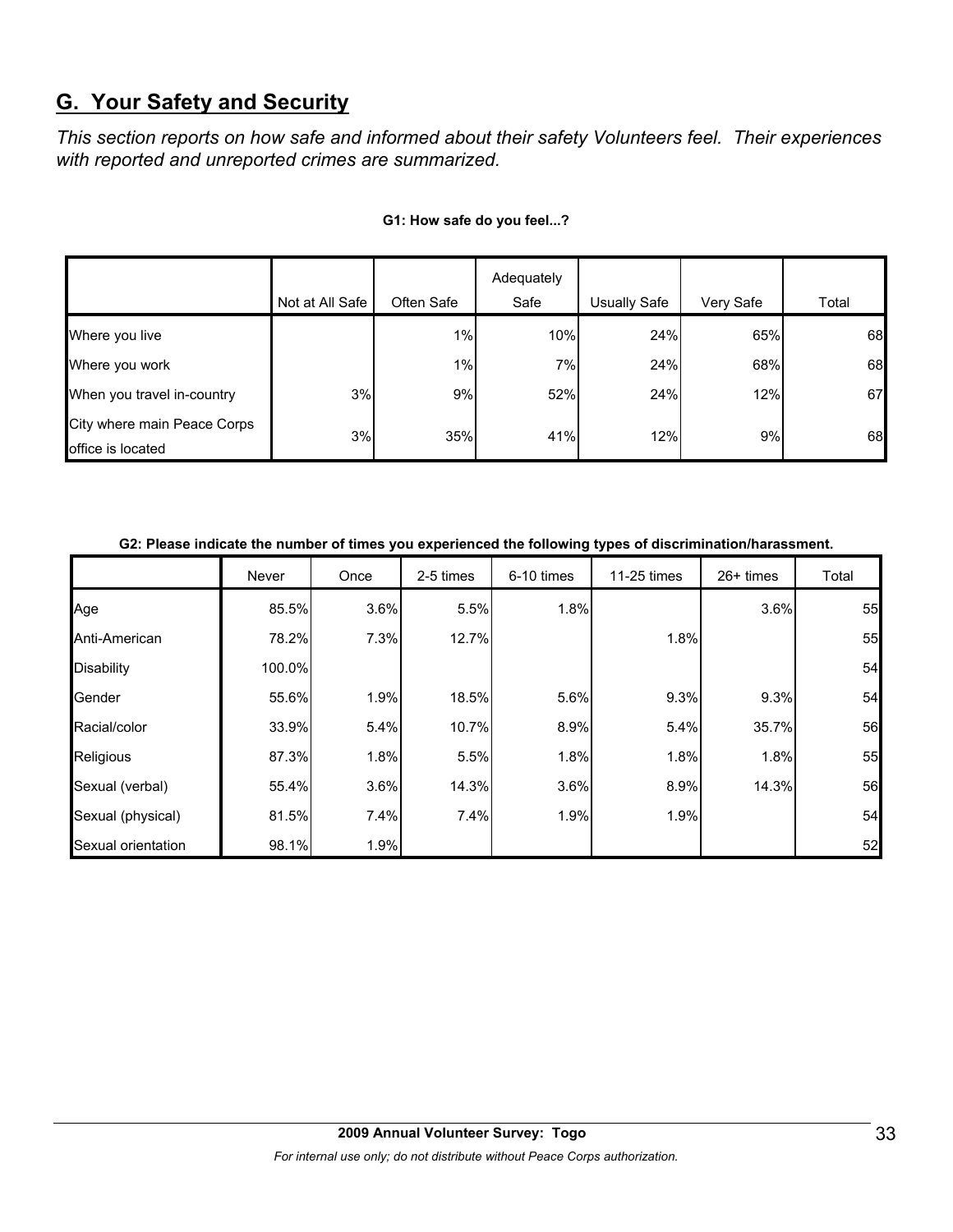## G. Your Safety and Security

*This section reports on how safe and informed about their safety Volunteers feel. Their experiences with reported and unreported crimes are summarized.*

**G1: How safe do you feel...?**

| | Not at All Safe | Often Safe | Adequately Safe | Usually Safe | Very Safe | Total |
|---|---|---|---|---|---|---|
| Where you live | | 1% | 10% | 24% | 65% | 68 |
| Where you work | | 1% | 7% | 24% | 68% | 68 |
| When you travel in-country | 3% | 9% | 52% | 24% | 12% | 67 |
| City where main Peace Corps office is located | 3% | 35% | 41% | 12% | 9% | 68 |

**G2: Please indicate the number of times you experienced the following types of discrimination/harassment.**

| | Never | Once | 2-5 times | 6-10 times | 11-25 times | 26+ times | Total |
|---|---|---|---|---|---|---|---|
| Age | 85.5% | 3.6% | 5.5% | 1.8% | | 3.6% | 55 |
| Anti-American | 78.2% | 7.3% | 12.7% | | 1.8% | | 55 |
| Disability | 100.0% | | | | | | 54 |
| Gender | 55.6% | 1.9% | 18.5% | 5.6% | 9.3% | 9.3% | 54 |
| Racial/color | 33.9% | 5.4% | 10.7% | 8.9% | 5.4% | 35.7% | 56 |
| Religious | 87.3% | 1.8% | 5.5% | 1.8% | 1.8% | 1.8% | 55 |
| Sexual (verbal) | 55.4% | 3.6% | 14.3% | 3.6% | 8.9% | 14.3% | 56 |
| Sexual (physical) | 81.5% | 7.4% | 7.4% | 1.9% | 1.9% | | 54 |
| Sexual orientation | 98.1% | 1.9% | | | | | 52 |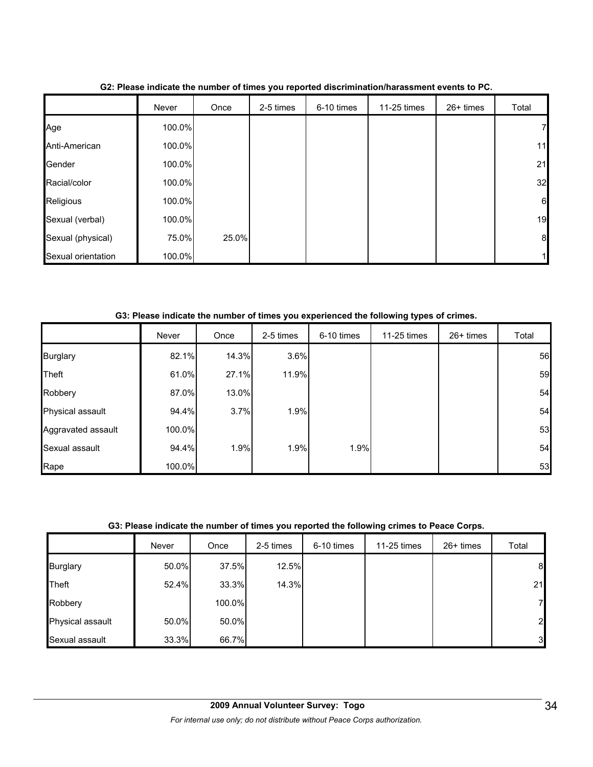**G2: Please indicate the number of times you reported discrimination/harassment events to PC.**

| | Never | Once | 2-5 times | 6-10 times | 11-25 times | 26+ times | Total |
|---|---|---|---|---|---|---|---|
| Age | 100.0% | | | | | | 7 |
| Anti-American | 100.0% | | | | | | 11 |
| Gender | 100.0% | | | | | | 21 |
| Racial/color | 100.0% | | | | | | 32 |
| Religious | 100.0% | | | | | | 6 |
| Sexual (verbal) | 100.0% | | | | | | 19 |
| Sexual (physical) | 75.0% | 25.0% | | | | | 8 |
| Sexual orientation | 100.0% | | | | | | 1 |

**G3: Please indicate the number of times you experienced the following types of crimes.**

| | Never | Once | 2-5 times | 6-10 times | 11-25 times | 26+ times | Total |
|---|---|---|---|---|---|---|---|
| Burglary | 82.1% | 14.3% | 3.6% | | | | 56 |
| Theft | 61.0% | 27.1% | 11.9% | | | | 59 |
| Robbery | 87.0% | 13.0% | | | | | 54 |
| Physical assault | 94.4% | 3.7% | 1.9% | | | | 54 |
| Aggravated assault | 100.0% | | | | | | 53 |
| Sexual assault | 94.4% | 1.9% | 1.9% | 1.9% | | | 54 |
| Rape | 100.0% | | | | | | 53 |

**G3: Please indicate the number of times you reported the following crimes to Peace Corps.**

| | Never | Once | 2-5 times | 6-10 times | 11-25 times | 26+ times | Total |
|---|---|---|---|---|---|---|---|
| Burglary | 50.0% | 37.5% | 12.5% | | | | 8 |
| Theft | 52.4% | 33.3% | 14.3% | | | | 21 |
| Robbery | | 100.0% | | | | | 7 |
| Physical assault | 50.0% | 50.0% | | | | | 2 |
| Sexual assault | 33.3% | 66.7% | | | | | 3 |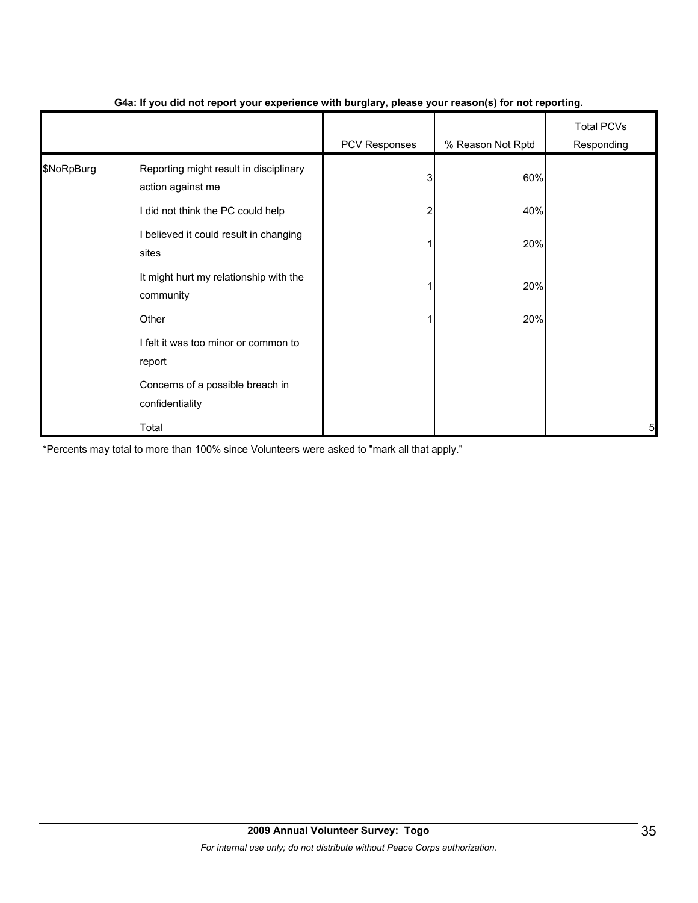**G4a: If you did not report your experience with burglary, please your reason(s) for not reporting.**

| | | PCV Responses | % Reason Not Rptd | Total PCVs Responding |
|---|---|---|---|---|
| $NoRpBurg | Reporting might result in disciplinary action against me | 3 | 60% | |
| | I did not think the PC could help | 2 | 40% | |
| | I believed it could result in changing sites | 1 | 20% | |
| | It might hurt my relationship with the community | 1 | 20% | |
| | Other | 1 | 20% | |
| | I felt it was too minor or common to report | | | |
| | Concerns of a possible breach in confidentiality | | | |
| | Total | | | 5 |

*Percents may total to more than 100% since Volunteers were asked to "mark all that apply."

**2009 Annual Volunteer Survey: Togo**

*For internal use only; do not distribute without Peace Corps authorization.*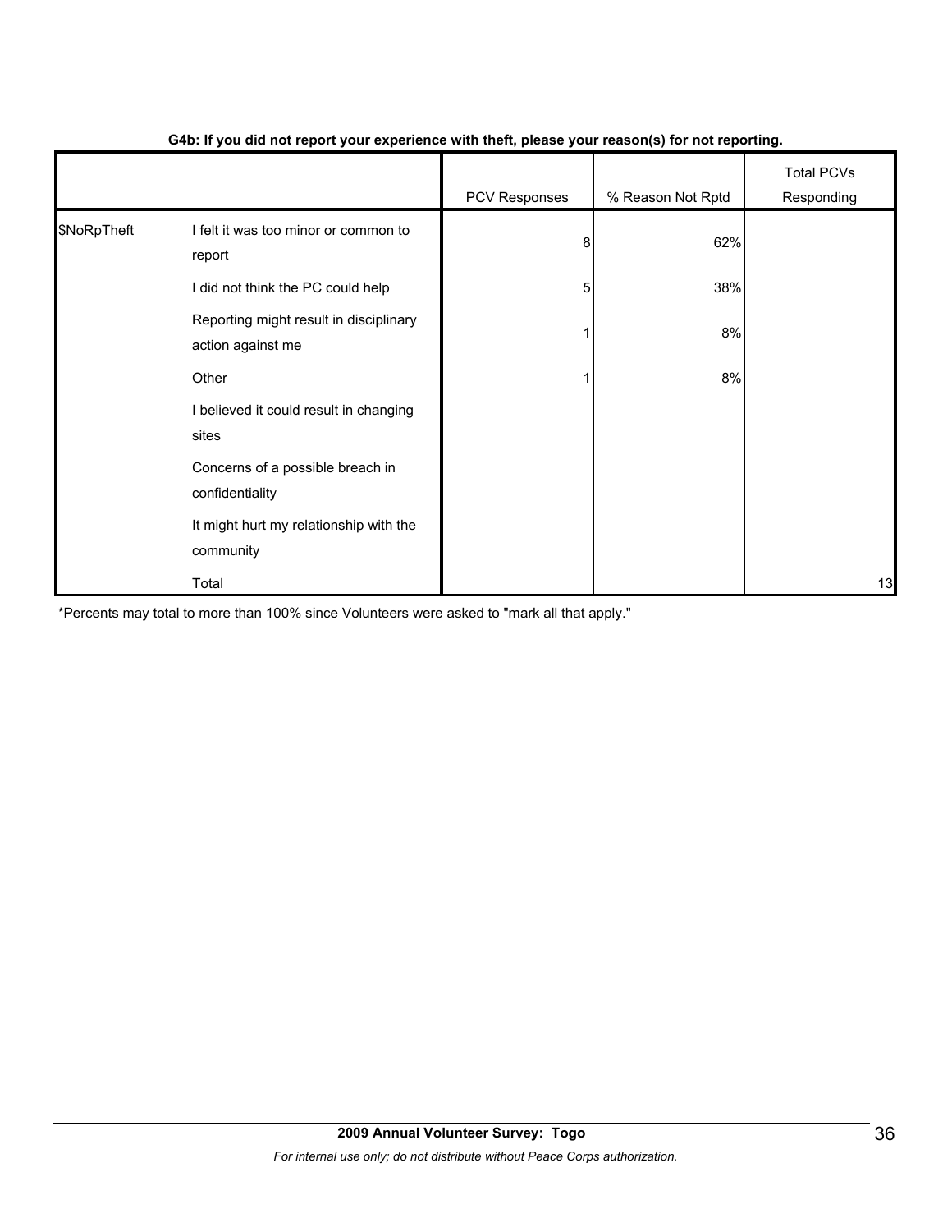**G4b: If you did not report your experience with theft, please your reason(s) for not reporting.**

| | | PCV Responses | % Reason Not Rptd | Total PCVs Responding |
|---|---|---|---|---|
| $NoRpTheft | I felt it was too minor or common to report | 8 | 62% | |
| | I did not think the PC could help | 5 | 38% | |
| | Reporting might result in disciplinary action against me | 1 | 8% | |
| | Other | 1 | 8% | |
| | I believed it could result in changing sites | | | |
| | Concerns of a possible breach in confidentiality | | | |
| | It might hurt my relationship with the community | | | |
| | Total | | | 13 |

*Percents may total to more than 100% since Volunteers were asked to "mark all that apply."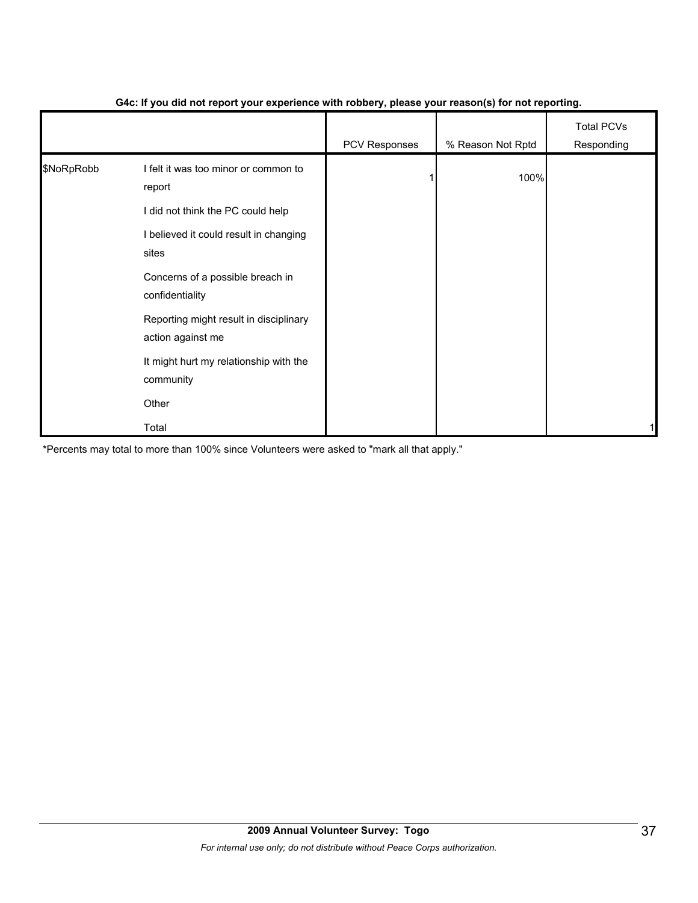**G4c: If you did not report your experience with robbery, please your reason(s) for not reporting.**

| | | PCV Responses | % Reason Not Rptd | Total PCVs Responding |
|---|---|---|---|---|
| $NoRpRobb | I felt it was too minor or common to report | 1 | 100% | |
| | I did not think the PC could help | | | |
| | I believed it could result in changing sites | | | |
| | Concerns of a possible breach in confidentiality | | | |
| | Reporting might result in disciplinary action against me | | | |
| | It might hurt my relationship with the community | | | |
| | Other | | | |
| | Total | | | 1 |

*Percents may total to more than 100% since Volunteers were asked to "mark all that apply."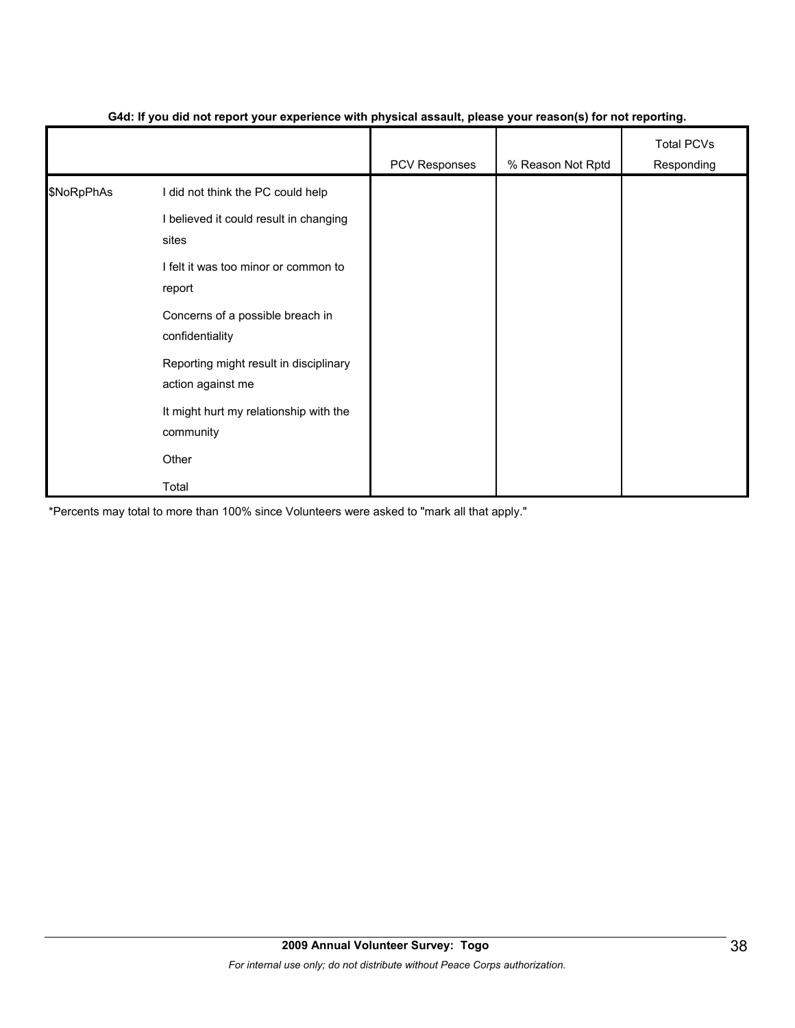**G4d: If you did not report your experience with physical assault, please your reason(s) for not reporting.**

| | | PCV Responses | % Reason Not Rptd | Total PCVs Responding |
|---|---|---|---|---|
| $NoRpPhAs | I did not think the PC could help | | | |
| | I believed it could result in changing sites | | | |
| | I felt it was too minor or common to report | | | |
| | Concerns of a possible breach in confidentiality | | | |
| | Reporting might result in disciplinary action against me | | | |
| | It might hurt my relationship with the community | | | |
| | Other | | | |
| | Total | | | |

*Percents may total to more than 100% since Volunteers were asked to "mark all that apply."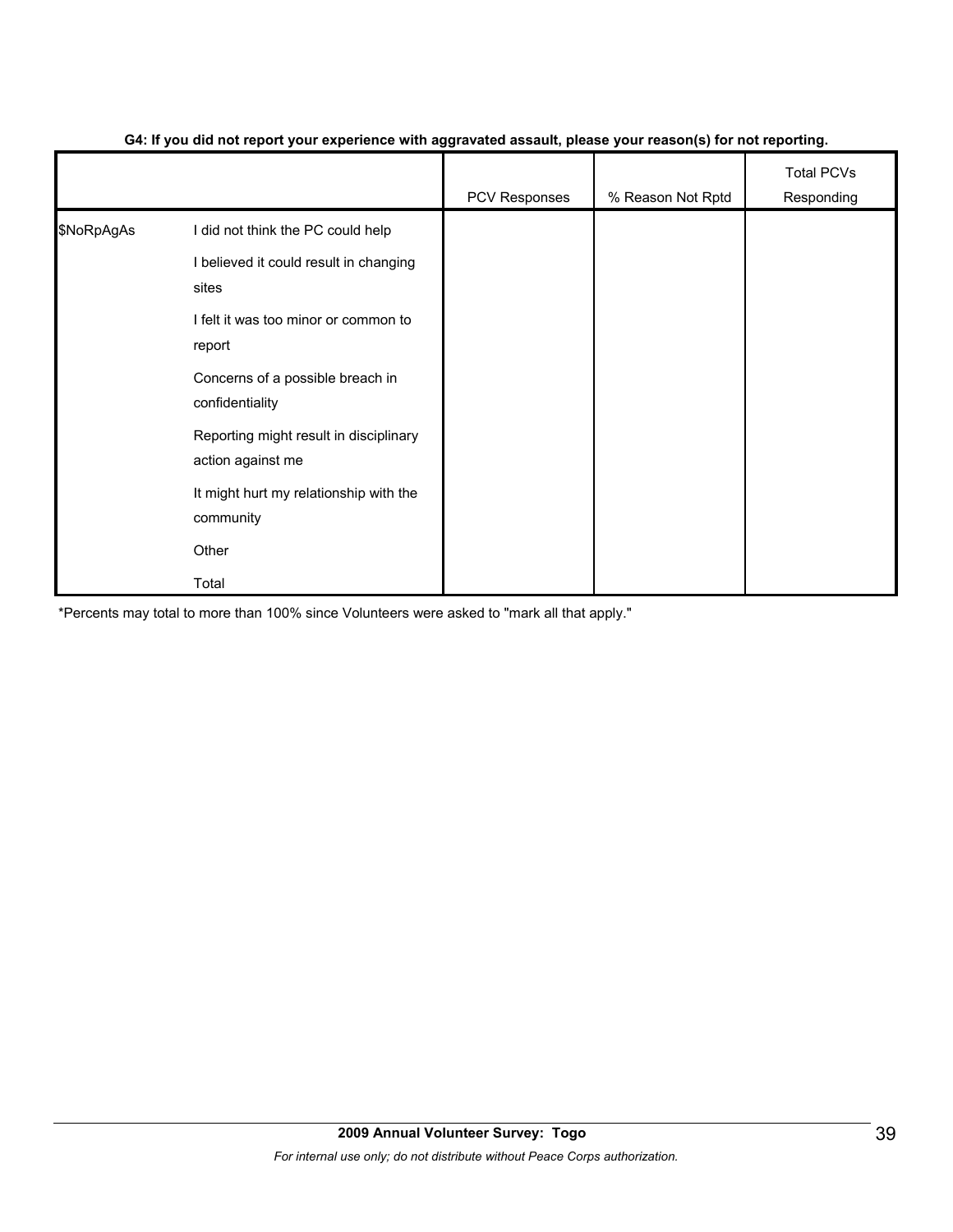**G4: If you did not report your experience with aggravated assault, please your reason(s) for not reporting.**

| | | PCV Responses | % Reason Not Rptd | Total PCVs Responding |
|---|---|---|---|---|
| $NoRpAgAs | I did not think the PC could help | | | |
| | I believed it could result in changing sites | | | |
| | I felt it was too minor or common to report | | | |
| | Concerns of a possible breach in confidentiality | | | |
| | Reporting might result in disciplinary action against me | | | |
| | It might hurt my relationship with the community | | | |
| | Other | | | |
| | Total | | | |

*Percents may total to more than 100% since Volunteers were asked to "mark all that apply."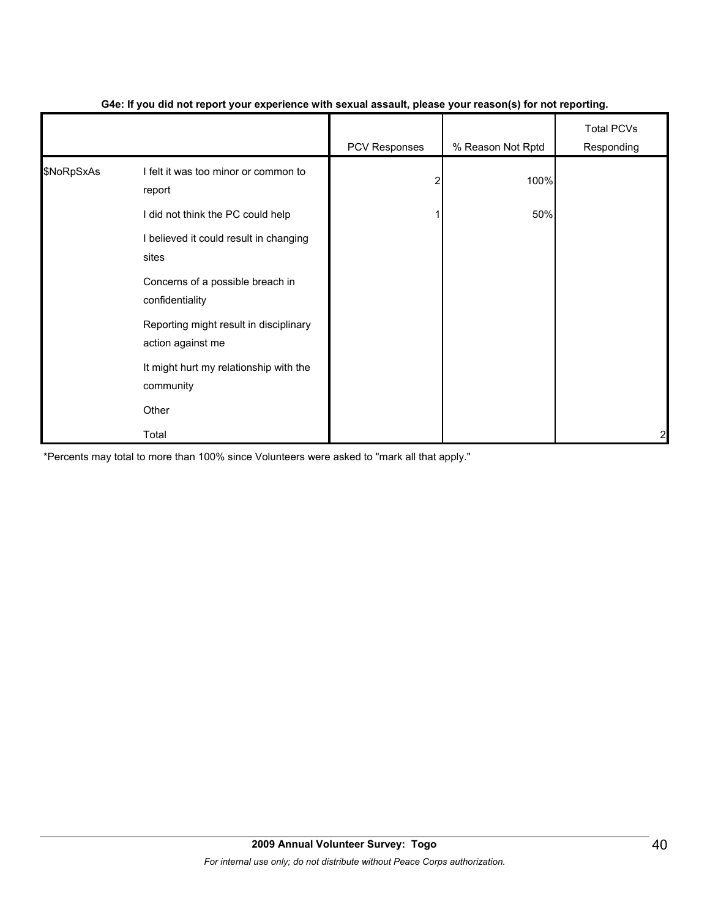**G4e: If you did not report your experience with sexual assault, please your reason(s) for not reporting.**

| | | PCV Responses | % Reason Not Rptd | Total PCVs Responding |
|---|---|---|---|---|
| $NoRpSxAs | I felt it was too minor or common to report | 2 | 100% | |
| | I did not think the PC could help | 1 | 50% | |
| | I believed it could result in changing sites | | | |
| | Concerns of a possible breach in confidentiality | | | |
| | Reporting might result in disciplinary action against me | | | |
| | It might hurt my relationship with the community | | | |
| | Other | | | |
| | Total | | | 2 |

*Percents may total to more than 100% since Volunteers were asked to "mark all that apply."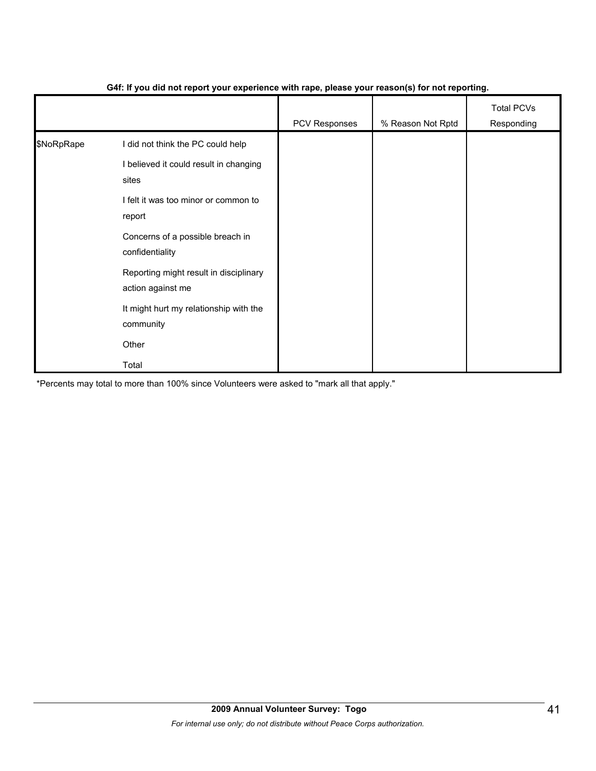**G4f: If you did not report your experience with rape, please your reason(s) for not reporting.**

| | | PCV Responses | % Reason Not Rptd | Total PCVs Responding |
|---|---|---|---|---|
| $NoRpRape | I did not think the PC could help | | | |
| | I believed it could result in changing sites | | | |
| | I felt it was too minor or common to report | | | |
| | Concerns of a possible breach in confidentiality | | | |
| | Reporting might result in disciplinary action against me | | | |
| | It might hurt my relationship with the community | | | |
| | Other | | | |
| | Total | | | |

*Percents may total to more than 100% since Volunteers were asked to "mark all that apply."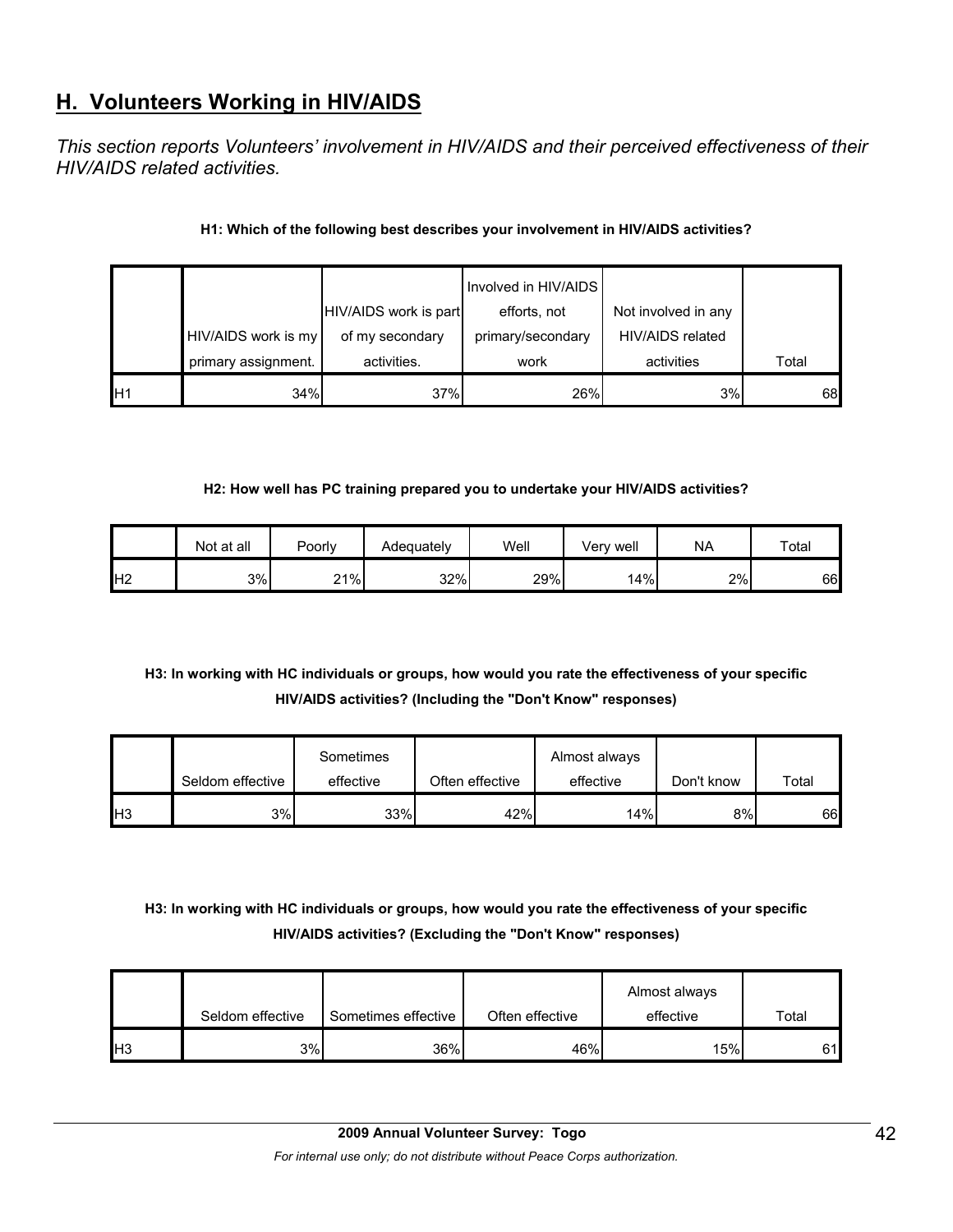## H. Volunteers Working in HIV/AIDS

*This section reports Volunteers' involvement in HIV/AIDS and their perceived effectiveness of their HIV/AIDS related activities.*

**H1: Which of the following best describes your involvement in HIV/AIDS activities?**

| | HIV/AIDS work is my primary assignment. | HIV/AIDS work is part of my secondary activities. | Involved in HIV/AIDS efforts, not primary/secondary work | Not involved in any HIV/AIDS related activities | Total |
|---|---|---|---|---|---|
| H1 | 34% | 37% | 26% | 3% | 68 |

**H2: How well has PC training prepared you to undertake your HIV/AIDS activities?**

| | Not at all | Poorly | Adequately | Well | Very well | NA | Total |
|---|---|---|---|---|---|---|---|
| H2 | 3% | 21% | 32% | 29% | 14% | 2% | 66 |

**H3: In working with HC individuals or groups, how would you rate the effectiveness of your specific HIV/AIDS activities? (Including the "Don't Know" responses)**

| | Seldom effective | Sometimes effective | Often effective | Almost always effective | Don't know | Total |
|---|---|---|---|---|---|---|
| H3 | 3% | 33% | 42% | 14% | 8% | 66 |

**H3: In working with HC individuals or groups, how would you rate the effectiveness of your specific HIV/AIDS activities? (Excluding the "Don't Know" responses)**

| | Seldom effective | Sometimes effective | Often effective | Almost always effective | Total |
|---|---|---|---|---|---|
| H3 | 3% | 36% | 46% | 15% | 61 |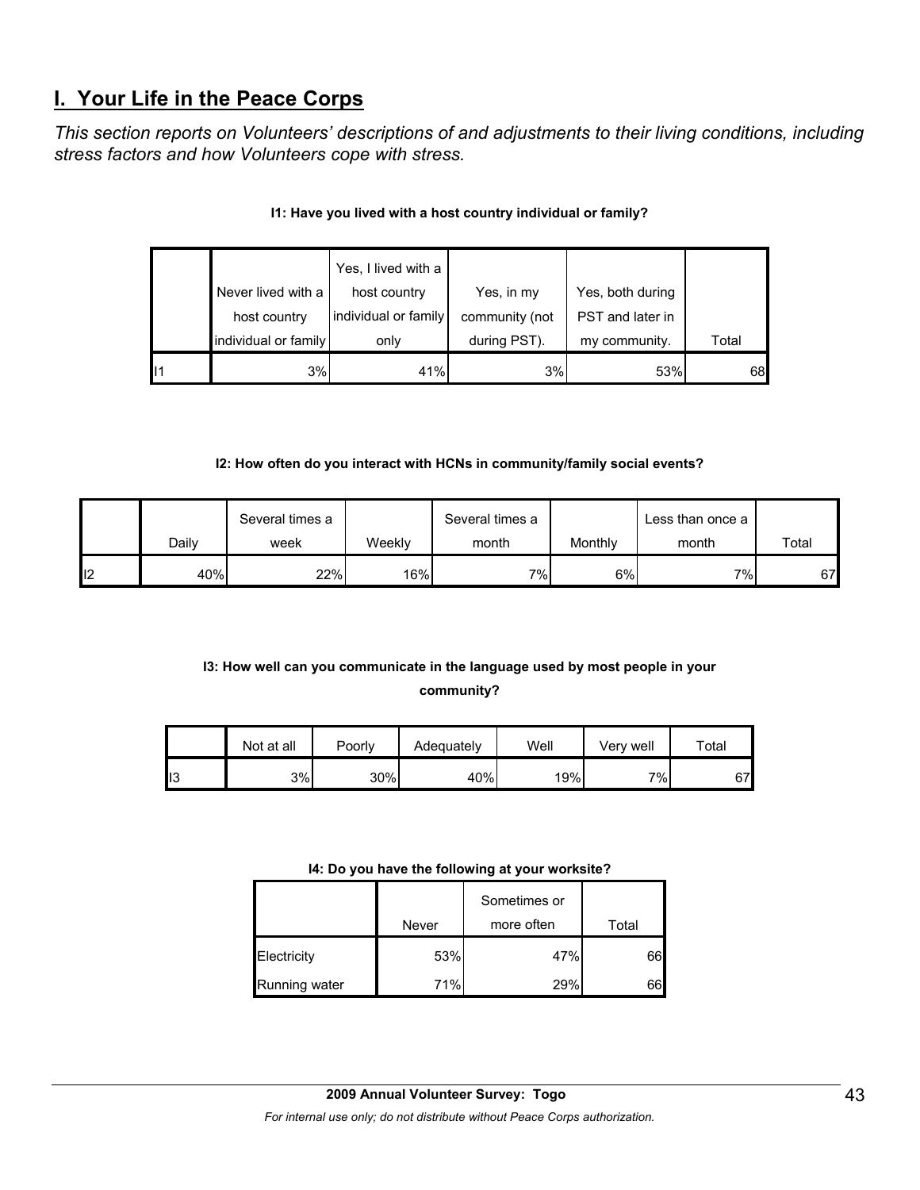## I. Your Life in the Peace Corps

*This section reports on Volunteers' descriptions of and adjustments to their living conditions, including stress factors and how Volunteers cope with stress.*

**I1: Have you lived with a host country individual or family?**

| | Never lived with a host country individual or family | Yes, I lived with a host country individual or family only | Yes, in my community (not during PST). | Yes, both during PST and later in my community. | Total |
|---|---|---|---|---|---|
| I1 | 3% | 41% | 3% | 53% | 68 |

**I2: How often do you interact with HCNs in community/family social events?**

| | Daily | Several times a week | Weekly | Several times a month | Monthly | Less than once a month | Total |
|---|---|---|---|---|---|---|---|
| I2 | 40% | 22% | 16% | 7% | 6% | 7% | 67 |

**I3: How well can you communicate in the language used by most people in your community?**

| | Not at all | Poorly | Adequately | Well | Very well | Total |
|---|---|---|---|---|---|---|
| I3 | 3% | 30% | 40% | 19% | 7% | 67 |

**I4: Do you have the following at your worksite?**

| | Never | Sometimes or more often | Total |
|---|---|---|---|
| Electricity | 53% | 47% | 66 |
| Running water | 71% | 29% | 66 |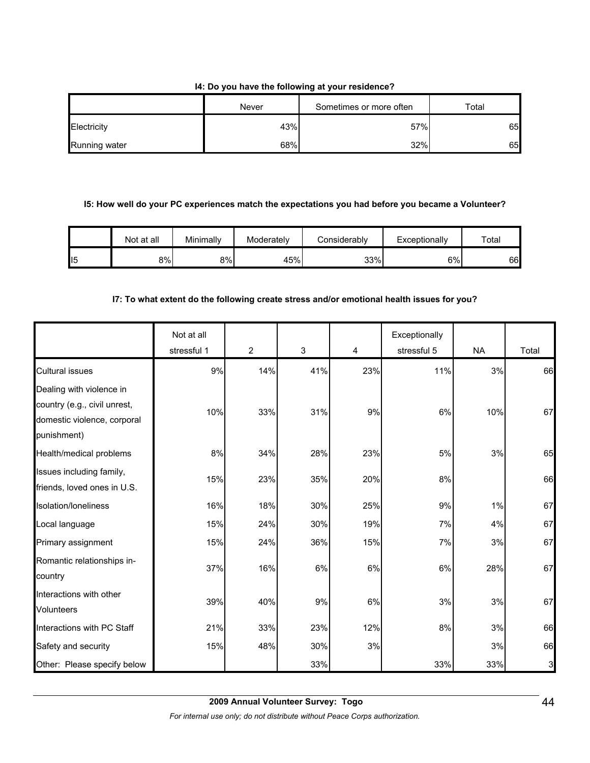**I4: Do you have the following at your residence?**

| | Never | Sometimes or more often | Total |
|---|---|---|---|
| Electricity | 43% | 57% | 65 |
| Running water | 68% | 32% | 65 |

**I5: How well do your PC experiences match the expectations you had before you became a Volunteer?**

| | Not at all | Minimally | Moderately | Considerably | Exceptionally | Total |
|---|---|---|---|---|---|---|
| I5 | 8% | 8% | 45% | 33% | 6% | 66 |

**I7: To what extent do the following create stress and/or emotional health issues for you?**

| | Not at all stressful 1 | 2 | 3 | 4 | Exceptionally stressful 5 | NA | Total |
|---|---|---|---|---|---|---|---|
| Cultural issues | 9% | 14% | 41% | 23% | 11% | 3% | 66 |
| Dealing with violence in country (e.g., civil unrest, domestic violence, corporal punishment) | 10% | 33% | 31% | 9% | 6% | 10% | 67 |
| Health/medical problems | 8% | 34% | 28% | 23% | 5% | 3% | 65 |
| Issues including family, friends, loved ones in U.S. | 15% | 23% | 35% | 20% | 8% | | 66 |
| Isolation/loneliness | 16% | 18% | 30% | 25% | 9% | 1% | 67 |
| Local language | 15% | 24% | 30% | 19% | 7% | 4% | 67 |
| Primary assignment | 15% | 24% | 36% | 15% | 7% | 3% | 67 |
| Romantic relationships in-country | 37% | 16% | 6% | 6% | 6% | 28% | 67 |
| Interactions with other Volunteers | 39% | 40% | 9% | 6% | 3% | 3% | 67 |
| Interactions with PC Staff | 21% | 33% | 23% | 12% | 8% | 3% | 66 |
| Safety and security | 15% | 48% | 30% | 3% | | 3% | 66 |
| Other: Please specify below | | | 33% | | 33% | 33% | 3 |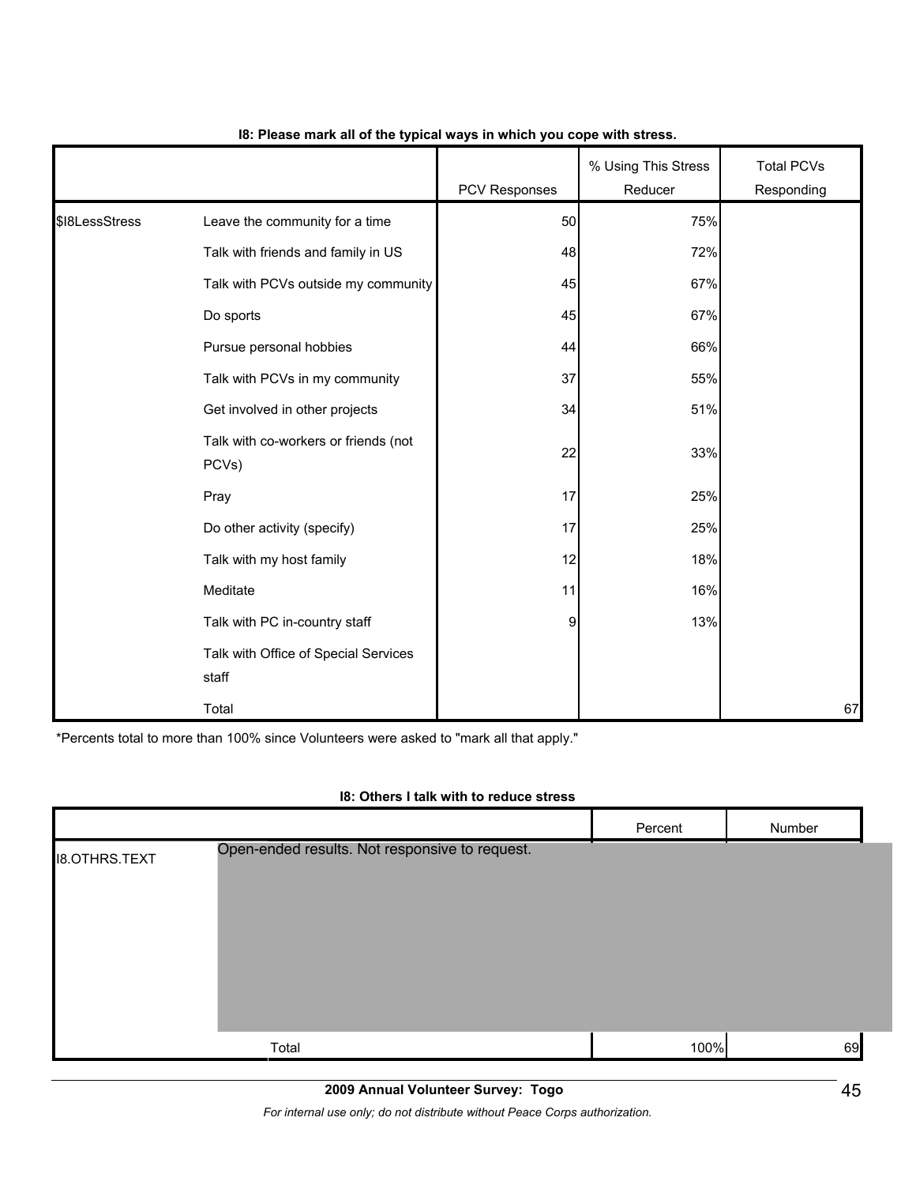**I8: Please mark all of the typical ways in which you cope with stress.**

| | | PCV Responses | % Using This Stress Reducer | Total PCVs Responding |
|---|---|---|---|---|
| $I8LessStress | Leave the community for a time | 50 | 75% | |
| | Talk with friends and family in US | 48 | 72% | |
| | Talk with PCVs outside my community | 45 | 67% | |
| | Do sports | 45 | 67% | |
| | Pursue personal hobbies | 44 | 66% | |
| | Talk with PCVs in my community | 37 | 55% | |
| | Get involved in other projects | 34 | 51% | |
| | Talk with co-workers or friends (not PCVs) | 22 | 33% | |
| | Pray | 17 | 25% | |
| | Do other activity (specify) | 17 | 25% | |
| | Talk with my host family | 12 | 18% | |
| | Meditate | 11 | 16% | |
| | Talk with PC in-country staff | 9 | 13% | |
| | Talk with Office of Special Services staff | | | |
| | Total | | | 67 |

*Percents total to more than 100% since Volunteers were asked to "mark all that apply."

**I8: Others I talk with to reduce stress**

| | | Percent | Number |
|---|---|---|---|
| I8.OTHRS.TEXT | Open-ended results. Not responsive to request. | | |
| | Total | 100% | 69 |

**2009 Annual Volunteer Survey: Togo**

*For internal use only; do not distribute without Peace Corps authorization.*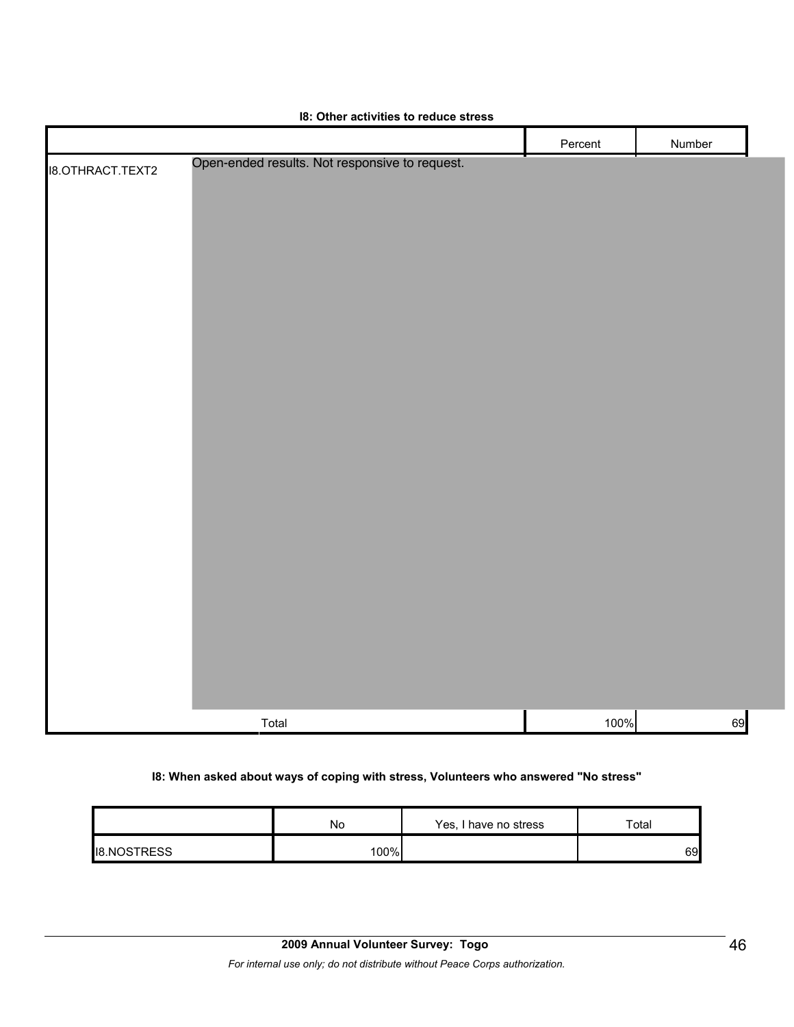### I8: Other activities to reduce stress

| | | Percent | Number |
|---|---|---|---|
| I8.OTHRACT.TEXT2 | Open-ended results. Not responsive to request. | | |
| | Total | 100% | 69 |

### I8: When asked about ways of coping with stress, Volunteers who answered "No stress"

| | No | Yes, I have no stress | Total |
|---|---|---|---|
| I8.NOSTRESS | 100% | | 69 |

**2009 Annual Volunteer Survey: Togo**

*For internal use only; do not distribute without Peace Corps authorization.*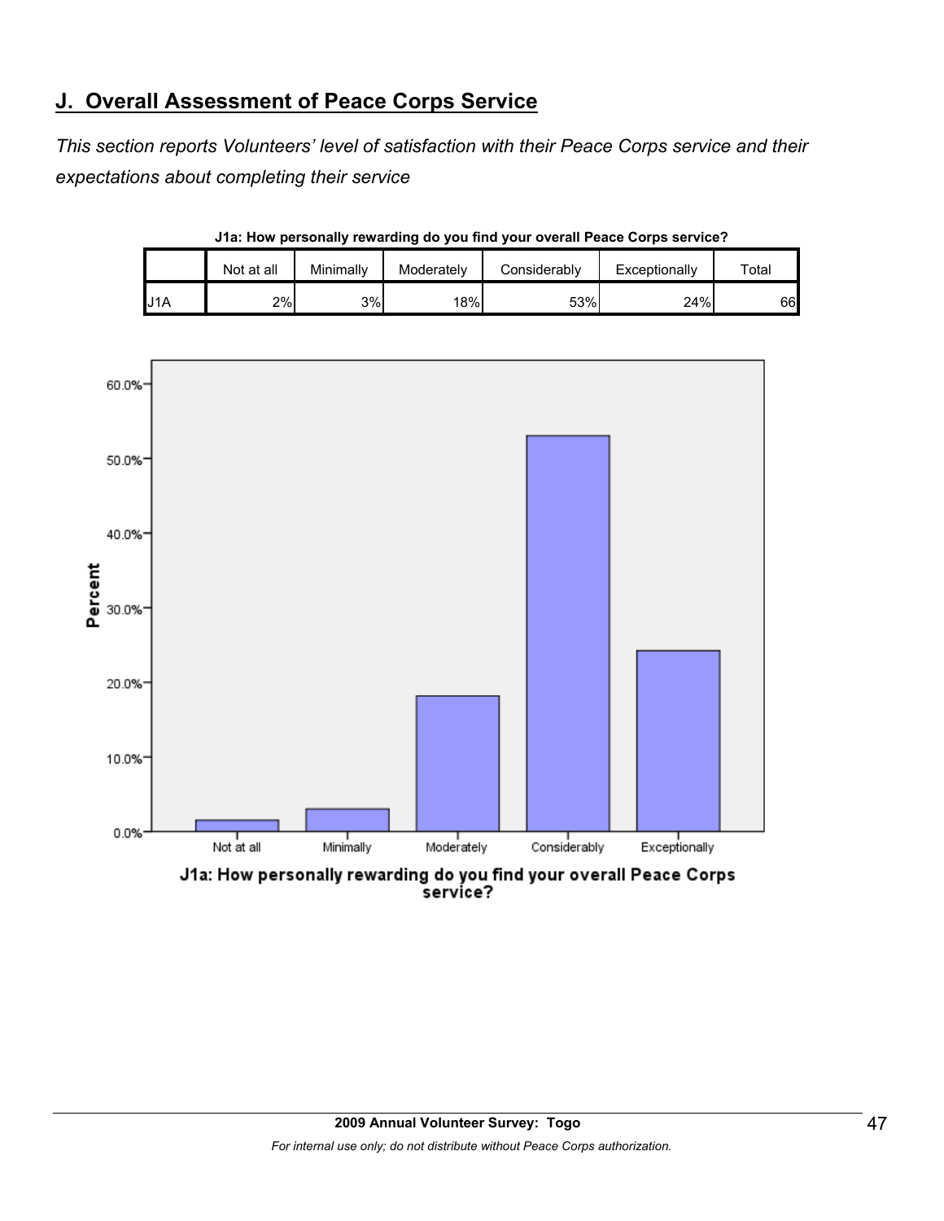## J. Overall Assessment of Peace Corps Service

*This section reports Volunteers' level of satisfaction with their Peace Corps service and their expectations about completing their service*

**J1a: How personally rewarding do you find your overall Peace Corps service?**

| | Not at all | Minimally | Moderately | Considerably | Exceptionally | Total |
|---|---|---|---|---|---|---|
| J1A | 2% | 3% | 18% | 53% | 24% | 66 |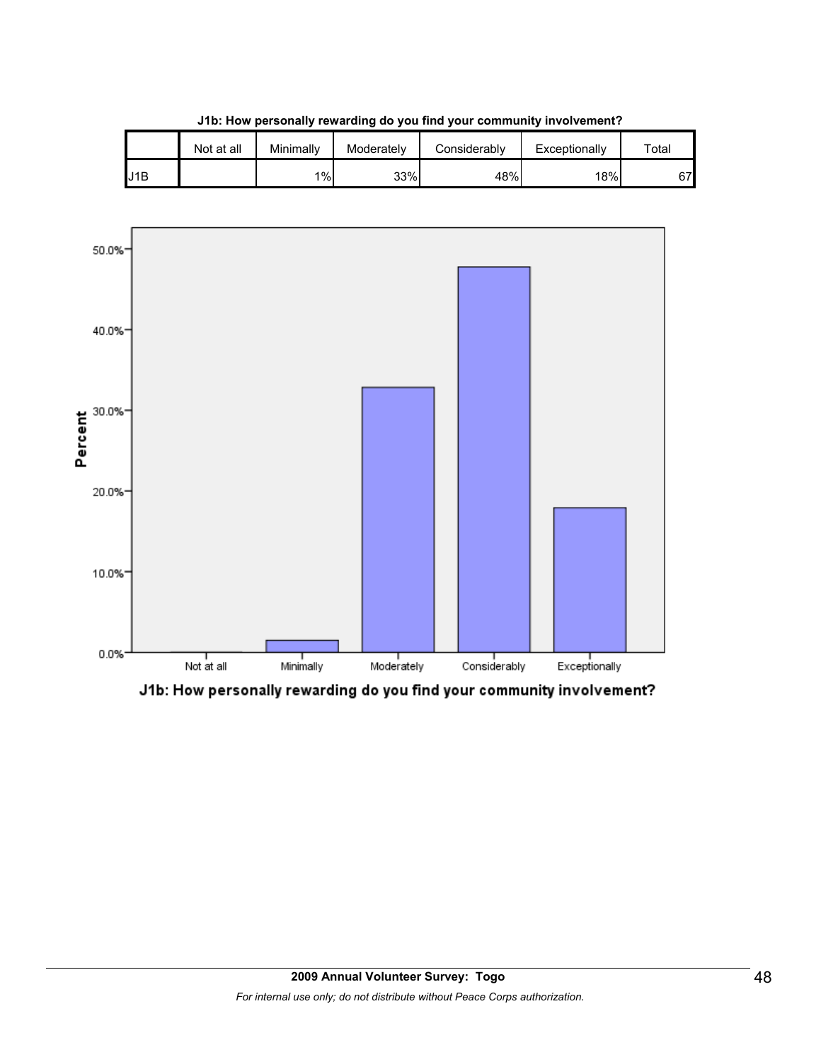**J1b: How personally rewarding do you find your community involvement?**

| | Not at all | Minimally | Moderately | Considerably | Exceptionally | Total |
|---|---|---|---|---|---|---|
| J1B | | 1% | 33% | 48% | 18% | 67 |

J1b: How personally rewarding do you find your community involvement?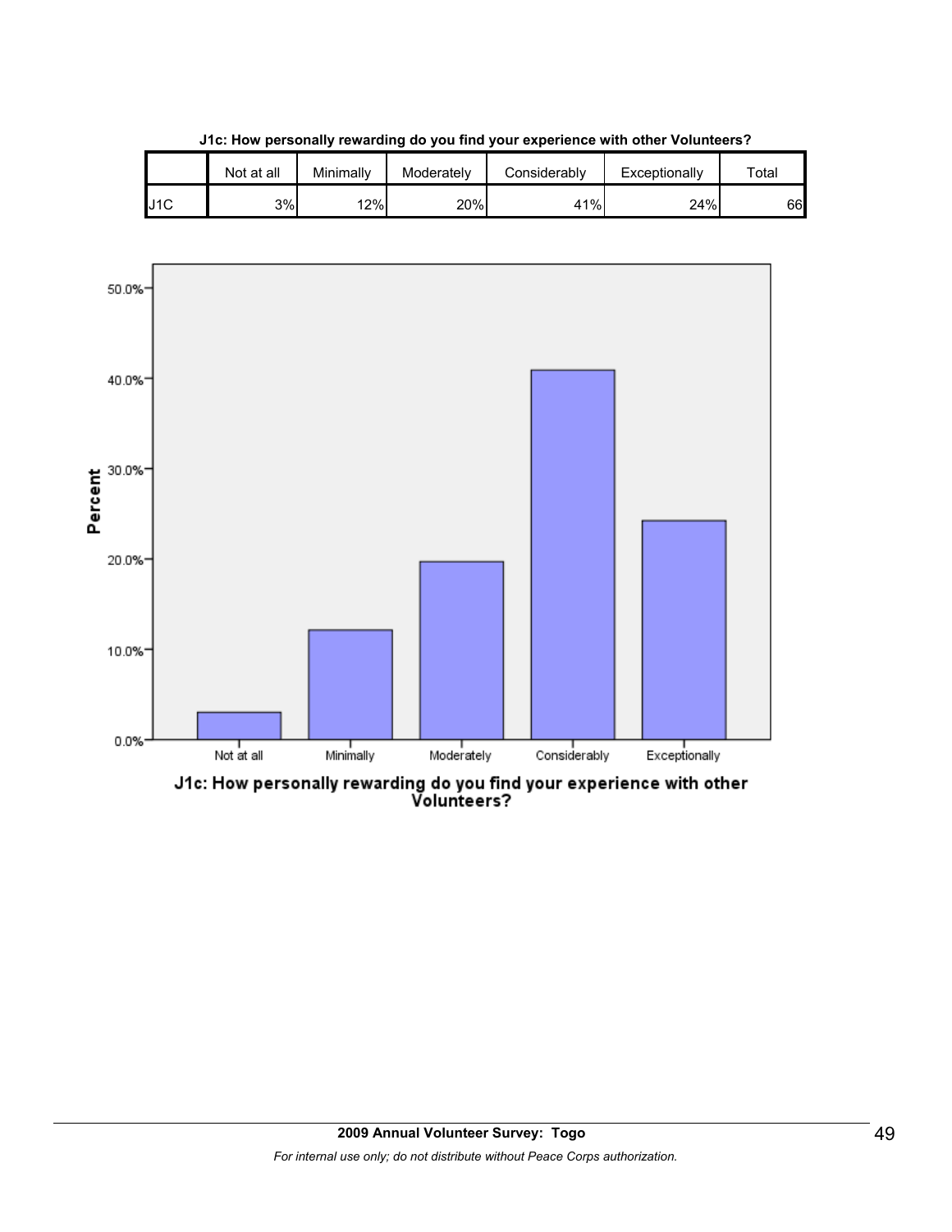**J1c: How personally rewarding do you find your experience with other Volunteers?**

| | Not at all | Minimally | Moderately | Considerably | Exceptionally | Total |
|---|---|---|---|---|---|---|
| J1C | 3% | 12% | 20% | 41% | 24% | 66 |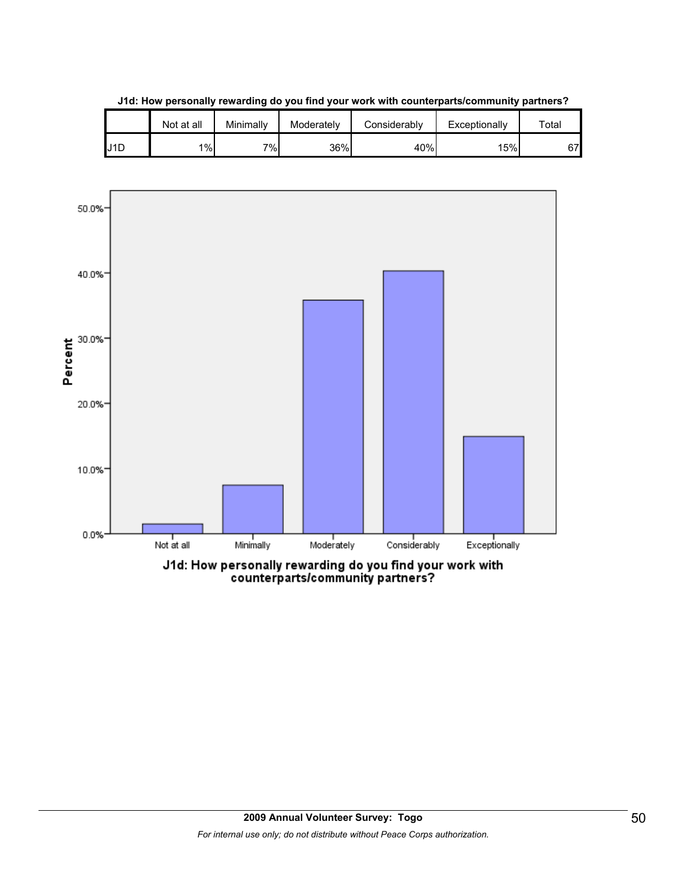**J1d: How personally rewarding do you find your work with counterparts/community partners?**

| | Not at all | Minimally | Moderately | Considerably | Exceptionally | Total |
|---|---|---|---|---|---|---|
| J1D | 1% | 7% | 36% | 40% | 15% | 67 |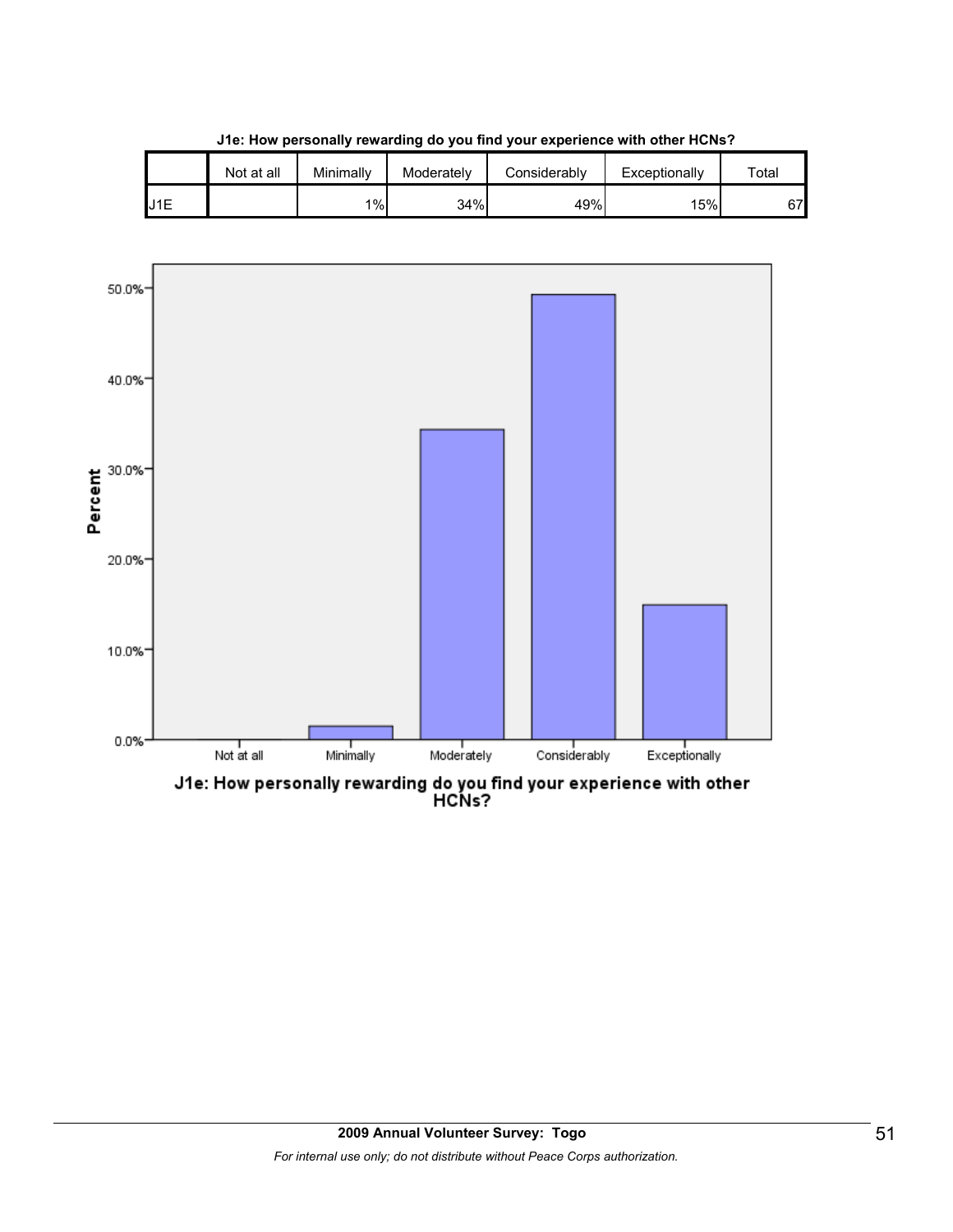**J1e: How personally rewarding do you find your experience with other HCNs?**

| | Not at all | Minimally | Moderately | Considerably | Exceptionally | Total |
|---|---|---|---|---|---|---|
| J1E | | 1% | 34% | 49% | 15% | 67 |

J1e: How personally rewarding do you find your experience with other HCNs?

**2009 Annual Volunteer Survey: Togo**

*For internal use only; do not distribute without Peace Corps authorization.*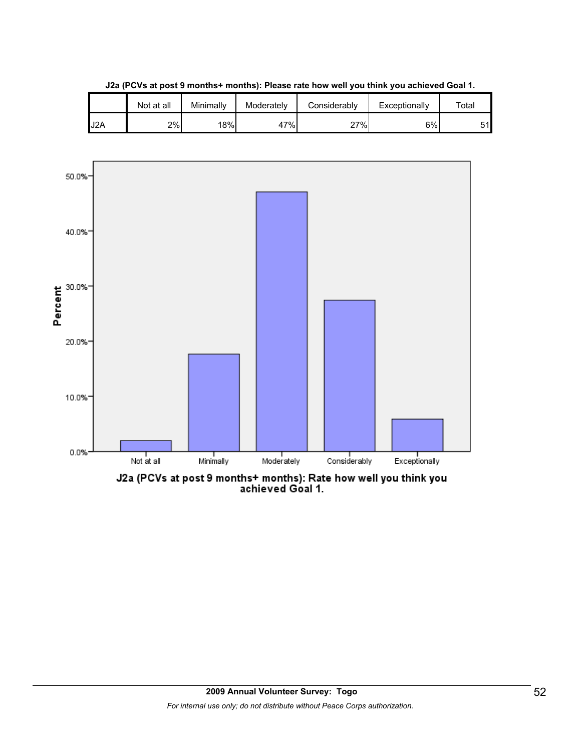**J2a (PCVs at post 9 months+ months): Please rate how well you think you achieved Goal 1.**

| | Not at all | Minimally | Moderately | Considerably | Exceptionally | Total |
|---|---|---|---|---|---|---|
| J2A | 2% | 18% | 47% | 27% | 6% | 51 |

J2a (PCVs at post 9 months+ months): Rate how well you think you achieved Goal 1.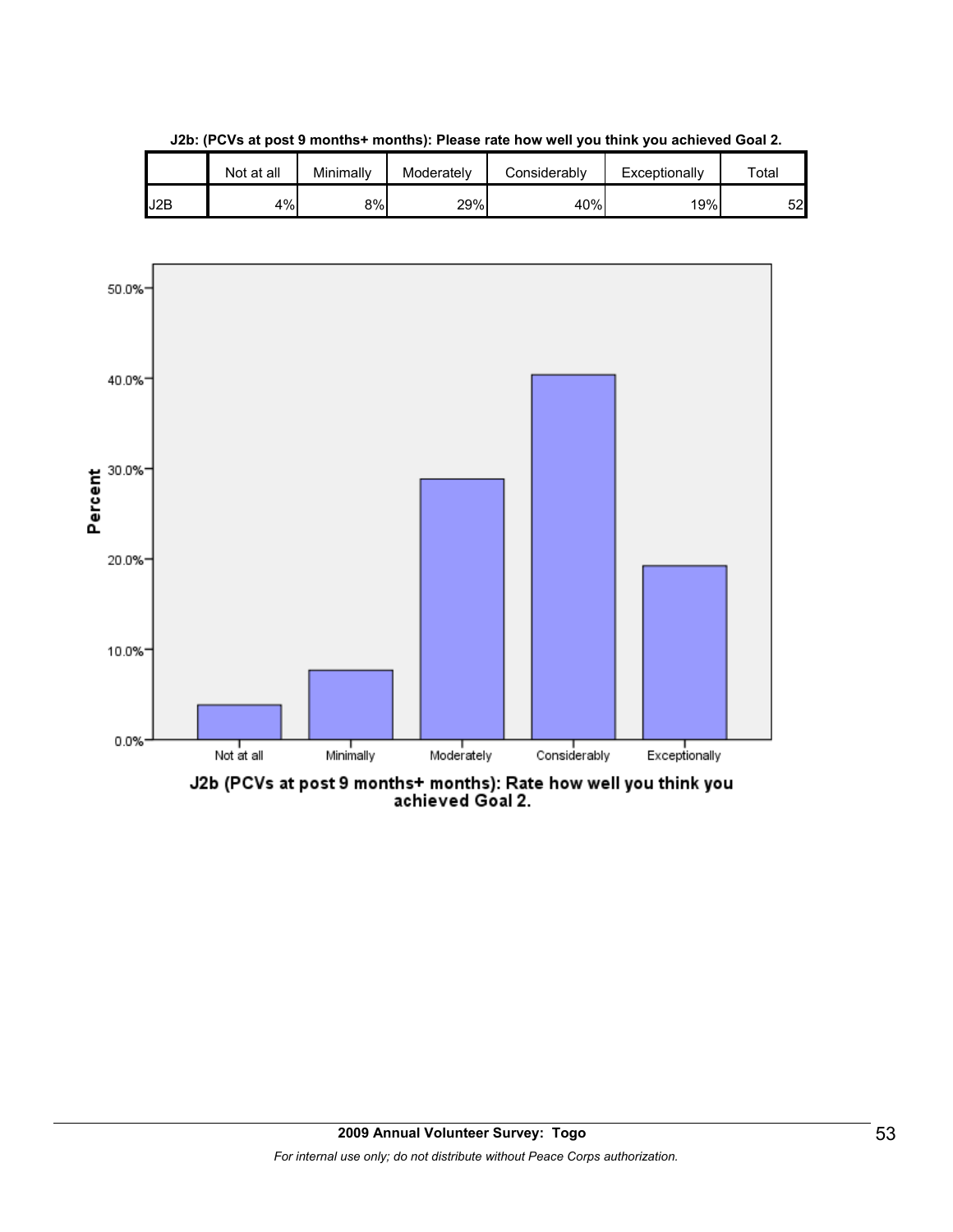**J2b: (PCVs at post 9 months+ months): Please rate how well you think you achieved Goal 2.**

| | Not at all | Minimally | Moderately | Considerably | Exceptionally | Total |
|---|---|---|---|---|---|---|
| J2B | 4% | 8% | 29% | 40% | 19% | 52 |

**J2b (PCVs at post 9 months+ months): Rate how well you think you achieved Goal 2.**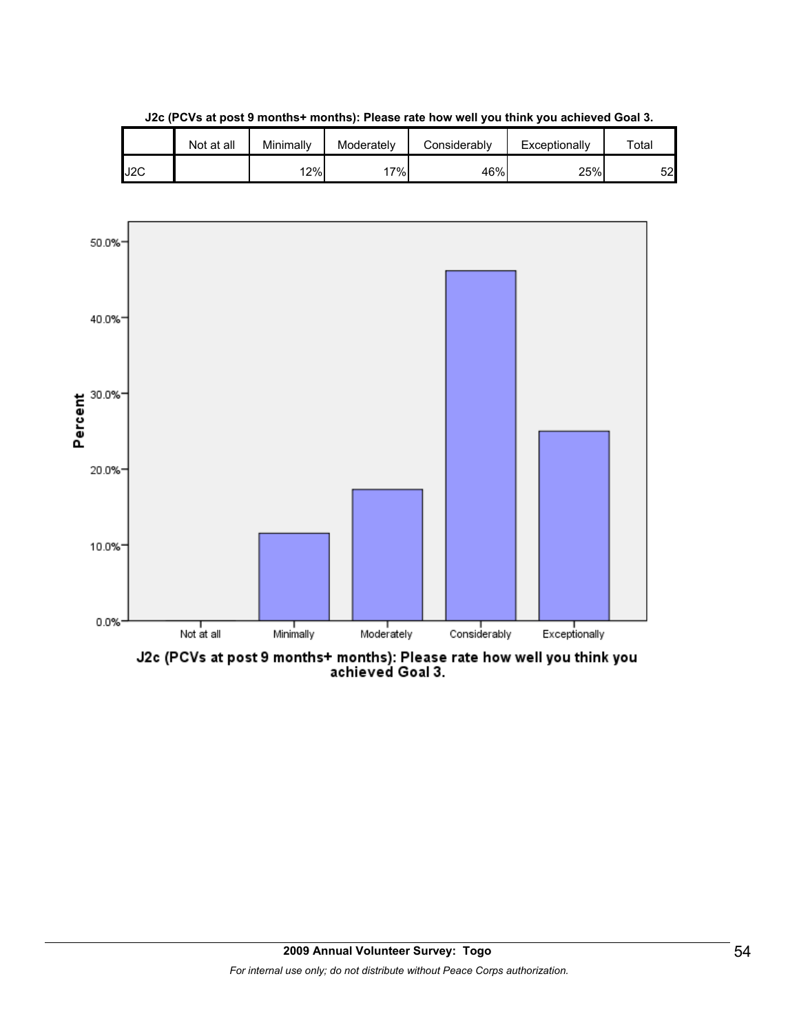**J2c (PCVs at post 9 months+ months): Please rate how well you think you achieved Goal 3.**

|  | Not at all | Minimally | Moderately | Considerably | Exceptionally | Total |
|---|---|---|---|---|---|---|
| J2C |  | 12% | 17% | 46% | 25% | 52 |

J2c (PCVs at post 9 months+ months): Please rate how well you think you achieved Goal 3.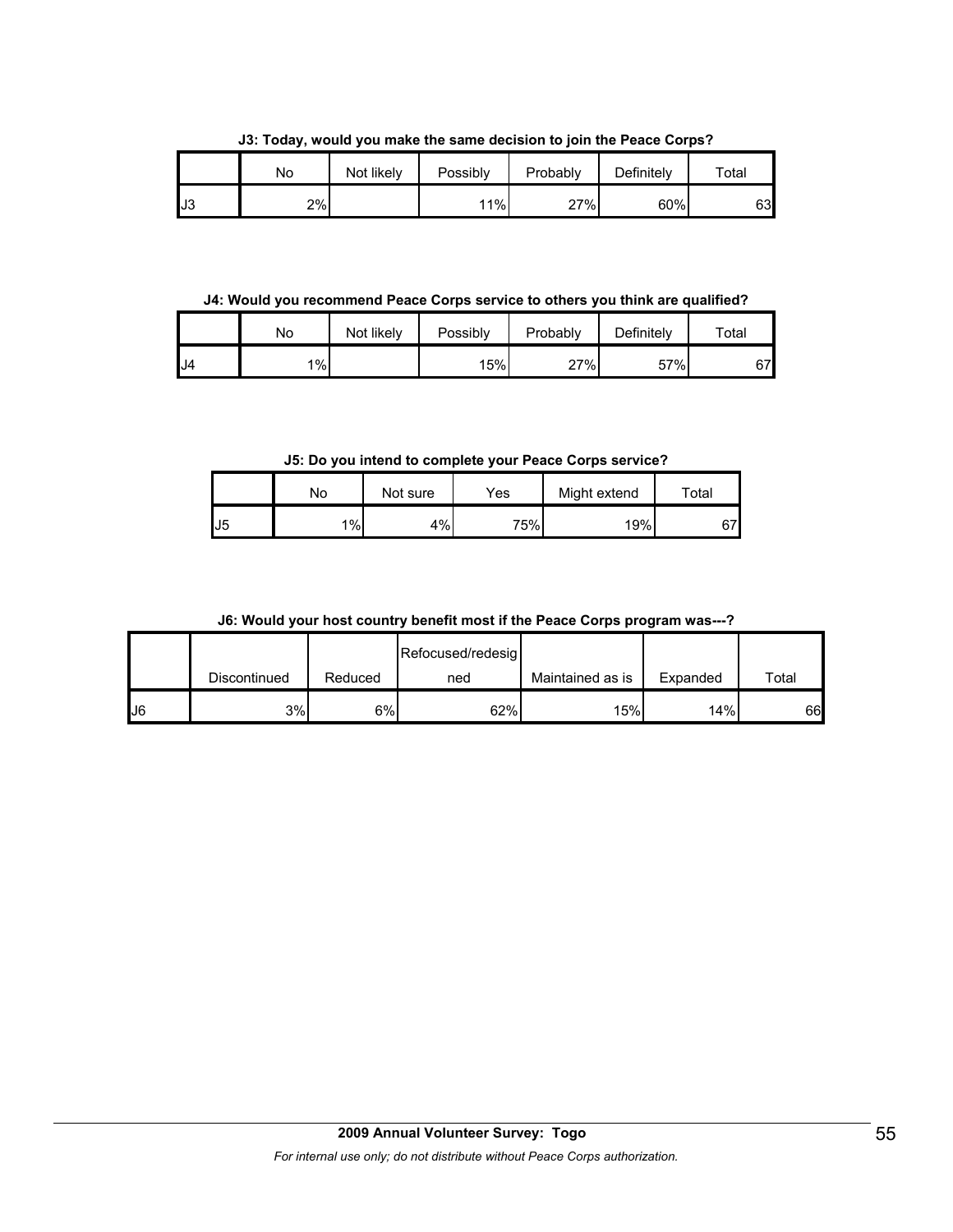**J3: Today, would you make the same decision to join the Peace Corps?**

| | No | Not likely | Possibly | Probably | Definitely | Total |
|---|---|---|---|---|---|---|
| J3 | 2% | | 11% | 27% | 60% | 63 |

**J4: Would you recommend Peace Corps service to others you think are qualified?**

| | No | Not likely | Possibly | Probably | Definitely | Total |
|---|---|---|---|---|---|---|
| J4 | 1% | | 15% | 27% | 57% | 67 |

**J5: Do you intend to complete your Peace Corps service?**

| | No | Not sure | Yes | Might extend | Total |
|---|---|---|---|---|---|
| J5 | 1% | 4% | 75% | 19% | 67 |

**J6: Would your host country benefit most if the Peace Corps program was---?**

| | Discontinued | Reduced | Refocused/redesigned | Maintained as is | Expanded | Total |
|---|---|---|---|---|---|---|
| J6 | 3% | 6% | 62% | 15% | 14% | 66 |

**2009 Annual Volunteer Survey: Togo**

*For internal use only; do not distribute without Peace Corps authorization.*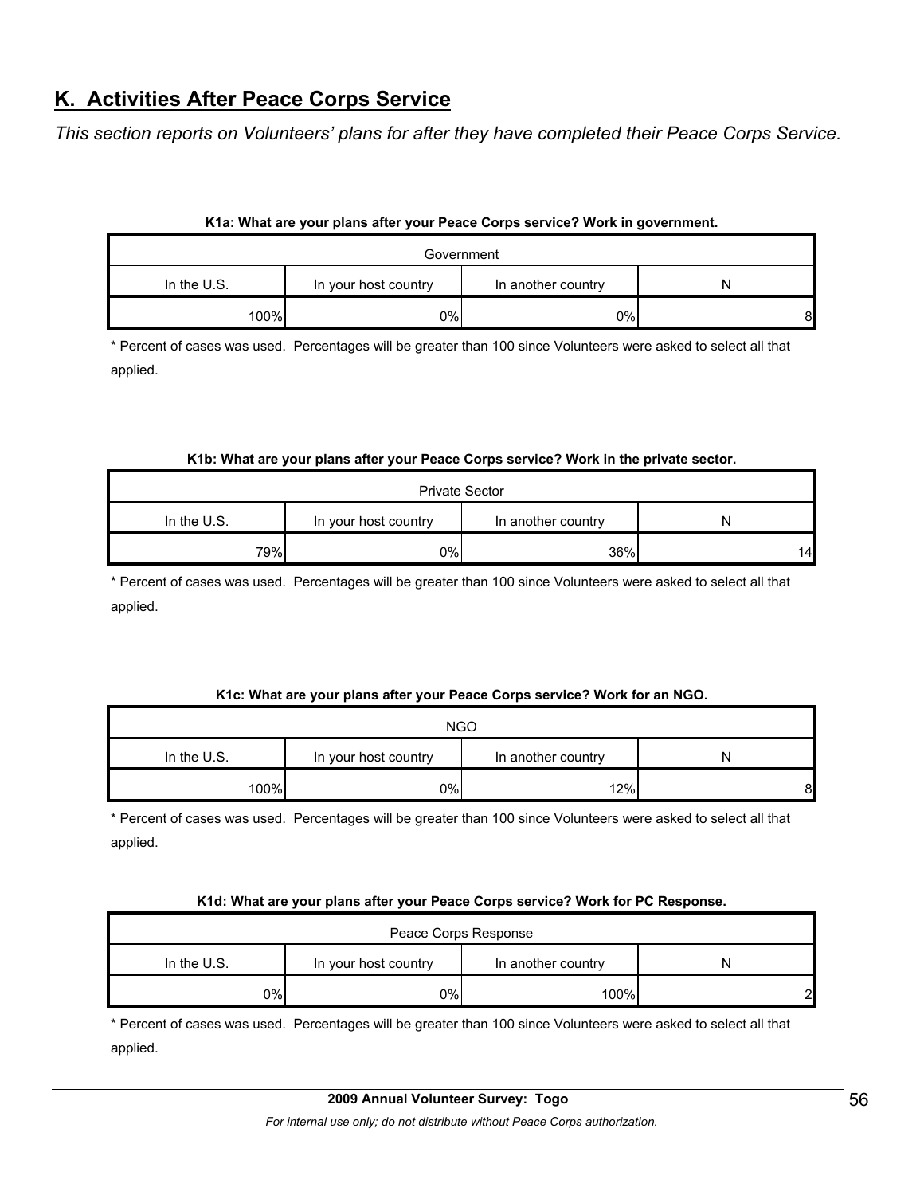## K. Activities After Peace Corps Service

*This section reports on Volunteers' plans for after they have completed their Peace Corps Service.*

**K1a: What are your plans after your Peace Corps service? Work in government.**

| Government | | | |
|---|---|---|---|
| In the U.S. | In your host country | In another country | N |
| 100% | 0% | 0% | 8 |

\* Percent of cases was used. Percentages will be greater than 100 since Volunteers were asked to select all that applied.

**K1b: What are your plans after your Peace Corps service? Work in the private sector.**

| Private Sector | | | |
|---|---|---|---|
| In the U.S. | In your host country | In another country | N |
| 79% | 0% | 36% | 14 |

\* Percent of cases was used. Percentages will be greater than 100 since Volunteers were asked to select all that applied.

**K1c: What are your plans after your Peace Corps service? Work for an NGO.**

| NGO | | | |
|---|---|---|---|
| In the U.S. | In your host country | In another country | N |
| 100% | 0% | 12% | 8 |

\* Percent of cases was used. Percentages will be greater than 100 since Volunteers were asked to select all that applied.

**K1d: What are your plans after your Peace Corps service? Work for PC Response.**

| Peace Corps Response | | | |
|---|---|---|---|
| In the U.S. | In your host country | In another country | N |
| 0% | 0% | 100% | 2 |

\* Percent of cases was used. Percentages will be greater than 100 since Volunteers were asked to select all that applied.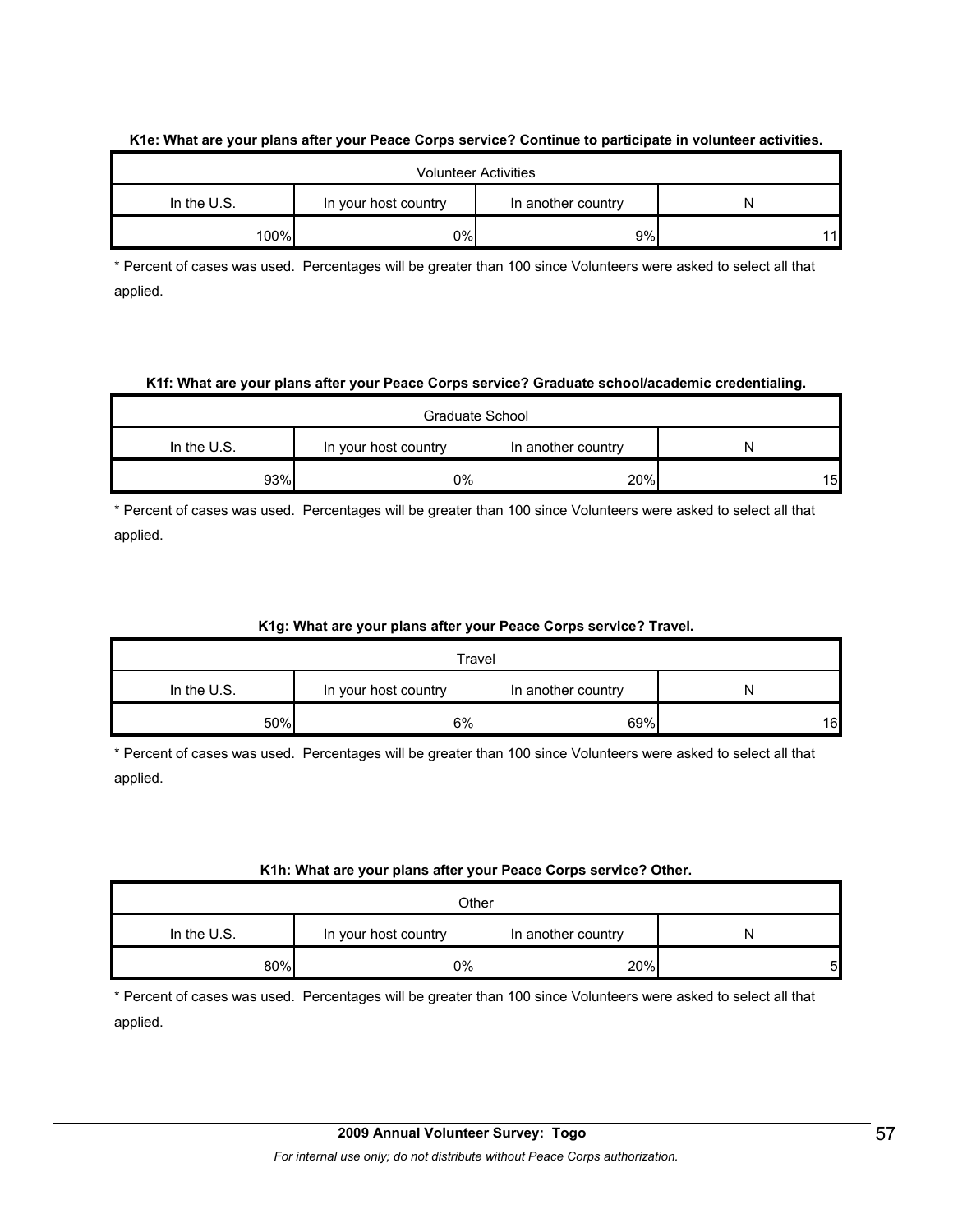**K1e: What are your plans after your Peace Corps service? Continue to participate in volunteer activities.**

| Volunteer Activities | | | |
|---|---|---|---|
| In the U.S. | In your host country | In another country | N |
| 100% | 0% | 9% | 11 |

* Percent of cases was used. Percentages will be greater than 100 since Volunteers were asked to select all that applied.

**K1f: What are your plans after your Peace Corps service? Graduate school/academic credentialing.**

| Graduate School | | | |
|---|---|---|---|
| In the U.S. | In your host country | In another country | N |
| 93% | 0% | 20% | 15 |

* Percent of cases was used. Percentages will be greater than 100 since Volunteers were asked to select all that applied.

**K1g: What are your plans after your Peace Corps service? Travel.**

| Travel | | | |
|---|---|---|---|
| In the U.S. | In your host country | In another country | N |
| 50% | 6% | 69% | 16 |

* Percent of cases was used. Percentages will be greater than 100 since Volunteers were asked to select all that applied.

**K1h: What are your plans after your Peace Corps service? Other.**

| Other | | | |
|---|---|---|---|
| In the U.S. | In your host country | In another country | N |
| 80% | 0% | 20% | 5 |

* Percent of cases was used. Percentages will be greater than 100 since Volunteers were asked to select all that applied.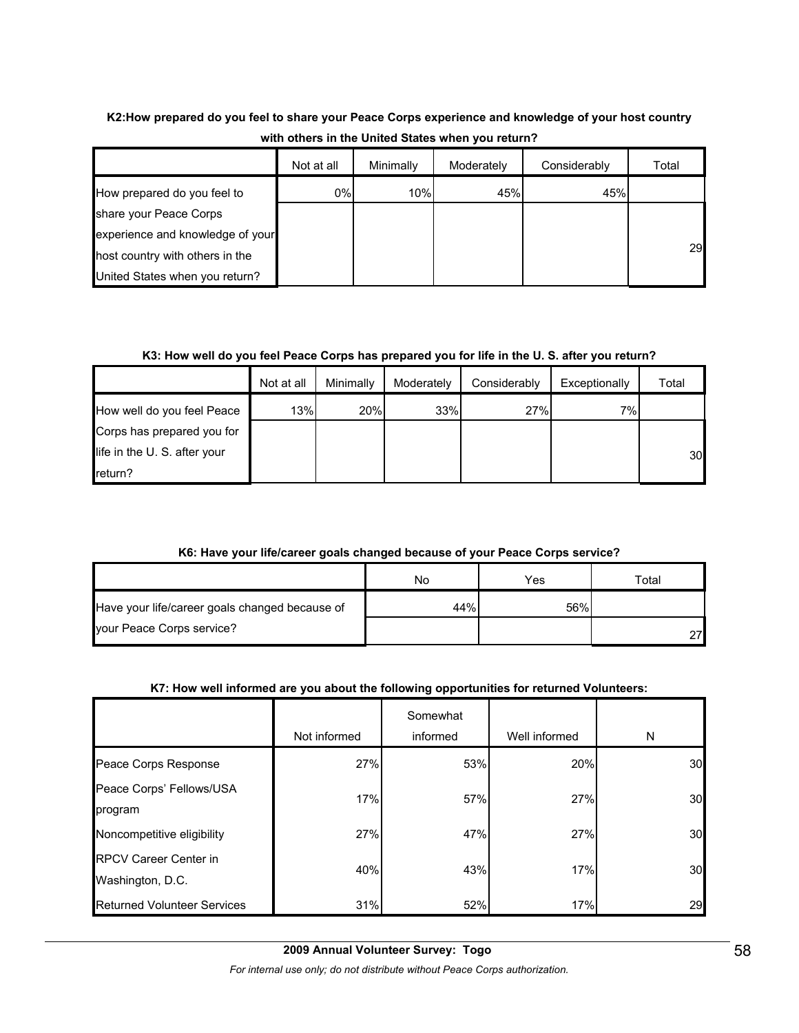**K2:How prepared do you feel to share your Peace Corps experience and knowledge of your host country with others in the United States when you return?**

| | Not at all | Minimally | Moderately | Considerably | Total |
|---|---|---|---|---|---|
| How prepared do you feel to share your Peace Corps experience and knowledge of your host country with others in the United States when you return? | 0% | 10% | 45% | 45% | 29 |

**K3: How well do you feel Peace Corps has prepared you for life in the U. S. after you return?**

| | Not at all | Minimally | Moderately | Considerably | Exceptionally | Total |
|---|---|---|---|---|---|---|
| How well do you feel Peace Corps has prepared you for life in the U. S. after your return? | 13% | 20% | 33% | 27% | 7% | 30 |

**K6: Have your life/career goals changed because of your Peace Corps service?**

| | No | Yes | Total |
|---|---|---|---|
| Have your life/career goals changed because of your Peace Corps service? | 44% | 56% | 27 |

**K7: How well informed are you about the following opportunities for returned Volunteers:**

| | Not informed | Somewhat informed | Well informed | N |
|---|---|---|---|---|
| Peace Corps Response | 27% | 53% | 20% | 30 |
| Peace Corps' Fellows/USA program | 17% | 57% | 27% | 30 |
| Noncompetitive eligibility | 27% | 47% | 27% | 30 |
| RPCV Career Center in Washington, D.C. | 40% | 43% | 17% | 30 |
| Returned Volunteer Services | 31% | 52% | 17% | 29 |

**2009 Annual Volunteer Survey: Togo**

*For internal use only; do not distribute without Peace Corps authorization.*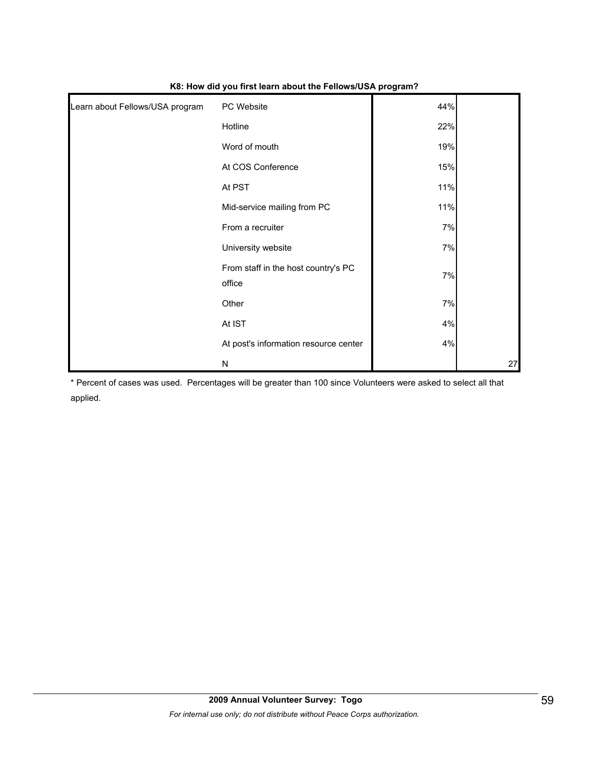**K8: How did you first learn about the Fellows/USA program?**

| | | | |
|---|---|---|---|
| Learn about Fellows/USA program | PC Website | 44% | |
| | Hotline | 22% | |
| | Word of mouth | 19% | |
| | At COS Conference | 15% | |
| | At PST | 11% | |
| | Mid-service mailing from PC | 11% | |
| | From a recruiter | 7% | |
| | University website | 7% | |
| | From staff in the host country's PC office | 7% | |
| | Other | 7% | |
| | At IST | 4% | |
| | At post's information resource center | 4% | |
| | N | | 27 |

* Percent of cases was used. Percentages will be greater than 100 since Volunteers were asked to select all that applied.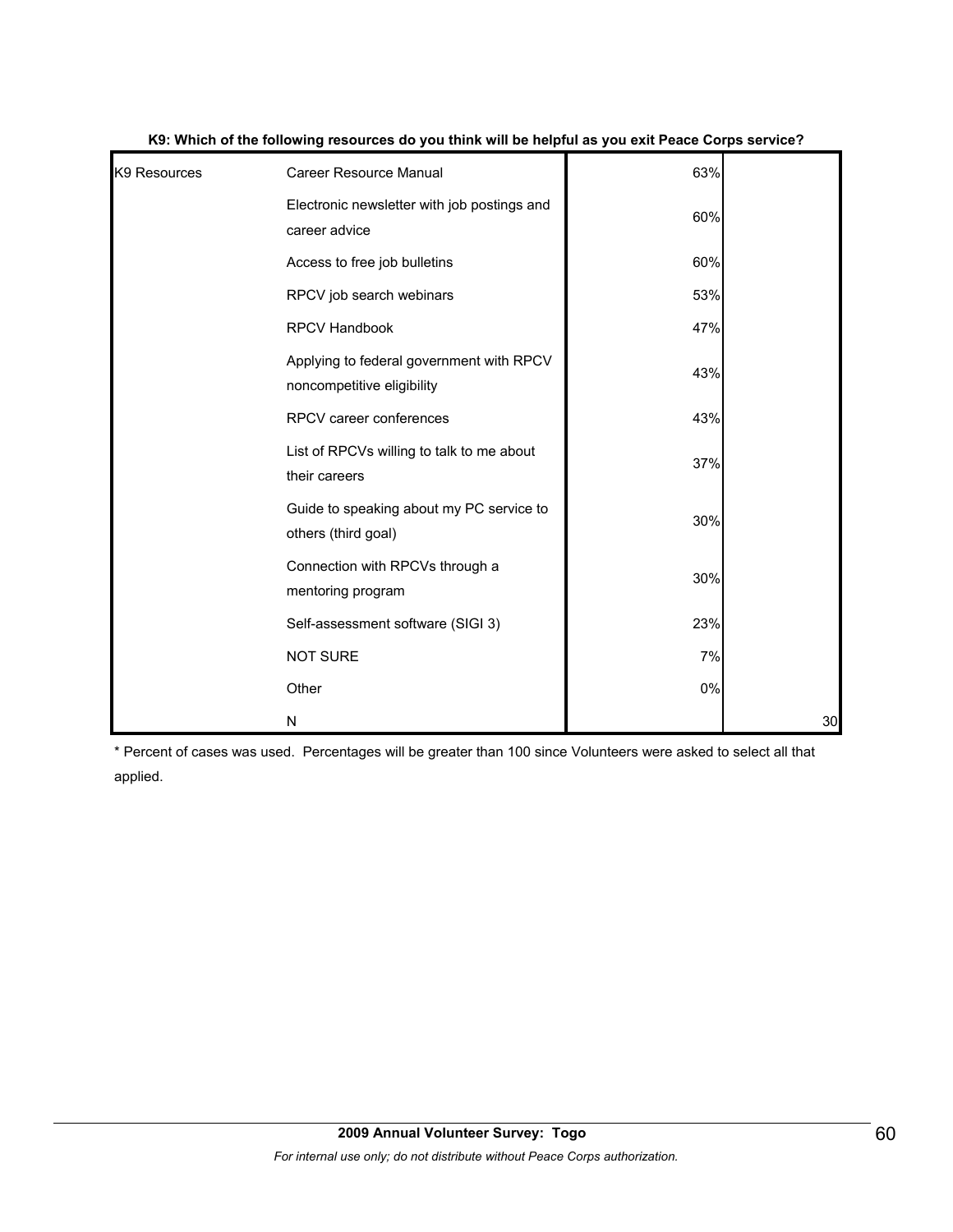**K9: Which of the following resources do you think will be helpful as you exit Peace Corps service?**

| | | | |
|---|---|---|---|
| K9 Resources | Career Resource Manual | 63% | |
| | Electronic newsletter with job postings and career advice | 60% | |
| | Access to free job bulletins | 60% | |
| | RPCV job search webinars | 53% | |
| | RPCV Handbook | 47% | |
| | Applying to federal government with RPCV noncompetitive eligibility | 43% | |
| | RPCV career conferences | 43% | |
| | List of RPCVs willing to talk to me about their careers | 37% | |
| | Guide to speaking about my PC service to others (third goal) | 30% | |
| | Connection with RPCVs through a mentoring program | 30% | |
| | Self-assessment software (SIGI 3) | 23% | |
| | NOT SURE | 7% | |
| | Other | 0% | |
| | N | | 30 |

* Percent of cases was used. Percentages will be greater than 100 since Volunteers were asked to select all that applied.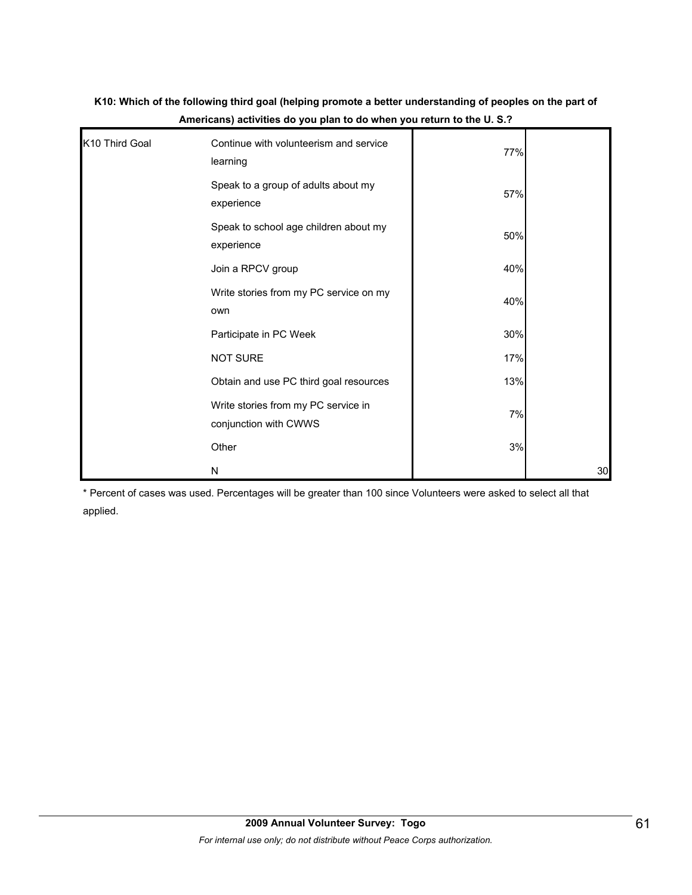**K10: Which of the following third goal (helping promote a better understanding of peoples on the part of Americans) activities do you plan to do when you return to the U. S.?**

| | | | |
|---|---|---|---|
| K10 Third Goal | Continue with volunteerism and service learning | 77% | |
| | Speak to a group of adults about my experience | 57% | |
| | Speak to school age children about my experience | 50% | |
| | Join a RPCV group | 40% | |
| | Write stories from my PC service on my own | 40% | |
| | Participate in PC Week | 30% | |
| | NOT SURE | 17% | |
| | Obtain and use PC third goal resources | 13% | |
| | Write stories from my PC service in conjunction with CWWS | 7% | |
| | Other | 3% | |
| | N | | 30 |

* Percent of cases was used. Percentages will be greater than 100 since Volunteers were asked to select all that applied.